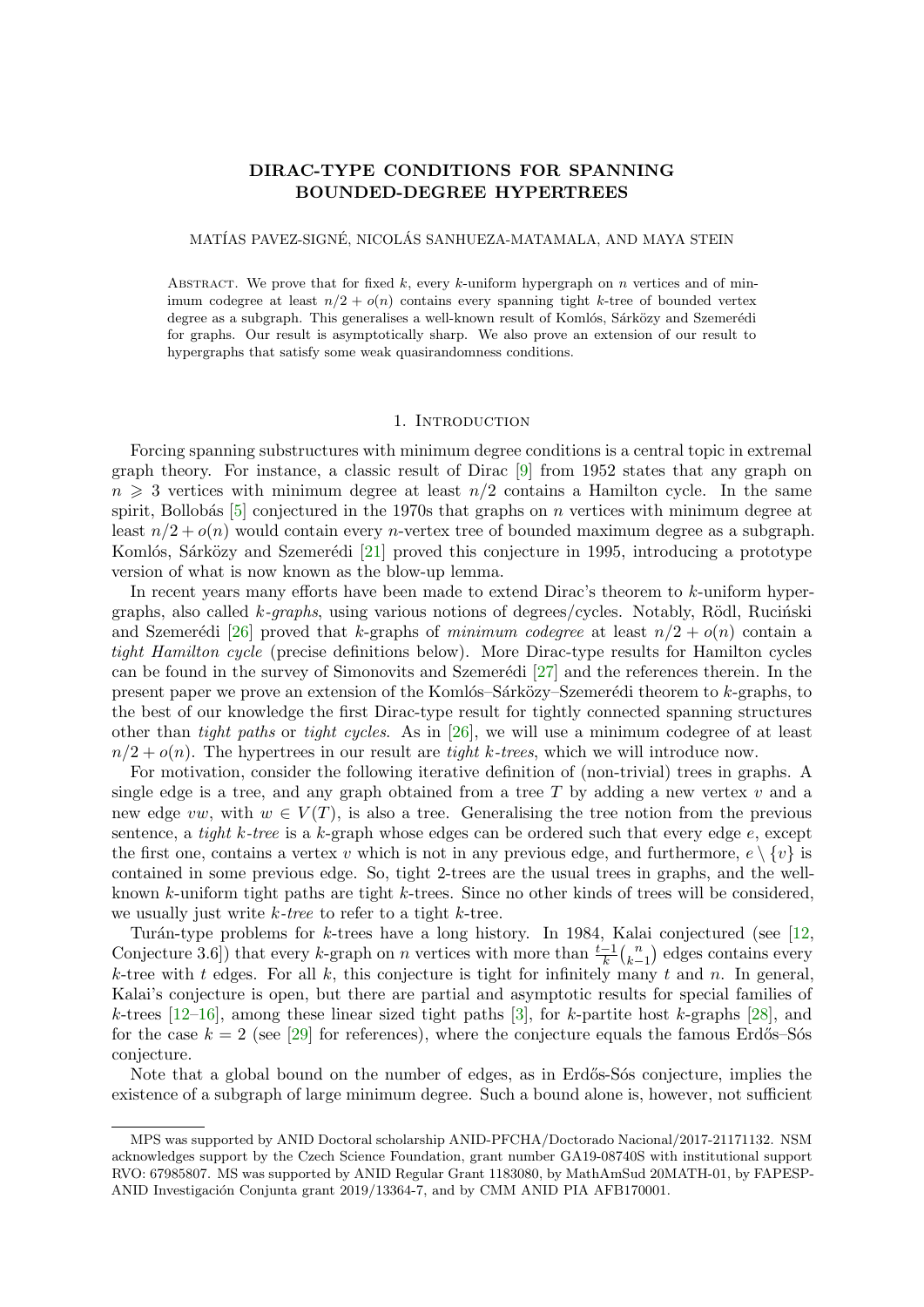# DIRAC-TYPE CONDITIONS FOR SPANNING BOUNDED-DEGREE HYPERTREES

MATÍAS PAVEZ-SIGNÉ, NICOLÁS SANHUEZA-MATAMALA, AND MAYA STEIN

Abstract. We prove that for fixed $k$, every $k$-uniform hypergraph on $n$ vertices and of minimum codegree at least $n/2 + o(n)$ contains every spanning tight $k$-tree of bounded vertex degree as a subgraph. This generalises a well-known result of Komlós, Sárközy and Szemerédi for graphs. Our result is asymptotically sharp. We also prove an extension of our result to hypergraphs that satisfy some weak quasirandomness conditions.

## 1. Introduction

Forcing spanning substructures with minimum degree conditions is a central topic in extremal graph theory. For instance, a classic result of Dirac [9] from 1952 states that any graph on $n \geqslant 3$ vertices with minimum degree at least $n/2$ contains a Hamilton cycle. In the same spirit, Bollobás [5] conjectured in the 1970s that graphs on $n$ vertices with minimum degree at least $n/2 + o(n)$ would contain every $n$-vertex tree of bounded maximum degree as a subgraph. Komlós, Sárközy and Szemerédi [21] proved this conjecture in 1995, introducing a prototype version of what is now known as the blow-up lemma.

In recent years many efforts have been made to extend Dirac's theorem to $k$-uniform hypergraphs, also called *$k$-graphs*, using various notions of degrees/cycles. Notably, Rödl, Ruciński and Szemerédi [26] proved that $k$-graphs of *minimum codegree* at least $n/2 + o(n)$ contain a *tight Hamilton cycle* (precise definitions below). More Dirac-type results for Hamilton cycles can be found in the survey of Simonovits and Szemerédi [27] and the references therein. In the present paper we prove an extension of the Komlós–Sárközy–Szemerédi theorem to $k$-graphs, to the best of our knowledge the first Dirac-type result for tightly connected spanning structures other than *tight paths* or *tight cycles*. As in [26], we will use a minimum codegree of at least $n/2 + o(n)$. The hypertrees in our result are *tight $k$-trees*, which we will introduce now.

For motivation, consider the following iterative definition of (non-trivial) trees in graphs. A single edge is a tree, and any graph obtained from a tree $T$ by adding a new vertex $v$ and a new edge $vw$, with $w \in V(T)$, is also a tree. Generalising the tree notion from the previous sentence, a *tight $k$-tree* is a $k$-graph whose edges can be ordered such that every edge $e$, except the first one, contains a vertex $v$ which is not in any previous edge, and furthermore, $e \setminus \{v\}$ is contained in some previous edge. So, tight 2-trees are the usual trees in graphs, and the well-known $k$-uniform tight paths are tight $k$-trees. Since no other kinds of trees will be considered, we usually just write *$k$-tree* to refer to a tight $k$-tree.

Turán-type problems for $k$-trees have a long history. In 1984, Kalai conjectured (see [12, Conjecture 3.6]) that every $k$-graph on $n$ vertices with more than $\frac{t-1}{k}\binom{n}{k-1}$ edges contains every $k$-tree with $t$ edges. For all $k$, this conjecture is tight for infinitely many $t$ and $n$. In general, Kalai's conjecture is open, but there are partial and asymptotic results for special families of $k$-trees [12–16], among these linear sized tight paths [3], for $k$-partite host $k$-graphs [28], and for the case $k = 2$ (see [29] for references), where the conjecture equals the famous Erdős–Sós conjecture.

Note that a global bound on the number of edges, as in Erdős-Sós conjecture, implies the existence of a subgraph of large minimum degree. Such a bound alone is, however, not sufficient

---

MPS was supported by ANID Doctoral scholarship ANID-PFCHA/Doctorado Nacional/2017-21171132. NSM acknowledges support by the Czech Science Foundation, grant number GA19-08740S with institutional support RVO: 67985807. MS was supported by ANID Regular Grant 1183080, by MathAmSud 20MATH-01, by FAPESP-ANID Investigación Conjunta grant 2019/13364-7, and by CMM ANID PIA AFB170001.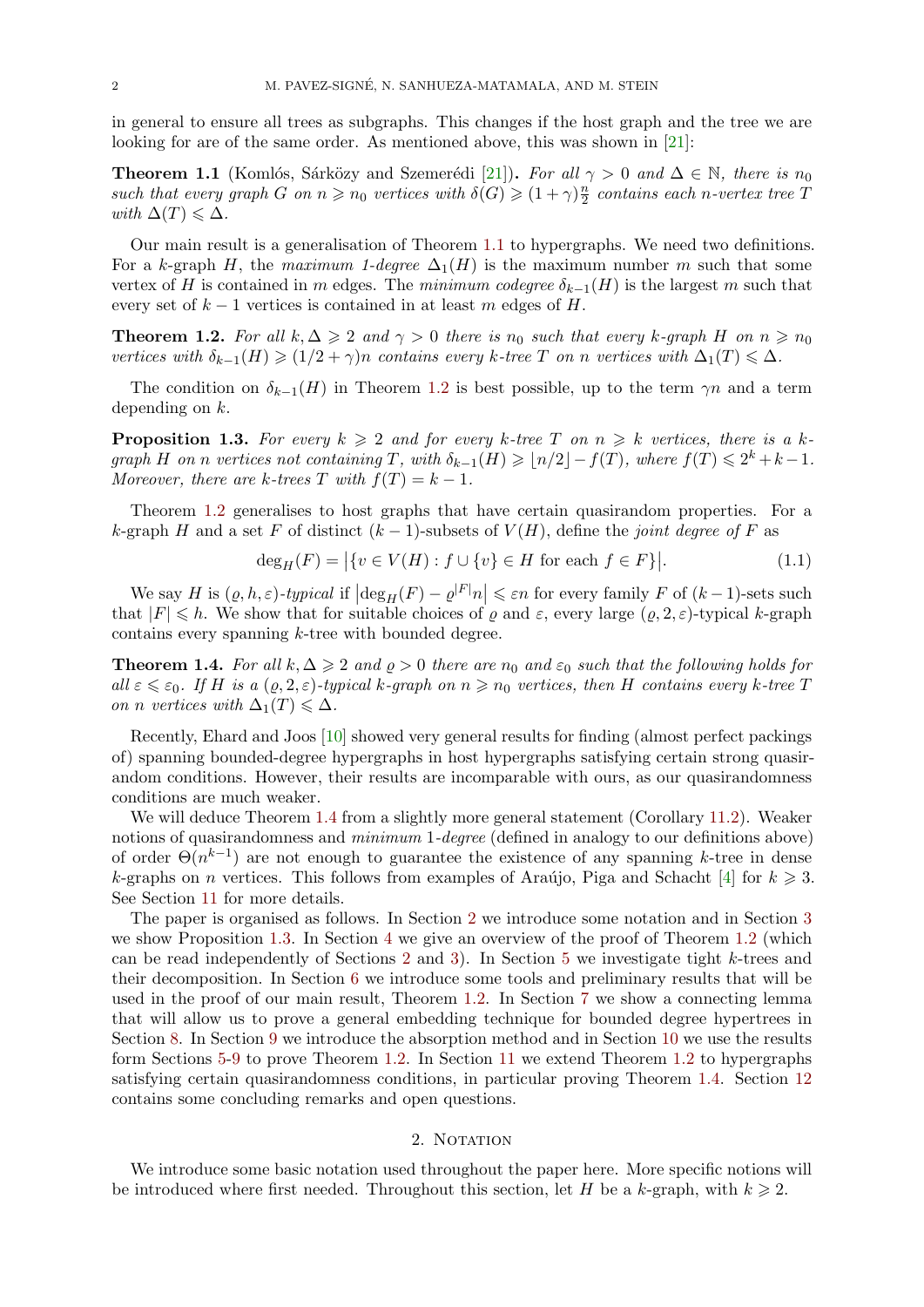in general to ensure all trees as subgraphs. This changes if the host graph and the tree we are looking for are of the same order. As mentioned above, this was shown in [21]:

**Theorem 1.1** (Komlós, Sárközy and Szemerédi [21])**.** *For all $\gamma > 0$ and $\Delta \in \mathbb{N}$, there is $n_0$ such that every graph $G$ on $n \geqslant n_0$ vertices with $\delta(G) \geqslant (1+\gamma)\frac{n}{2}$ contains each $n$-vertex tree $T$ with $\Delta(T) \leqslant \Delta$.*

Our main result is a generalisation of Theorem 1.1 to hypergraphs. We need two definitions. For a $k$-graph $H$, the *maximum 1-degree* $\Delta_1(H)$ is the maximum number $m$ such that some vertex of $H$ is contained in $m$ edges. The *minimum codegree* $\delta_{k-1}(H)$ is the largest $m$ such that every set of $k-1$ vertices is contained in at least $m$ edges of $H$.

**Theorem 1.2.** *For all $k, \Delta \geqslant 2$ and $\gamma > 0$ there is $n_0$ such that every $k$-graph $H$ on $n \geqslant n_0$ vertices with $\delta_{k-1}(H) \geqslant (1/2+\gamma)n$ contains every $k$-tree $T$ on $n$ vertices with $\Delta_1(T) \leqslant \Delta$.*

The condition on $\delta_{k-1}(H)$ in Theorem 1.2 is best possible, up to the term $\gamma n$ and a term depending on $k$.

**Proposition 1.3.** *For every $k \geqslant 2$ and for every $k$-tree $T$ on $n \geqslant k$ vertices, there is a $k$-graph $H$ on $n$ vertices not containing $T$, with $\delta_{k-1}(H) \geqslant \lfloor n/2 \rfloor - f(T)$, where $f(T) \leqslant 2^k + k - 1$. Moreover, there are $k$-trees $T$ with $f(T) = k-1$.*

Theorem 1.2 generalises to host graphs that have certain quasirandom properties. For a $k$-graph $H$ and a set $F$ of distinct $(k-1)$-subsets of $V(H)$, define the *joint degree of $F$* as

$$\deg_H(F) = \big|\{v \in V(H) : f \cup \{v\} \in H \text{ for each } f \in F\}\big|. \tag{1.1}$$

We say $H$ is *$(\varrho, h, \varepsilon)$-typical* if $\big|\deg_H(F) - \varrho^{|F|}n\big| \leqslant \varepsilon n$ for every family $F$ of $(k-1)$-sets such that $|F| \leqslant h$. We show that for suitable choices of $\varrho$ and $\varepsilon$, every large $(\varrho, 2, \varepsilon)$-typical $k$-graph contains every spanning $k$-tree with bounded degree.

**Theorem 1.4.** *For all $k, \Delta \geqslant 2$ and $\varrho > 0$ there are $n_0$ and $\varepsilon_0$ such that the following holds for all $\varepsilon \leqslant \varepsilon_0$. If $H$ is a $(\varrho, 2, \varepsilon)$-typical $k$-graph on $n \geqslant n_0$ vertices, then $H$ contains every $k$-tree $T$ on $n$ vertices with $\Delta_1(T) \leqslant \Delta$.*

Recently, Ehard and Joos [10] showed very general results for finding (almost perfect packings of) spanning bounded-degree hypergraphs in host hypergraphs satisfying certain strong quasirandom conditions. However, their results are incomparable with ours, as our quasirandomness conditions are much weaker.

We will deduce Theorem 1.4 from a slightly more general statement (Corollary 11.2). Weaker notions of quasirandomness and *minimum 1-degree* (defined in analogy to our definitions above) of order $\Theta(n^{k-1})$ are not enough to guarantee the existence of any spanning $k$-tree in dense $k$-graphs on $n$ vertices. This follows from examples of Araújo, Piga and Schacht [4] for $k \geqslant 3$. See Section 11 for more details.

The paper is organised as follows. In Section 2 we introduce some notation and in Section 3 we show Proposition 1.3. In Section 4 we give an overview of the proof of Theorem 1.2 (which can be read independently of Sections 2 and 3). In Section 5 we investigate tight $k$-trees and their decomposition. In Section 6 we introduce some tools and preliminary results that will be used in the proof of our main result, Theorem 1.2. In Section 7 we show a connecting lemma that will allow us to prove a general embedding technique for bounded degree hypertrees in Section 8. In Section 9 we introduce the absorption method and in Section 10 we use the results form Sections 5-9 to prove Theorem 1.2. In Section 11 we extend Theorem 1.2 to hypergraphs satisfying certain quasirandomness conditions, in particular proving Theorem 1.4. Section 12 contains some concluding remarks and open questions.

## 2. Notation

We introduce some basic notation used throughout the paper here. More specific notions will be introduced where first needed. Throughout this section, let $H$ be a $k$-graph, with $k \geqslant 2$.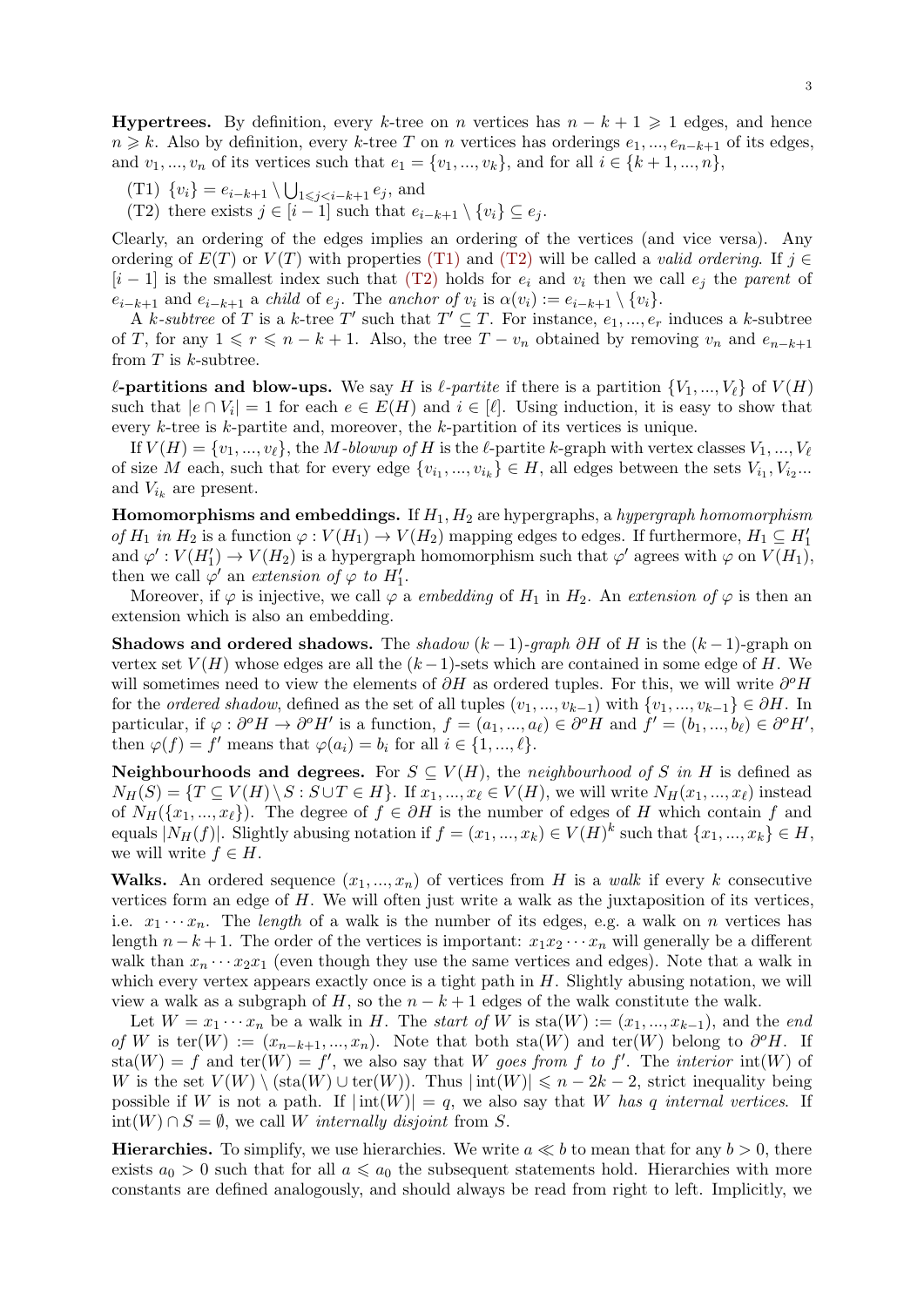**Hypertrees.** By definition, every $k$-tree on $n$ vertices has $n-k+1 \geqslant 1$ edges, and hence $n \geqslant k$. Also by definition, every $k$-tree $T$ on $n$ vertices has orderings $e_1, ..., e_{n-k+1}$ of its edges, and $v_1, ..., v_n$ of its vertices such that $e_1 = \{v_1, ..., v_k\}$, and for all $i \in \{k+1, ..., n\}$,

- (T1) $\{v_i\} = e_{i-k+1} \setminus \bigcup_{1 \leqslant j < i-k+1} e_j$, and
- (T2) there exists $j \in [i-1]$ such that $e_{i-k+1} \setminus \{v_i\} \subseteq e_j$.

Clearly, an ordering of the edges implies an ordering of the vertices (and vice versa). Any ordering of $E(T)$ or $V(T)$ with properties (T1) and (T2) will be called a *valid ordering*. If $j \in [i-1]$ is the smallest index such that (T2) holds for $e_i$ and $v_i$ then we call $e_j$ the *parent* of $e_{i-k+1}$ and $e_{i-k+1}$ a *child* of $e_j$. The *anchor of* $v_i$ is $\alpha(v_i) := e_{i-k+1} \setminus \{v_i\}$.

A *$k$-subtree* of $T$ is a $k$-tree $T'$ such that $T' \subseteq T$. For instance, $e_1, ..., e_r$ induces a $k$-subtree of $T$, for any $1 \leqslant r \leqslant n-k+1$. Also, the tree $T - v_n$ obtained by removing $v_n$ and $e_{n-k+1}$ from $T$ is $k$-subtree.

**$\ell$-partitions and blow-ups.** We say $H$ is *$\ell$-partite* if there is a partition $\{V_1, ..., V_\ell\}$ of $V(H)$ such that $|e \cap V_i| = 1$ for each $e \in E(H)$ and $i \in [\ell]$. Using induction, it is easy to show that every $k$-tree is $k$-partite and, moreover, the $k$-partition of its vertices is unique.

If $V(H) = \{v_1, ..., v_\ell\}$, the *$M$-blowup of* $H$ is the $\ell$-partite $k$-graph with vertex classes $V_1, ..., V_\ell$ of size $M$ each, such that for every edge $\{v_{i_1}, ..., v_{i_k}\} \in H$, all edges between the sets $V_{i_1}, V_{i_2} ...$ and $V_{i_k}$ are present.

**Homomorphisms and embeddings.** If $H_1, H_2$ are hypergraphs, a *hypergraph homomorphism of $H_1$ in $H_2$* is a function $\varphi : V(H_1) \to V(H_2)$ mapping edges to edges. If furthermore, $H_1 \subseteq H_1'$ and $\varphi' : V(H_1') \to V(H_2)$ is a hypergraph homomorphism such that $\varphi'$ agrees with $\varphi$ on $V(H_1)$, then we call $\varphi'$ an *extension of $\varphi$ to $H_1'$*.

Moreover, if $\varphi$ is injective, we call $\varphi$ a *embedding* of $H_1$ in $H_2$. An *extension of* $\varphi$ is then an extension which is also an embedding.

**Shadows and ordered shadows.** The *shadow $(k-1)$-graph* $\partial H$ of $H$ is the $(k-1)$-graph on vertex set $V(H)$ whose edges are all the $(k-1)$-sets which are contained in some edge of $H$. We will sometimes need to view the elements of $\partial H$ as ordered tuples. For this, we will write $\partial^o H$ for the *ordered shadow*, defined as the set of all tuples $(v_1, ..., v_{k-1})$ with $\{v_1, ..., v_{k-1}\} \in \partial H$. In particular, if $\varphi : \partial^o H \to \partial^o H'$ is a function, $f = (a_1, ..., a_\ell) \in \partial^o H$ and $f' = (b_1, ..., b_\ell) \in \partial^o H'$, then $\varphi(f) = f'$ means that $\varphi(a_i) = b_i$ for all $i \in \{1, ..., \ell\}$.

**Neighbourhoods and degrees.** For $S \subseteq V(H)$, the *neighbourhood of $S$ in $H$* is defined as $N_H(S) = \{T \subseteq V(H) \setminus S : S \cup T \in H\}$. If $x_1, ..., x_\ell \in V(H)$, we will write $N_H(x_1, ..., x_\ell)$ instead of $N_H(\{x_1, ..., x_\ell\})$. The degree of $f \in \partial H$ is the number of edges of $H$ which contain $f$ and equals $|N_H(f)|$. Slightly abusing notation if $f = (x_1, ..., x_k) \in V(H)^k$ such that $\{x_1, ..., x_k\} \in H$, we will write $f \in H$.

**Walks.** An ordered sequence $(x_1, ..., x_n)$ of vertices from $H$ is a *walk* if every $k$ consecutive vertices form an edge of $H$. We will often just write a walk as the juxtaposition of its vertices, i.e. $x_1 \cdots x_n$. The *length* of a walk is the number of its edges, e.g. a walk on $n$ vertices has length $n-k+1$. The order of the vertices is important: $x_1 x_2 \cdots x_n$ will generally be a different walk than $x_n \cdots x_2 x_1$ (even though they use the same vertices and edges). Note that a walk in which every vertex appears exactly once is a tight path in $H$. Slightly abusing notation, we will view a walk as a subgraph of $H$, so the $n-k+1$ edges of the walk constitute the walk.

Let $W = x_1 \cdots x_n$ be a walk in $H$. The *start of* $W$ is $\mathrm{sta}(W) := (x_1, ..., x_{k-1})$, and the *end of* $W$ is $\mathrm{ter}(W) := (x_{n-k+1}, ..., x_n)$. Note that both $\mathrm{sta}(W)$ and $\mathrm{ter}(W)$ belong to $\partial^o H$. If $\mathrm{sta}(W) = f$ and $\mathrm{ter}(W) = f'$, we also say that $W$ *goes from $f$ to $f'$*. The *interior* $\mathrm{int}(W)$ of $W$ is the set $V(W) \setminus (\mathrm{sta}(W) \cup \mathrm{ter}(W))$. Thus $|\mathrm{int}(W)| \leqslant n - 2k - 2$, strict inequality being possible if $W$ is not a path. If $|\mathrm{int}(W)| = q$, we also say that $W$ *has $q$ internal vertices*. If $\mathrm{int}(W) \cap S = \emptyset$, we call $W$ *internally disjoint* from $S$.

**Hierarchies.** To simplify, we use hierarchies. We write $a \ll b$ to mean that for any $b > 0$, there exists $a_0 > 0$ such that for all $a \leqslant a_0$ the subsequent statements hold. Hierarchies with more constants are defined analogously, and should always be read from right to left. Implicitly, we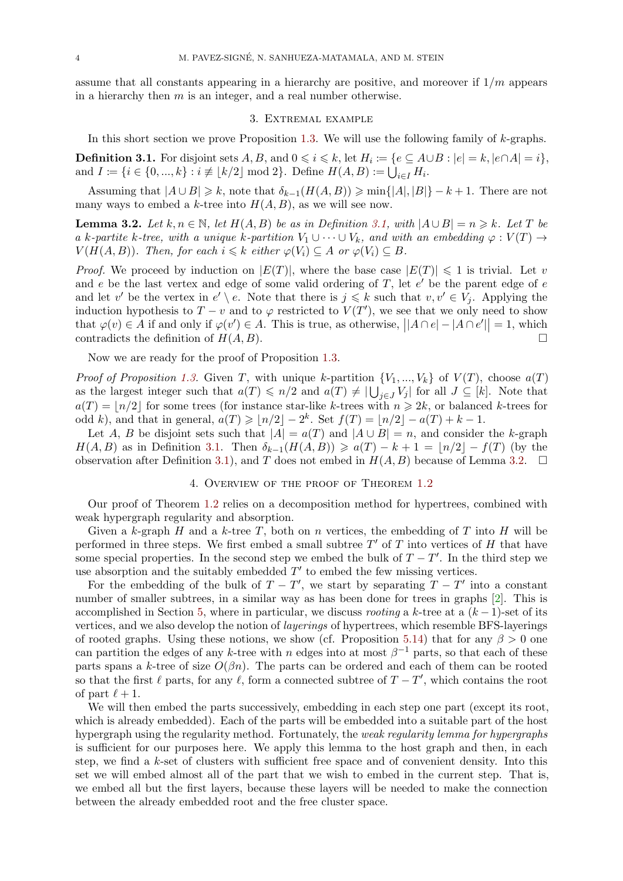assume that all constants appearing in a hierarchy are positive, and moreover if $1/m$ appears in a hierarchy then $m$ is an integer, and a real number otherwise.

## 3. Extremal example

In this short section we prove Proposition 1.3. We will use the following family of $k$-graphs.

**Definition 3.1.** For disjoint sets $A, B$, and $0 \leqslant i \leqslant k$, let $H_i := \{e \subseteq A \cup B : |e| = k, |e \cap A| = i\}$, and $I := \{i \in \{0, ..., k\} : i \not\equiv \lfloor k/2 \rfloor \bmod 2\}$. Define $H(A, B) := \bigcup_{i \in I} H_i$.

Assuming that $|A \cup B| \geqslant k$, note that $\delta_{k-1}(H(A, B)) \geqslant \min\{|A|, |B|\} - k + 1$. There are not many ways to embed a $k$-tree into $H(A, B)$, as we will see now.

**Lemma 3.2.** *Let $k, n \in \mathbb{N}$, let $H(A, B)$ be as in Definition 3.1, with $|A \cup B| = n \geqslant k$. Let $T$ be a $k$-partite $k$-tree, with a unique $k$-partition $V_1 \cup \cdots \cup V_k$, and with an embedding $\varphi : V(T) \to V(H(A, B))$. Then, for each $i \leqslant k$ either $\varphi(V_i) \subseteq A$ or $\varphi(V_i) \subseteq B$.*

*Proof.* We proceed by induction on $|E(T)|$, where the base case $|E(T)| \leqslant 1$ is trivial. Let $v$ and $e$ be the last vertex and edge of some valid ordering of $T$, let $e'$ be the parent edge of $e$ and let $v'$ be the vertex in $e' \setminus e$. Note that there is $j \leqslant k$ such that $v, v' \in V_j$. Applying the induction hypothesis to $T - v$ and to $\varphi$ restricted to $V(T')$, we see that we only need to show that $\varphi(v) \in A$ if and only if $\varphi(v') \in A$. This is true, as otherwise, $\big||A \cap e| - |A \cap e'|\big| = 1$, which contradicts the definition of $H(A, B)$. $\square$

Now we are ready for the proof of Proposition 1.3.

*Proof of Proposition 1.3.* Given $T$, with unique $k$-partition $\{V_1, ..., V_k\}$ of $V(T)$, choose $a(T)$ as the largest integer such that $a(T) \leqslant n/2$ and $a(T) \neq |\bigcup_{j \in J} V_j|$ for all $J \subseteq [k]$. Note that $a(T) = \lfloor n/2 \rfloor$ for some trees (for instance star-like $k$-trees with $n \geqslant 2k$, or balanced $k$-trees for odd $k$), and that in general, $a(T) \geqslant \lfloor n/2 \rfloor - 2^k$. Set $f(T) = \lfloor n/2 \rfloor - a(T) + k - 1$.

Let $A$, $B$ be disjoint sets such that $|A| = a(T)$ and $|A \cup B| = n$, and consider the $k$-graph $H(A, B)$ as in Definition 3.1. Then $\delta_{k-1}(H(A, B)) \geqslant a(T) - k + 1 = \lfloor n/2 \rfloor - f(T)$ (by the observation after Definition 3.1), and $T$ does not embed in $H(A, B)$ because of Lemma 3.2. $\square$

## 4. Overview of the proof of Theorem 1.2

Our proof of Theorem 1.2 relies on a decomposition method for hypertrees, combined with weak hypergraph regularity and absorption.

Given a $k$-graph $H$ and a $k$-tree $T$, both on $n$ vertices, the embedding of $T$ into $H$ will be performed in three steps. We first embed a small subtree $T'$ of $T$ into vertices of $H$ that have some special properties. In the second step we embed the bulk of $T - T'$. In the third step we use absorption and the suitably embedded $T'$ to embed the few missing vertices.

For the embedding of the bulk of $T - T'$, we start by separating $T - T'$ into a constant number of smaller subtrees, in a similar way as has been done for trees in graphs [2]. This is accomplished in Section 5, where in particular, we discuss *rooting* a $k$-tree at a $(k-1)$-set of its vertices, and we also develop the notion of *layerings* of hypertrees, which resemble BFS-layerings of rooted graphs. Using these notions, we show (cf. Proposition 5.14) that for any $\beta > 0$ one can partition the edges of any $k$-tree with $n$ edges into at most $\beta^{-1}$ parts, so that each of these parts spans a $k$-tree of size $O(\beta n)$. The parts can be ordered and each of them can be rooted so that the first $\ell$ parts, for any $\ell$, form a connected subtree of $T - T'$, which contains the root of part $\ell + 1$.

We will then embed the parts successively, embedding in each step one part (except its root, which is already embedded). Each of the parts will be embedded into a suitable part of the host hypergraph using the regularity method. Fortunately, the *weak regularity lemma for hypergraphs* is sufficient for our purposes here. We apply this lemma to the host graph and then, in each step, we find a $k$-set of clusters with sufficient free space and of convenient density. Into this set we will embed almost all of the part that we wish to embed in the current step. That is, we embed all but the first layers, because these layers will be needed to make the connection between the already embedded root and the free cluster space.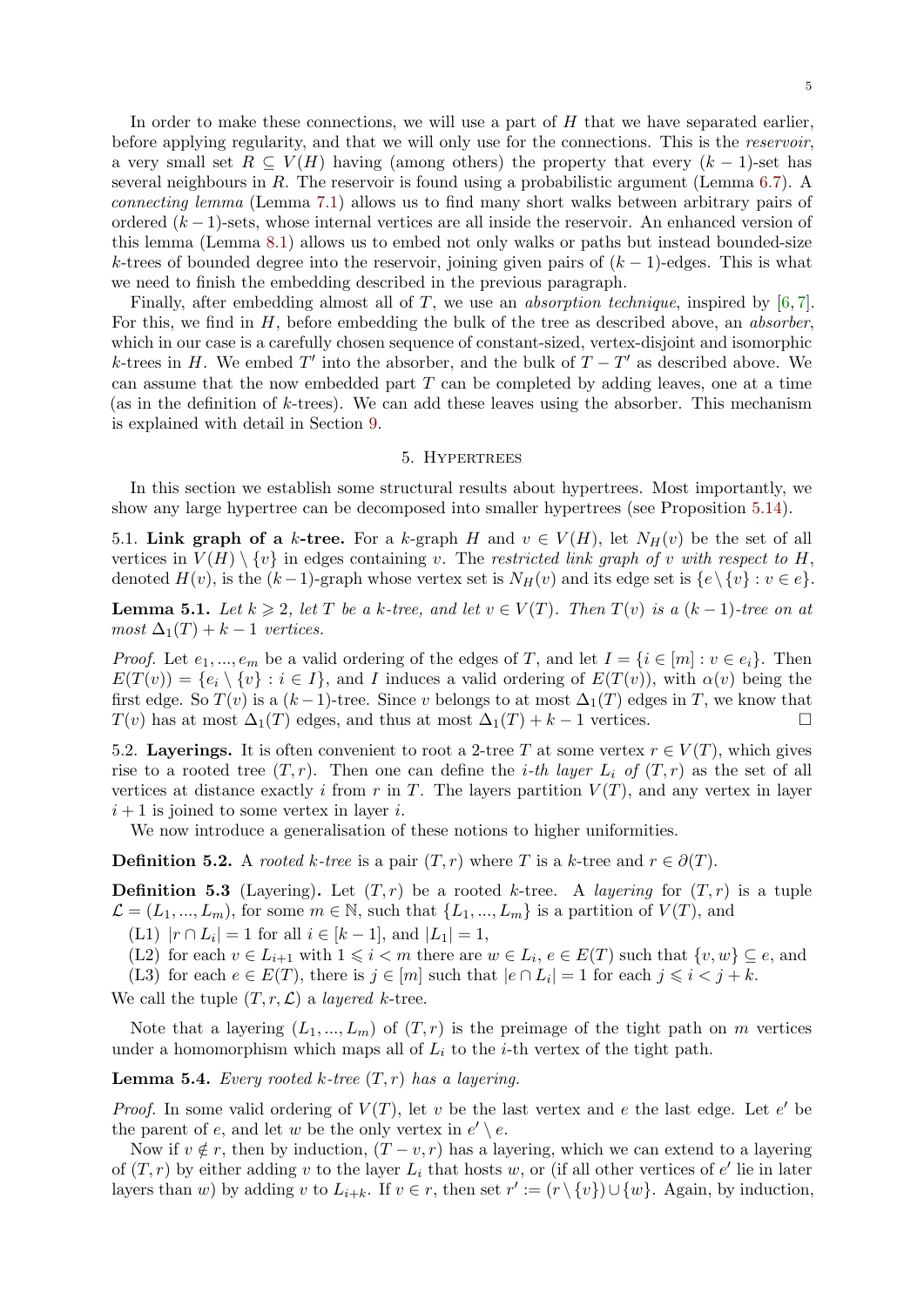In order to make these connections, we will use a part of $H$ that we have separated earlier, before applying regularity, and that we will only use for the connections. This is the *reservoir*, a very small set $R \subseteq V(H)$ having (among others) the property that every $(k-1)$-set has several neighbours in $R$. The reservoir is found using a probabilistic argument (Lemma 6.7). A *connecting lemma* (Lemma 7.1) allows us to find many short walks between arbitrary pairs of ordered $(k-1)$-sets, whose internal vertices are all inside the reservoir. An enhanced version of this lemma (Lemma 8.1) allows us to embed not only walks or paths but instead bounded-size $k$-trees of bounded degree into the reservoir, joining given pairs of $(k-1)$-edges. This is what we need to finish the embedding described in the previous paragraph.

Finally, after embedding almost all of $T$, we use an *absorption technique*, inspired by [6,7]. For this, we find in $H$, before embedding the bulk of the tree as described above, an *absorber*, which in our case is a carefully chosen sequence of constant-sized, vertex-disjoint and isomorphic $k$-trees in $H$. We embed $T'$ into the absorber, and the bulk of $T - T'$ as described above. We can assume that the now embedded part $T$ can be completed by adding leaves, one at a time (as in the definition of $k$-trees). We can add these leaves using the absorber. This mechanism is explained with detail in Section 9.

## 5. Hypertrees

In this section we establish some structural results about hypertrees. Most importantly, we show any large hypertree can be decomposed into smaller hypertrees (see Proposition 5.14).

**5.1. Link graph of a $k$-tree.** For a $k$-graph $H$ and $v \in V(H)$, let $N_H(v)$ be the set of all vertices in $V(H) \setminus \{v\}$ in edges containing $v$. The *restricted link graph of $v$ with respect to $H$*, denoted $H(v)$, is the $(k-1)$-graph whose vertex set is $N_H(v)$ and its edge set is $\{e \setminus \{v\} : v \in e\}$.

**Lemma 5.1.** *Let $k \geqslant 2$, let $T$ be a $k$-tree, and let $v \in V(T)$. Then $T(v)$ is a $(k-1)$-tree on at most $\Delta_1(T) + k - 1$ vertices.*

*Proof.* Let $e_1, ..., e_m$ be a valid ordering of the edges of $T$, and let $I = \{i \in [m] : v \in e_i\}$. Then $E(T(v)) = \{e_i \setminus \{v\} : i \in I\}$, and $I$ induces a valid ordering of $E(T(v))$, with $\alpha(v)$ being the first edge. So $T(v)$ is a $(k-1)$-tree. Since $v$ belongs to at most $\Delta_1(T)$ edges in $T$, we know that $T(v)$ has at most $\Delta_1(T)$ edges, and thus at most $\Delta_1(T) + k - 1$ vertices. □

**5.2. Layerings.** It is often convenient to root a 2-tree $T$ at some vertex $r \in V(T)$, which gives rise to a rooted tree $(T, r)$. Then one can define the *$i$-th layer $L_i$ of $(T, r)$* as the set of all vertices at distance exactly $i$ from $r$ in $T$. The layers partition $V(T)$, and any vertex in layer $i+1$ is joined to some vertex in layer $i$.

We now introduce a generalisation of these notions to higher uniformities.

**Definition 5.2.** A *rooted $k$-tree* is a pair $(T, r)$ where $T$ is a $k$-tree and $r \in \partial(T)$.

**Definition 5.3** (Layering)**.** Let $(T, r)$ be a rooted $k$-tree. A *layering* for $(T, r)$ is a tuple $\mathcal{L} = (L_1, ..., L_m)$, for some $m \in \mathbb{N}$, such that $\{L_1, ..., L_m\}$ is a partition of $V(T)$, and

(L1) $|r \cap L_i| = 1$ for all $i \in [k-1]$, and $|L_1| = 1$,

(L2) for each $v \in L_{i+1}$ with $1 \leqslant i < m$ there are $w \in L_i$, $e \in E(T)$ such that $\{v, w\} \subseteq e$, and

(L3) for each $e \in E(T)$, there is $j \in [m]$ such that $|e \cap L_i| = 1$ for each $j \leqslant i < j + k$.

We call the tuple $(T, r, \mathcal{L})$ a *layered* $k$-tree.

Note that a layering $(L_1, ..., L_m)$ of $(T, r)$ is the preimage of the tight path on $m$ vertices under a homomorphism which maps all of $L_i$ to the $i$-th vertex of the tight path.

**Lemma 5.4.** *Every rooted $k$-tree $(T, r)$ has a layering.*

*Proof.* In some valid ordering of $V(T)$, let $v$ be the last vertex and $e$ the last edge. Let $e'$ be the parent of $e$, and let $w$ be the only vertex in $e' \setminus e$.

Now if $v \notin r$, then by induction, $(T - v, r)$ has a layering, which we can extend to a layering of $(T, r)$ by either adding $v$ to the layer $L_i$ that hosts $w$, or (if all other vertices of $e'$ lie in later layers than $w$) by adding $v$ to $L_{i+k}$. If $v \in r$, then set $r' := (r \setminus \{v\}) \cup \{w\}$. Again, by induction,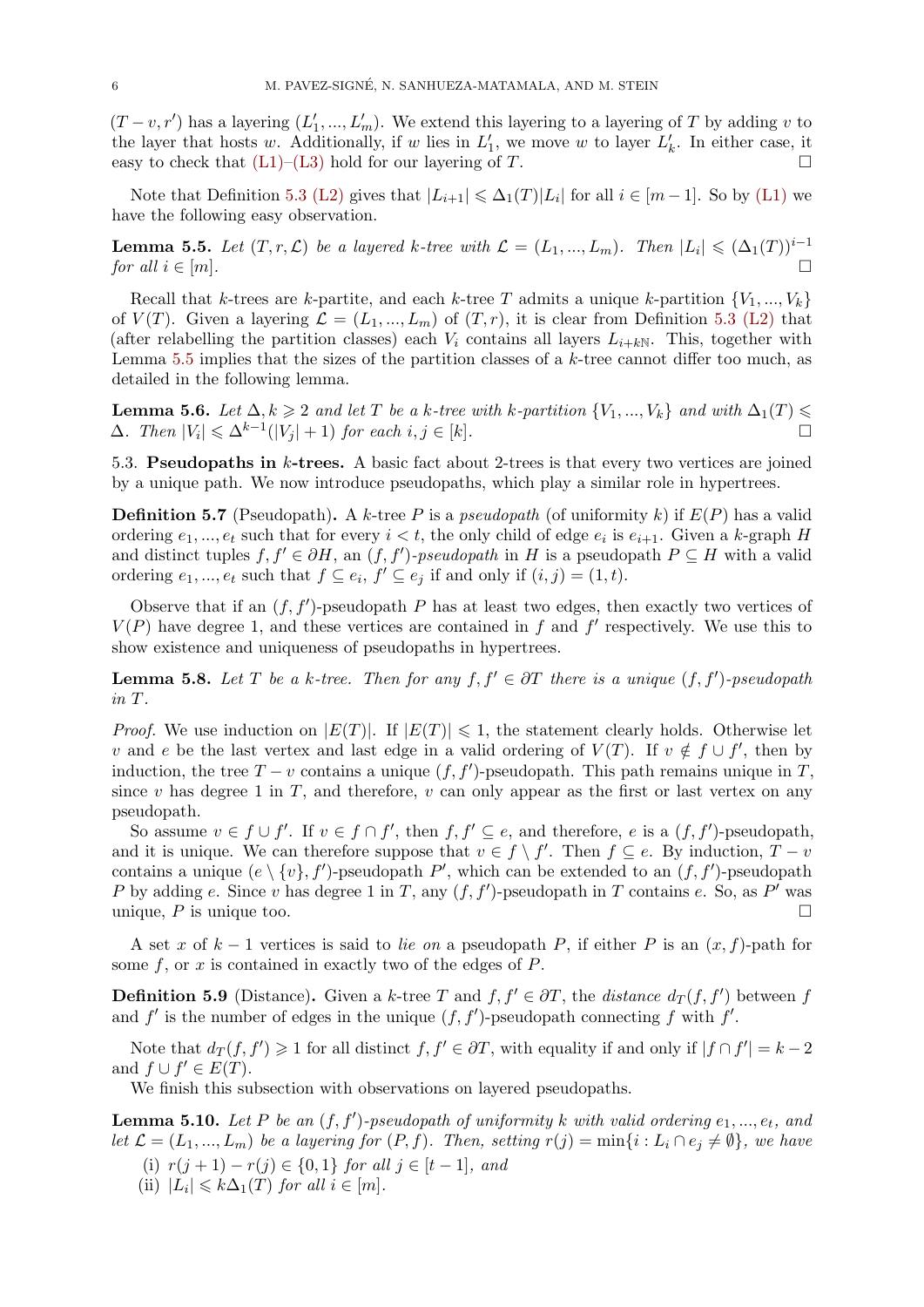$(T - v, r')$ has a layering $(L'_1, ..., L'_m)$. We extend this layering to a layering of $T$ by adding $v$ to the layer that hosts $w$. Additionally, if $w$ lies in $L'_1$, we move $w$ to layer $L'_k$. In either case, it easy to check that (L1)–(L3) hold for our layering of $T$. □

Note that Definition 5.3 (L2) gives that $|L_{i+1}| \leqslant \Delta_1(T)|L_i|$ for all $i \in [m-1]$. So by (L1) we have the following easy observation.

**Lemma 5.5.** *Let $(T, r, \mathcal{L})$ be a layered $k$-tree with $\mathcal{L} = (L_1, ..., L_m)$. Then $|L_i| \leqslant (\Delta_1(T))^{i-1}$ for all $i \in [m]$.* □

Recall that $k$-trees are $k$-partite, and each $k$-tree $T$ admits a unique $k$-partition $\{V_1, ..., V_k\}$ of $V(T)$. Given a layering $\mathcal{L} = (L_1, ..., L_m)$ of $(T, r)$, it is clear from Definition 5.3 (L2) that (after relabelling the partition classes) each $V_i$ contains all layers $L_{i+k\mathbb{N}}$. This, together with Lemma 5.5 implies that the sizes of the partition classes of a $k$-tree cannot differ too much, as detailed in the following lemma.

**Lemma 5.6.** *Let $\Delta, k \geqslant 2$ and let $T$ be a $k$-tree with $k$-partition $\{V_1, ..., V_k\}$ and with $\Delta_1(T) \leqslant \Delta$. Then $|V_i| \leqslant \Delta^{k-1}(|V_j| + 1)$ for each $i, j \in [k]$.* □

### 5.3. Pseudopaths in $k$-trees.

A basic fact about 2-trees is that every two vertices are joined by a unique path. We now introduce pseudopaths, which play a similar role in hypertrees.

**Definition 5.7** (Pseudopath)**.** A $k$-tree $P$ is a *pseudopath* (of uniformity $k$) if $E(P)$ has a valid ordering $e_1, ..., e_t$ such that for every $i < t$, the only child of edge $e_i$ is $e_{i+1}$. Given a $k$-graph $H$ and distinct tuples $f, f' \in \partial H$, an *$(f, f')$-pseudopath* in $H$ is a pseudopath $P \subseteq H$ with a valid ordering $e_1, ..., e_t$ such that $f \subseteq e_i$, $f' \subseteq e_j$ if and only if $(i, j) = (1, t)$.

Observe that if an $(f, f')$-pseudopath $P$ has at least two edges, then exactly two vertices of $V(P)$ have degree 1, and these vertices are contained in $f$ and $f'$ respectively. We use this to show existence and uniqueness of pseudopaths in hypertrees.

**Lemma 5.8.** *Let $T$ be a $k$-tree. Then for any $f, f' \in \partial T$ there is a unique $(f, f')$-pseudopath in $T$.*

*Proof.* We use induction on $|E(T)|$. If $|E(T)| \leqslant 1$, the statement clearly holds. Otherwise let $v$ and $e$ be the last vertex and last edge in a valid ordering of $V(T)$. If $v \notin f \cup f'$, then by induction, the tree $T - v$ contains a unique $(f, f')$-pseudopath. This path remains unique in $T$, since $v$ has degree 1 in $T$, and therefore, $v$ can only appear as the first or last vertex on any pseudopath.

So assume $v \in f \cup f'$. If $v \in f \cap f'$, then $f, f' \subseteq e$, and therefore, $e$ is a $(f, f')$-pseudopath, and it is unique. We can therefore suppose that $v \in f \setminus f'$. Then $f \subseteq e$. By induction, $T - v$ contains a unique $(e \setminus \{v\}, f')$-pseudopath $P'$, which can be extended to an $(f, f')$-pseudopath $P$ by adding $e$. Since $v$ has degree 1 in $T$, any $(f, f')$-pseudopath in $T$ contains $e$. So, as $P'$ was unique, $P$ is unique too. □

A set $x$ of $k - 1$ vertices is said to *lie on* a pseudopath $P$, if either $P$ is an $(x, f)$-path for some $f$, or $x$ is contained in exactly two of the edges of $P$.

**Definition 5.9** (Distance)**.** Given a $k$-tree $T$ and $f, f' \in \partial T$, the *distance* $d_T(f, f')$ between $f$ and $f'$ is the number of edges in the unique $(f, f')$-pseudopath connecting $f$ with $f'$.

Note that $d_T(f, f') \geqslant 1$ for all distinct $f, f' \in \partial T$, with equality if and only if $|f \cap f'| = k - 2$ and $f \cup f' \in E(T)$.

We finish this subsection with observations on layered pseudopaths.

**Lemma 5.10.** *Let $P$ be an $(f, f')$-pseudopath of uniformity $k$ with valid ordering $e_1, ..., e_t$, and let $\mathcal{L} = (L_1, ..., L_m)$ be a layering for $(P, f)$. Then, setting $r(j) = \min\{i : L_i \cap e_j \neq \emptyset\}$, we have*

(i) *$r(j + 1) - r(j) \in \{0, 1\}$ for all $j \in [t - 1]$, and*
(ii) *$|L_i| \leqslant k\Delta_1(T)$ for all $i \in [m]$.*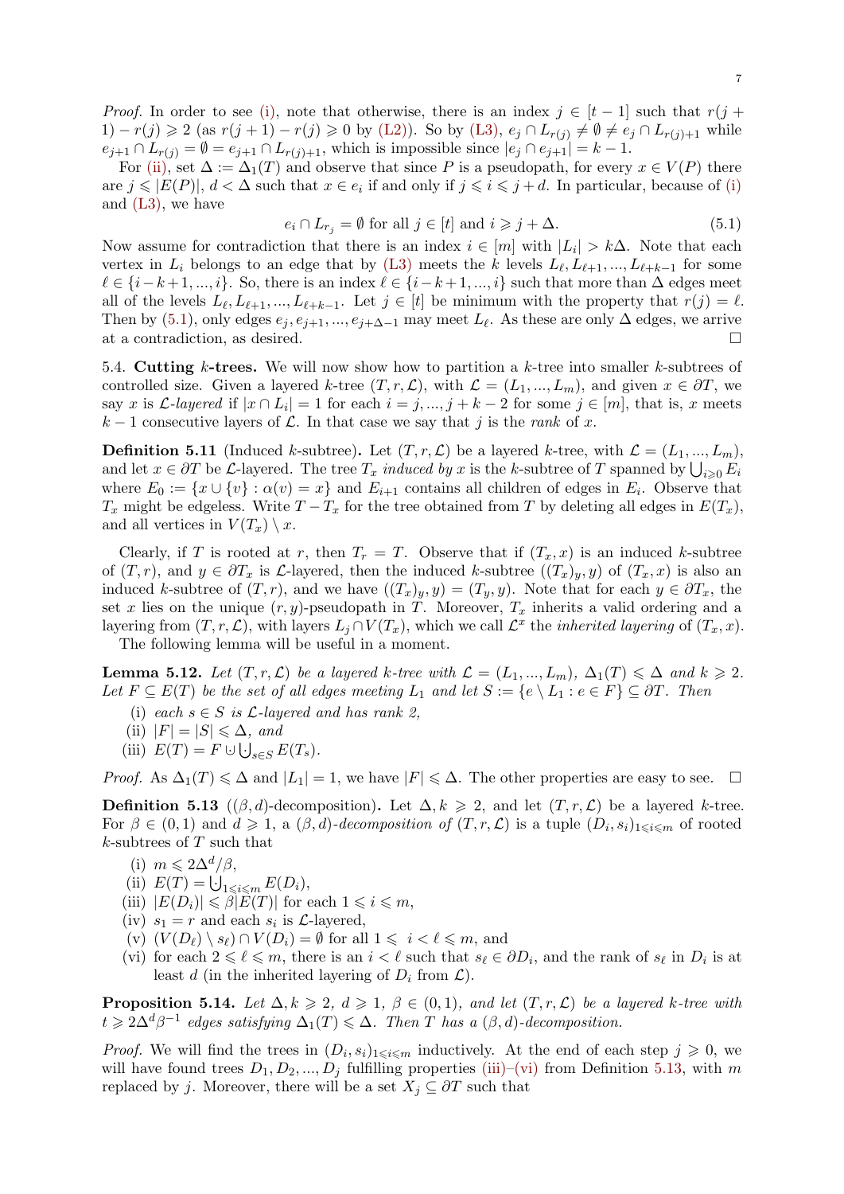*Proof.* In order to see (i), note that otherwise, there is an index $j \in [t-1]$ such that $r(j+1) - r(j) \geqslant 2$ (as $r(j+1) - r(j) \geqslant 0$ by (L2)). So by (L3), $e_j \cap L_{r(j)} \neq \emptyset \neq e_j \cap L_{r(j)+1}$ while $e_{j+1} \cap L_{r(j)} = \emptyset = e_{j+1} \cap L_{r(j)+1}$, which is impossible since $|e_j \cap e_{j+1}| = k-1$.

For (ii), set $\Delta := \Delta_1(T)$ and observe that since $P$ is a pseudopath, for every $x \in V(P)$ there are $j \leqslant |E(P)|$, $d < \Delta$ such that $x \in e_i$ if and only if $j \leqslant i \leqslant j+d$. In particular, because of (i) and (L3), we have

$$e_i \cap L_{r_j} = \emptyset \text{ for all } j \in [t] \text{ and } i \geqslant j + \Delta. \tag{5.1}$$

Now assume for contradiction that there is an index $i \in [m]$ with $|L_i| > k\Delta$. Note that each vertex in $L_i$ belongs to an edge that by (L3) meets the $k$ levels $L_\ell, L_{\ell+1}, ..., L_{\ell+k-1}$ for some $\ell \in \{i-k+1, ..., i\}$. So, there is an index $\ell \in \{i-k+1, ..., i\}$ such that more than $\Delta$ edges meet all of the levels $L_\ell, L_{\ell+1}, ..., L_{\ell+k-1}$. Let $j \in [t]$ be minimum with the property that $r(j) = \ell$. Then by (5.1), only edges $e_j, e_{j+1}, ..., e_{j+\Delta-1}$ may meet $L_\ell$. As these are only $\Delta$ edges, we arrive at a contradiction, as desired. $\square$

5.4. **Cutting $k$-trees.** We will now show how to partition a $k$-tree into smaller $k$-subtrees of controlled size. Given a layered $k$-tree $(T, r, \mathcal{L})$, with $\mathcal{L} = (L_1, ..., L_m)$, and given $x \in \partial T$, we say $x$ is *$\mathcal{L}$-layered* if $|x \cap L_i| = 1$ for each $i = j, ..., j+k-2$ for some $j \in [m]$, that is, $x$ meets $k-1$ consecutive layers of $\mathcal{L}$. In that case we say that $j$ is the *rank* of $x$.

**Definition 5.11** (Induced $k$-subtree)**.** Let $(T, r, \mathcal{L})$ be a layered $k$-tree, with $\mathcal{L} = (L_1, ..., L_m)$, and let $x \in \partial T$ be $\mathcal{L}$-layered. The tree $T_x$ *induced by* $x$ is the $k$-subtree of $T$ spanned by $\bigcup_{i \geqslant 0} E_i$ where $E_0 := \{x \cup \{v\} : \alpha(v) = x\}$ and $E_{i+1}$ contains all children of edges in $E_i$. Observe that $T_x$ might be edgeless. Write $T - T_x$ for the tree obtained from $T$ by deleting all edges in $E(T_x)$, and all vertices in $V(T_x) \setminus x$.

Clearly, if $T$ is rooted at $r$, then $T_r = T$. Observe that if $(T_x, x)$ is an induced $k$-subtree of $(T, r)$, and $y \in \partial T_x$ is $\mathcal{L}$-layered, then the induced $k$-subtree $((T_x)_y, y)$ of $(T_x, x)$ is also an induced $k$-subtree of $(T, r)$, and we have $((T_x)_y, y) = (T_y, y)$. Note that for each $y \in \partial T_x$, the set $x$ lies on the unique $(r, y)$-pseudopath in $T$. Moreover, $T_x$ inherits a valid ordering and a layering from $(T, r, \mathcal{L})$, with layers $L_j \cap V(T_x)$, which we call $\mathcal{L}^x$ the *inherited layering* of $(T_x, x)$.

The following lemma will be useful in a moment.

**Lemma 5.12.** *Let $(T, r, \mathcal{L})$ be a layered $k$-tree with $\mathcal{L} = (L_1, ..., L_m)$, $\Delta_1(T) \leqslant \Delta$ and $k \geqslant 2$. Let $F \subseteq E(T)$ be the set of all edges meeting $L_1$ and let $S := \{e \setminus L_1 : e \in F\} \subseteq \partial T$. Then*

(i) *each $s \in S$ is $\mathcal{L}$-layered and has rank 2,*
(ii) *$|F| = |S| \leqslant \Delta$, and*
(iii) *$E(T) = F \cup \bigcup_{s \in S} E(T_s)$.*

*Proof.* As $\Delta_1(T) \leqslant \Delta$ and $|L_1| = 1$, we have $|F| \leqslant \Delta$. The other properties are easy to see. $\square$

**Definition 5.13** ($(\beta, d)$-decomposition)**.** Let $\Delta, k \geqslant 2$, and let $(T, r, \mathcal{L})$ be a layered $k$-tree. For $\beta \in (0,1)$ and $d \geqslant 1$, a *$(\beta, d)$-decomposition of* $(T, r, \mathcal{L})$ is a tuple $(D_i, s_i)_{1 \leqslant i \leqslant m}$ of rooted $k$-subtrees of $T$ such that

(i) $m \leqslant 2\Delta^d/\beta$,
(ii) $E(T) = \bigcup_{1 \leqslant i \leqslant m} E(D_i)$,
(iii) $|E(D_i)| \leqslant \beta |E(T)|$ for each $1 \leqslant i \leqslant m$,
(iv) $s_1 = r$ and each $s_i$ is $\mathcal{L}$-layered,
(v) $(V(D_\ell) \setminus s_\ell) \cap V(D_i) = \emptyset$ for all $1 \leqslant i < \ell \leqslant m$, and
(vi) for each $2 \leqslant \ell \leqslant m$, there is an $i < \ell$ such that $s_\ell \in \partial D_i$, and the rank of $s_\ell$ in $D_i$ is at least $d$ (in the inherited layering of $D_i$ from $\mathcal{L}$).

**Proposition 5.14.** *Let $\Delta, k \geqslant 2$, $d \geqslant 1$, $\beta \in (0,1)$, and let $(T, r, \mathcal{L})$ be a layered $k$-tree with $t \geqslant 2\Delta^d \beta^{-1}$ edges satisfying $\Delta_1(T) \leqslant \Delta$. Then $T$ has a $(\beta, d)$-decomposition.*

*Proof.* We will find the trees in $(D_i, s_i)_{1 \leqslant i \leqslant m}$ inductively. At the end of each step $j \geqslant 0$, we will have found trees $D_1, D_2, ..., D_j$ fulfilling properties (iii)–(vi) from Definition 5.13, with $m$ replaced by $j$. Moreover, there will be a set $X_j \subseteq \partial T$ such that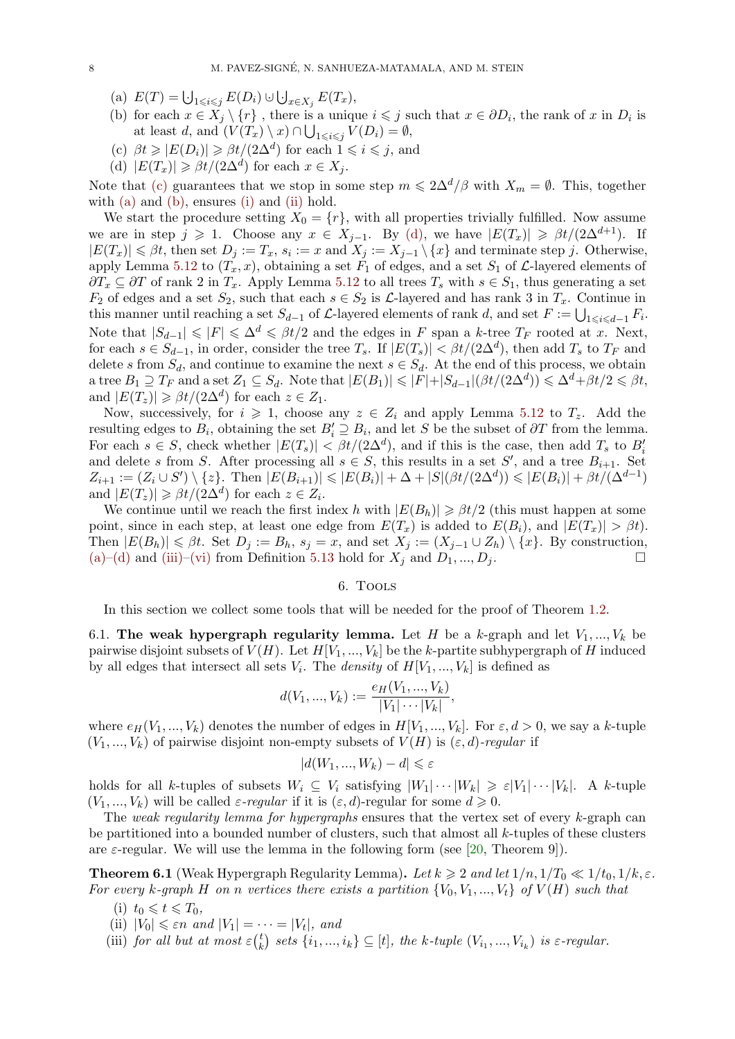(a) $E(T) = \dot{\bigcup}_{1\leqslant i\leqslant j} E(D_i) \cup \dot{\bigcup}_{x\in X_j} E(T_x)$,

(b) for each $x \in X_j \setminus \{r\}$ , there is a unique $i \leqslant j$ such that $x \in \partial D_i$, the rank of $x$ in $D_i$ is at least $d$, and $(V(T_x) \setminus x) \cap \bigcup_{1\leqslant i\leqslant j} V(D_i) = \emptyset$,

(c) $\beta t \geqslant |E(D_i)| \geqslant \beta t/(2\Delta^d)$ for each $1 \leqslant i \leqslant j$, and

(d) $|E(T_x)| \geqslant \beta t/(2\Delta^d)$ for each $x \in X_j$.

Note that (c) guarantees that we stop in some step $m \leqslant 2\Delta^d/\beta$ with $X_m = \emptyset$. This, together with (a) and (b), ensures (i) and (ii) hold.

We start the procedure setting $X_0 = \{r\}$, with all properties trivially fulfilled. Now assume we are in step $j \geqslant 1$. Choose any $x \in X_{j-1}$. By (d), we have $|E(T_x)| \geqslant \beta t/(2\Delta^{d+1})$. If $|E(T_x)| \leqslant \beta t$, then set $D_j := T_x$, $s_i := x$ and $X_j := X_{j-1} \setminus \{x\}$ and terminate step $j$. Otherwise, apply Lemma 5.12 to $(T_x, x)$, obtaining a set $F_1$ of edges, and a set $S_1$ of $\mathcal{L}$-layered elements of $\partial T_x \subseteq \partial T$ of rank 2 in $T_x$. Apply Lemma 5.12 to all trees $T_s$ with $s \in S_1$, thus generating a set $F_2$ of edges and a set $S_2$, such that each $s \in S_2$ is $\mathcal{L}$-layered and has rank 3 in $T_x$. Continue in this manner until reaching a set $S_{d-1}$ of $\mathcal{L}$-layered elements of rank $d$, and set $F := \bigcup_{1\leqslant i\leqslant d-1} F_i$. Note that $|S_{d-1}| \leqslant |F| \leqslant \Delta^d \leqslant \beta t/2$ and the edges in $F$ span a $k$-tree $T_F$ rooted at $x$. Next, for each $s \in S_{d-1}$, in order, consider the tree $T_s$. If $|E(T_s)| < \beta t/(2\Delta^d)$, then add $T_s$ to $T_F$ and delete $s$ from $S_d$, and continue to examine the next $s \in S_d$. At the end of this process, we obtain a tree $B_1 \supseteq T_F$ and a set $Z_1 \subseteq S_d$. Note that $|E(B_1)| \leqslant |F| + |S_{d-1}|(\beta t/(2\Delta^d)) \leqslant \Delta^d + \beta t/2 \leqslant \beta t$, and $|E(T_z)| \geqslant \beta t/(2\Delta^d)$ for each $z \in Z_1$.

Now, successively, for $i \geqslant 1$, choose any $z \in Z_i$ and apply Lemma 5.12 to $T_z$. Add the resulting edges to $B_i$, obtaining the set $B_i' \supseteq B_i$, and let $S$ be the subset of $\partial T$ from the lemma. For each $s \in S$, check whether $|E(T_s)| < \beta t/(2\Delta^d)$, and if this is the case, then add $T_s$ to $B_i'$ and delete $s$ from $S$. After processing all $s \in S$, this results in a set $S'$, and a tree $B_{i+1}$. Set $Z_{i+1} := (Z_i \cup S') \setminus \{z\}$. Then $|E(B_{i+1})| \leqslant |E(B_i)| + \Delta + |S|(\beta t/(2\Delta^d)) \leqslant |E(B_i)| + \beta t/(\Delta^{d-1})$ and $|E(T_z)| \geqslant \beta t/(2\Delta^d)$ for each $z \in Z_i$.

We continue until we reach the first index $h$ with $|E(B_h)| \geqslant \beta t/2$ (this must happen at some point, since in each step, at least one edge from $E(T_x)$ is added to $E(B_i)$, and $|E(T_x)| > \beta t$). Then $|E(B_h)| \leqslant \beta t$. Set $D_j := B_h$, $s_j = x$, and set $X_j := (X_{j-1} \cup Z_h) \setminus \{x\}$. By construction, (a)–(d) and (iii)–(vi) from Definition 5.13 hold for $X_j$ and $D_1, ..., D_j$. □

## 6. Tools

In this section we collect some tools that will be needed for the proof of Theorem 1.2.

**6.1. The weak hypergraph regularity lemma.** Let $H$ be a $k$-graph and let $V_1, ..., V_k$ be pairwise disjoint subsets of $V(H)$. Let $H[V_1, ..., V_k]$ be the $k$-partite subhypergraph of $H$ induced by all edges that intersect all sets $V_i$. The *density* of $H[V_1, ..., V_k]$ is defined as

$$d(V_1, ..., V_k) := \frac{e_H(V_1, ..., V_k)}{|V_1| \cdots |V_k|},$$

where $e_H(V_1, ..., V_k)$ denotes the number of edges in $H[V_1, ..., V_k]$. For $\varepsilon, d > 0$, we say a $k$-tuple $(V_1, ..., V_k)$ of pairwise disjoint non-empty subsets of $V(H)$ is $(\varepsilon, d)$*-regular* if

$$|d(W_1, ..., W_k) - d| \leqslant \varepsilon$$

holds for all $k$-tuples of subsets $W_i \subseteq V_i$ satisfying $|W_1| \cdots |W_k| \geqslant \varepsilon |V_1| \cdots |V_k|$. A $k$-tuple $(V_1, ..., V_k)$ will be called $\varepsilon$*-regular* if it is $(\varepsilon, d)$-regular for some $d \geqslant 0$.

The *weak regularity lemma for hypergraphs* ensures that the vertex set of every $k$-graph can be partitioned into a bounded number of clusters, such that almost all $k$-tuples of these clusters are $\varepsilon$-regular. We will use the lemma in the following form (see [20, Theorem 9]).

**Theorem 6.1** (Weak Hypergraph Regularity Lemma). *Let $k \geqslant 2$ and let $1/n, 1/T_0 \ll 1/t_0, 1/k, \varepsilon$. For every $k$-graph $H$ on $n$ vertices there exists a partition $\{V_0, V_1, ..., V_t\}$ of $V(H)$ such that*

(i) $t_0 \leqslant t \leqslant T_0$,

(ii) $|V_0| \leqslant \varepsilon n$ *and* $|V_1| = \cdots = |V_t|$, *and*

(iii) *for all but at most $\varepsilon \binom{t}{k}$ sets $\{i_1, ..., i_k\} \subseteq [t]$, the $k$-tuple $(V_{i_1}, ..., V_{i_k})$ is $\varepsilon$-regular.*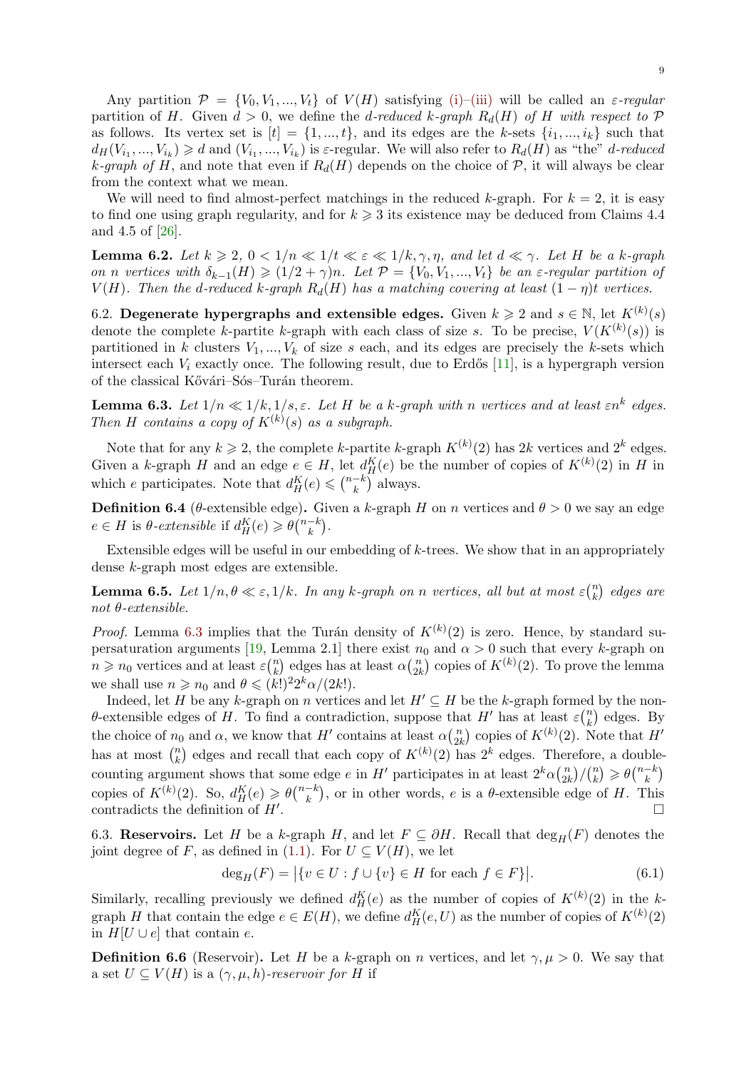Any partition $\mathcal{P} = \{V_0, V_1, ..., V_t\}$ of $V(H)$ satisfying (i)–(iii) will be called an *$\varepsilon$-regular partition* of $H$. Given $d > 0$, we define the *$d$-reduced $k$-graph $R_d(H)$ of $H$ with respect to $\mathcal{P}$* as follows. Its vertex set is $[t] = \{1, ..., t\}$, and its edges are the $k$-sets $\{i_1, ..., i_k\}$ such that $d_H(V_{i_1}, ..., V_{i_k}) \geqslant d$ and $(V_{i_1}, ..., V_{i_k})$ is $\varepsilon$-regular. We will also refer to $R_d(H)$ as "the" *$d$-reduced $k$-graph of $H$*, and note that even if $R_d(H)$ depends on the choice of $\mathcal{P}$, it will always be clear from the context what we mean.

We will need to find almost-perfect matchings in the reduced $k$-graph. For $k = 2$, it is easy to find one using graph regularity, and for $k \geqslant 3$ its existence may be deduced from Claims 4.4 and 4.5 of [26].

**Lemma 6.2.** *Let $k \geqslant 2$, $0 < 1/n \ll 1/t \ll \varepsilon \ll 1/k, \gamma, \eta$, and let $d \ll \gamma$. Let $H$ be a $k$-graph on $n$ vertices with $\delta_{k-1}(H) \geqslant (1/2 + \gamma)n$. Let $\mathcal{P} = \{V_0, V_1, ..., V_t\}$ be an $\varepsilon$-regular partition of $V(H)$. Then the $d$-reduced $k$-graph $R_d(H)$ has a matching covering at least $(1 - \eta)t$ vertices.*

6.2. **Degenerate hypergraphs and extensible edges.** Given $k \geqslant 2$ and $s \in \mathbb{N}$, let $K^{(k)}(s)$ denote the complete $k$-partite $k$-graph with each class of size $s$. To be precise, $V(K^{(k)}(s))$ is partitioned in $k$ clusters $V_1, ..., V_k$ of size $s$ each, and its edges are precisely the $k$-sets which intersect each $V_i$ exactly once. The following result, due to Erdős [11], is a hypergraph version of the classical Kővári–Sós–Turán theorem.

**Lemma 6.3.** *Let $1/n \ll 1/k, 1/s, \varepsilon$. Let $H$ be a $k$-graph with $n$ vertices and at least $\varepsilon n^k$ edges. Then $H$ contains a copy of $K^{(k)}(s)$ as a subgraph.*

Note that for any $k \geqslant 2$, the complete $k$-partite $k$-graph $K^{(k)}(2)$ has $2k$ vertices and $2^k$ edges. Given a $k$-graph $H$ and an edge $e \in H$, let $d^K_H(e)$ be the number of copies of $K^{(k)}(2)$ in $H$ in which $e$ participates. Note that $d^K_H(e) \leqslant \binom{n-k}{k}$ always.

**Definition 6.4** ($\theta$-extensible edge)**.** Given a $k$-graph $H$ on $n$ vertices and $\theta > 0$ we say an edge $e \in H$ is *$\theta$-extensible* if $d^K_H(e) \geqslant \theta\binom{n-k}{k}$.

Extensible edges will be useful in our embedding of $k$-trees. We show that in an appropriately dense $k$-graph most edges are extensible.

**Lemma 6.5.** *Let $1/n, \theta \ll \varepsilon, 1/k$. In any $k$-graph on $n$ vertices, all but at most $\varepsilon\binom{n}{k}$ edges are not $\theta$-extensible.*

*Proof.* Lemma 6.3 implies that the Turán density of $K^{(k)}(2)$ is zero. Hence, by standard supersaturation arguments [19, Lemma 2.1] there exist $n_0$ and $\alpha > 0$ such that every $k$-graph on $n \geqslant n_0$ vertices and at least $\varepsilon\binom{n}{k}$ edges has at least $\alpha\binom{n}{2k}$ copies of $K^{(k)}(2)$. To prove the lemma we shall use $n \geqslant n_0$ and $\theta \leqslant (k!)^2 2^k \alpha/(2k!)$.

Indeed, let $H$ be any $k$-graph on $n$ vertices and let $H' \subseteq H$ be the $k$-graph formed by the non-$\theta$-extensible edges of $H$. To find a contradiction, suppose that $H'$ has at least $\varepsilon\binom{n}{k}$ edges. By the choice of $n_0$ and $\alpha$, we know that $H'$ contains at least $\alpha\binom{n}{2k}$ copies of $K^{(k)}(2)$. Note that $H'$ has at most $\binom{n}{k}$ edges and recall that each copy of $K^{(k)}(2)$ has $2^k$ edges. Therefore, a double-counting argument shows that some edge $e$ in $H'$ participates in at least $2^k\alpha\binom{n}{2k}/\binom{n}{k} \geqslant \theta\binom{n-k}{k}$ copies of $K^{(k)}(2)$. So, $d^K_H(e) \geqslant \theta\binom{n-k}{k}$, or in other words, $e$ is a $\theta$-extensible edge of $H$. This contradicts the definition of $H'$. □

6.3. **Reservoirs.** Let $H$ be a $k$-graph $H$, and let $F \subseteq \partial H$. Recall that $\deg_H(F)$ denotes the joint degree of $F$, as defined in (1.1). For $U \subseteq V(H)$, we let

$$\deg_H(F) = \big|\{v \in U : f \cup \{v\} \in H \text{ for each } f \in F\}\big|. \tag{6.1}$$

Similarly, recalling previously we defined $d^K_H(e)$ as the number of copies of $K^{(k)}(2)$ in the $k$-graph $H$ that contain the edge $e \in E(H)$, we define $d^K_H(e, U)$ as the number of copies of $K^{(k)}(2)$ in $H[U \cup e]$ that contain $e$.

**Definition 6.6** (Reservoir)**.** Let $H$ be a $k$-graph on $n$ vertices, and let $\gamma, \mu > 0$. We say that a set $U \subseteq V(H)$ is a *$(\gamma, \mu, h)$-reservoir for $H$* if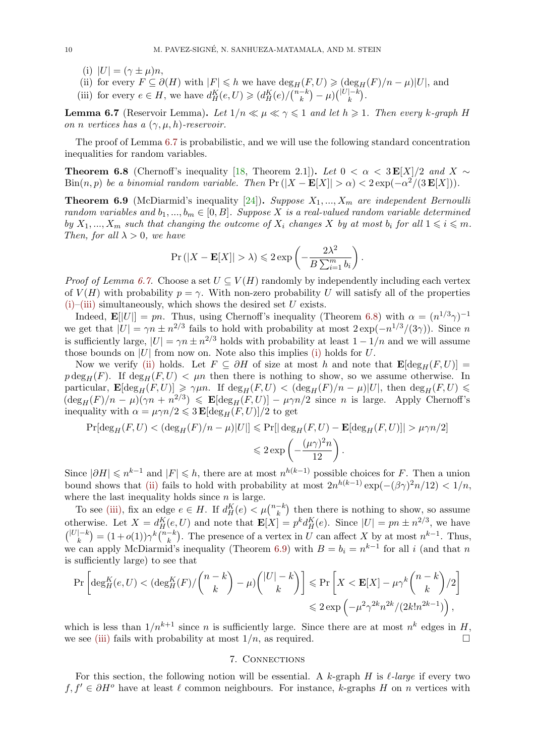(i) $|U| = (\gamma \pm \mu)n$,

(ii) for every $F \subseteq \partial(H)$ with $|F| \leqslant h$ we have $\deg_H(F, U) \geqslant (\deg_H(F)/n - \mu)|U|$, and

(iii) for every $e \in H$, we have $d_H^K(e, U) \geqslant (d_H^K(e)/\binom{n-k}{k} - \mu)\binom{|U|-k}{k}$.

**Lemma 6.7** (Reservoir Lemma). *Let $1/n \ll \mu \ll \gamma \leqslant 1$ and let $h \geqslant 1$. Then every $k$-graph $H$ on $n$ vertices has a $(\gamma, \mu, h)$-reservoir.*

The proof of Lemma 6.7 is probabilistic, and we will use the following standard concentration inequalities for random variables.

**Theorem 6.8** (Chernoff's inequality [18, Theorem 2.1]). *Let $0 < \alpha < 3\,\mathbf{E}[X]/2$ and $X \sim \mathrm{Bin}(n, p)$ be a binomial random variable. Then $\Pr(|X - \mathbf{E}[X]| > \alpha) < 2\exp(-\alpha^2/(3\,\mathbf{E}[X]))$.*

**Theorem 6.9** (McDiarmid's inequality [24]). *Suppose $X_1, ..., X_m$ are independent Bernoulli random variables and $b_1, ..., b_m \in [0, B]$. Suppose $X$ is a real-valued random variable determined by $X_1, ..., X_m$ such that changing the outcome of $X_i$ changes $X$ by at most $b_i$ for all $1 \leqslant i \leqslant m$. Then, for all $\lambda > 0$, we have*

$$\Pr(|X - \mathbf{E}[X]| > \lambda) \leqslant 2\exp\left(-\frac{2\lambda^2}{B\sum_{i=1}^m b_i}\right).$$

*Proof of Lemma 6.7.* Choose a set $U \subseteq V(H)$ randomly by independently including each vertex of $V(H)$ with probability $p = \gamma$. With non-zero probability $U$ will satisfy all of the properties (i)–(iii) simultaneously, which shows the desired set $U$ exists.

Indeed, $\mathbf{E}[|U|] = pn$. Thus, using Chernoff's inequality (Theorem 6.8) with $\alpha = (n^{1/3}\gamma)^{-1}$ we get that $|U| = \gamma n \pm n^{2/3}$ fails to hold with probability at most $2\exp(-n^{1/3}/(3\gamma))$. Since $n$ is sufficiently large, $|U| = \gamma n \pm n^{2/3}$ holds with probability at least $1 - 1/n$ and we will assume those bounds on $|U|$ from now on. Note also this implies (i) holds for $U$.

Now we verify (ii) holds. Let $F \subseteq \partial H$ of size at most $h$ and note that $\mathbf{E}[\deg_H(F, U)] = p\deg_H(F)$. If $\deg_H(F, U) < \mu n$ then there is nothing to show, so we assume otherwise. In particular, $\mathbf{E}[\deg_H(F, U)] \geqslant \gamma\mu n$. If $\deg_H(F, U) < (\deg_H(F)/n - \mu)|U|$, then $\deg_H(F, U) \leqslant (\deg_H(F)/n - \mu)(\gamma n + n^{2/3}) \leqslant \mathbf{E}[\deg_H(F, U)] - \mu\gamma n/2$ since $n$ is large. Apply Chernoff's inequality with $\alpha = \mu\gamma n/2 \leqslant 3\,\mathbf{E}[\deg_H(F, U)]/2$ to get

$$\begin{aligned}\Pr[\deg_H(F, U) < (\deg_H(F)/n - \mu)|U|] &\leqslant \Pr[|\deg_H(F, U) - \mathbf{E}[\deg_H(F, U)]| > \mu\gamma n/2] \\ &\leqslant 2\exp\left(-\frac{(\mu\gamma)^2 n}{12}\right).\end{aligned}$$

Since $|\partial H| \leqslant n^{k-1}$ and $|F| \leqslant h$, there are at most $n^{h(k-1)}$ possible choices for $F$. Then a union bound shows that (ii) fails to hold with probability at most $2n^{h(k-1)}\exp(-(\beta\gamma)^2 n/12) < 1/n$, where the last inequality holds since $n$ is large.

To see (iii), fix an edge $e \in H$. If $d_H^K(e) < \mu\binom{n-k}{k}$ then there is nothing to show, so assume otherwise. Let $X = d_H^K(e, U)$ and note that $\mathbf{E}[X] = p^k d_H^K(e)$. Since $|U| = pn \pm n^{2/3}$, we have $\binom{|U|-k}{k} = (1 + o(1))\gamma^k\binom{n-k}{k}$. The presence of a vertex in $U$ can affect $X$ by at most $n^{k-1}$. Thus, we can apply McDiarmid's inequality (Theorem 6.9) with $B = b_i = n^{k-1}$ for all $i$ (and that $n$ is sufficiently large) to see that

$$\begin{aligned}\Pr\left[\deg_H^K(e, U) < (\deg_H^K(F)/\binom{n-k}{k} - \mu)\binom{|U|-k}{k}\right] &\leqslant \Pr\left[X < \mathbf{E}[X] - \mu\gamma^k\binom{n-k}{k}/2\right] \\ &\leqslant 2\exp\left(-\mu^2\gamma^{2k}n^{2k}/(2k!n^{2k-1})\right),\end{aligned}$$

which is less than $1/n^{k+1}$ since $n$ is sufficiently large. Since there are at most $n^k$ edges in $H$, we see (iii) fails with probability at most $1/n$, as required. $\square$

## 7. Connections

For this section, the following notion will be essential. A $k$-graph $H$ is *$\ell$-large* if every two $f, f' \in \partial H^o$ have at least $\ell$ common neighbours. For instance, $k$-graphs $H$ on $n$ vertices with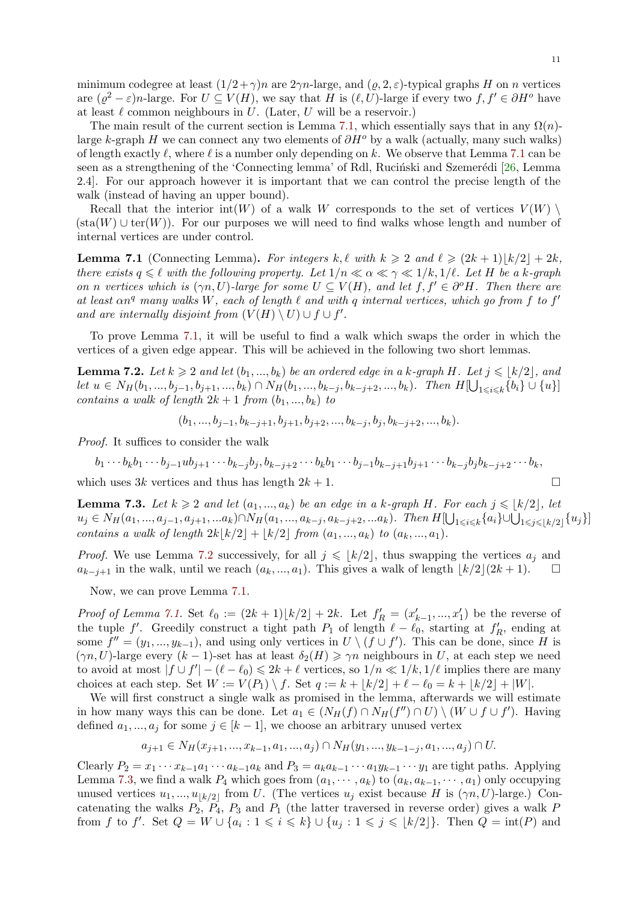minimum codegree at least $(1/2+\gamma)n$ are $2\gamma n$-large, and $(\varrho, 2, \varepsilon)$-typical graphs $H$ on $n$ vertices are $(\varrho^2 - \varepsilon)n$-large. For $U \subseteq V(H)$, we say that $H$ is $(\ell, U)$-large if every two $f, f' \in \partial H^o$ have at least $\ell$ common neighbours in $U$. (Later, $U$ will be a reservoir.)

The main result of the current section is Lemma 7.1, which essentially says that in any $\Omega(n)$-large $k$-graph $H$ we can connect any two elements of $\partial H^o$ by a walk (actually, many such walks) of length exactly $\ell$, where $\ell$ is a number only depending on $k$. We observe that Lemma 7.1 can be seen as a strengthening of the 'Connecting lemma' of Rdl, Ruciński and Szemerédi [26, Lemma 2.4]. For our approach however it is important that we can control the precise length of the walk (instead of having an upper bound).

Recall that the interior $\mathrm{int}(W)$ of a walk $W$ corresponds to the set of vertices $V(W) \setminus (\mathrm{sta}(W) \cup \mathrm{ter}(W))$. For our purposes we will need to find walks whose length and number of internal vertices are under control.

**Lemma 7.1** (Connecting Lemma)**.** *For integers $k, \ell$ with $k \geqslant 2$ and $\ell \geqslant (2k+1)\lfloor k/2 \rfloor + 2k$, there exists $q \leqslant \ell$ with the following property. Let $1/n \ll \alpha \ll \gamma \ll 1/k, 1/\ell$. Let $H$ be a $k$-graph on $n$ vertices which is $(\gamma n, U)$-large for some $U \subseteq V(H)$, and let $f, f' \in \partial^o H$. Then there are at least $\alpha n^q$ many walks $W$, each of length $\ell$ and with $q$ internal vertices, which go from $f$ to $f'$ and are internally disjoint from $(V(H) \setminus U) \cup f \cup f'$.*

To prove Lemma 7.1, it will be useful to find a walk which swaps the order in which the vertices of a given edge appear. This will be achieved in the following two short lemmas.

**Lemma 7.2.** *Let $k \geqslant 2$ and let $(b_1, \ldots, b_k)$ be an ordered edge in a $k$-graph $H$. Let $j \leqslant \lfloor k/2 \rfloor$, and let $u \in N_H(b_1, \ldots, b_{j-1}, b_{j+1}, \ldots, b_k) \cap N_H(b_1, \ldots, b_{k-j}, b_{k-j+2}, \ldots, b_k)$. Then $H[\bigcup_{1 \leqslant i \leqslant k}\{b_i\} \cup \{u\}]$ contains a walk of length $2k+1$ from $(b_1, \ldots, b_k)$ to*

$$(b_1, \ldots, b_{j-1}, b_{k-j+1}, b_{j+1}, b_{j+2}, \ldots, b_{k-j}, b_j, b_{k-j+2}, \ldots, b_k).$$

*Proof.* It suffices to consider the walk

$$b_1 \cdots b_k b_1 \cdots b_{j-1} u b_{j+1} \cdots b_{k-j} b_j, b_{k-j+2} \cdots b_k b_1 \cdots b_{j-1} b_{k-j+1} b_{j+1} \cdots b_{k-j} b_j b_{k-j+2} \cdots b_k,$$

which uses $3k$ vertices and thus has length $2k+1$. $\square$

**Lemma 7.3.** *Let $k \geqslant 2$ and let $(a_1, \ldots, a_k)$ be an edge in a $k$-graph $H$. For each $j \leqslant \lfloor k/2 \rfloor$, let $u_j \in N_H(a_1, \ldots, a_{j-1}, a_{j+1}, \ldots a_k) \cap N_H(a_1, \ldots, a_{k-j}, a_{k-j+2}, \ldots a_k)$. Then $H[\bigcup_{1 \leqslant i \leqslant k}\{a_i\} \cup \bigcup_{1 \leqslant j \leqslant \lfloor k/2 \rfloor}\{u_j\}]$ contains a walk of length $2k\lfloor k/2 \rfloor + \lfloor k/2 \rfloor$ from $(a_1, \ldots, a_k)$ to $(a_k, \ldots, a_1)$.*

*Proof.* We use Lemma 7.2 successively, for all $j \leqslant \lfloor k/2 \rfloor$, thus swapping the vertices $a_j$ and $a_{k-j+1}$ in the walk, until we reach $(a_k, \ldots, a_1)$. This gives a walk of length $\lfloor k/2 \rfloor(2k+1)$. $\square$

Now, we can prove Lemma 7.1.

*Proof of Lemma 7.1.* Set $\ell_0 := (2k+1)\lfloor k/2 \rfloor + 2k$. Let $f'_R = (x'_{k-1}, \ldots, x'_1)$ be the reverse of the tuple $f'$. Greedily construct a tight path $P_1$ of length $\ell - \ell_0$, starting at $f'_R$, ending at some $f'' = (y_1, \ldots, y_{k-1})$, and using only vertices in $U \setminus (f \cup f')$. This can be done, since $H$ is $(\gamma n, U)$-large every $(k-1)$-set has at least $\delta_2(H) \geqslant \gamma n$ neighbours in $U$, at each step we need to avoid at most $|f \cup f'| - (\ell - \ell_0) \leqslant 2k + \ell$ vertices, so $1/n \ll 1/k, 1/\ell$ implies there are many choices at each step. Set $W := V(P_1) \setminus f$. Set $q := k + \lfloor k/2 \rfloor + \ell - \ell_0 = k + \lfloor k/2 \rfloor + |W|$.

We will first construct a single walk as promised in the lemma, afterwards we will estimate in how many ways this can be done. Let $a_1 \in (N_H(f) \cap N_H(f'') \cap U) \setminus (W \cup f \cup f')$. Having defined $a_1, \ldots, a_j$ for some $j \in [k-1]$, we choose an arbitrary unused vertex

$$a_{j+1} \in N_H(x_{j+1}, \ldots, x_{k-1}, a_1, \ldots, a_j) \cap N_H(y_1, \ldots, y_{k-1-j}, a_1, \ldots, a_j) \cap U.$$

Clearly $P_2 = x_1 \cdots x_{k-1} a_1 \cdots a_{k-1} a_k$ and $P_3 = a_k a_{k-1} \cdots a_1 y_{k-1} \cdots y_1$ are tight paths. Applying Lemma 7.3, we find a walk $P_4$ which goes from $(a_1, \cdots, a_k)$ to $(a_k, a_{k-1}, \cdots, a_1)$ only occupying unused vertices $u_1, \ldots, u_{\lfloor k/2 \rfloor}$ from $U$. (The vertices $u_j$ exist because $H$ is $(\gamma n, U)$-large.) Concatenating the walks $P_2$, $P_4$, $P_3$ and $P_1$ (the latter traversed in reverse order) gives a walk $P$ from $f$ to $f'$. Set $Q = W \cup \{a_i : 1 \leqslant i \leqslant k\} \cup \{u_j : 1 \leqslant j \leqslant \lfloor k/2 \rfloor\}$. Then $Q = \mathrm{int}(P)$ and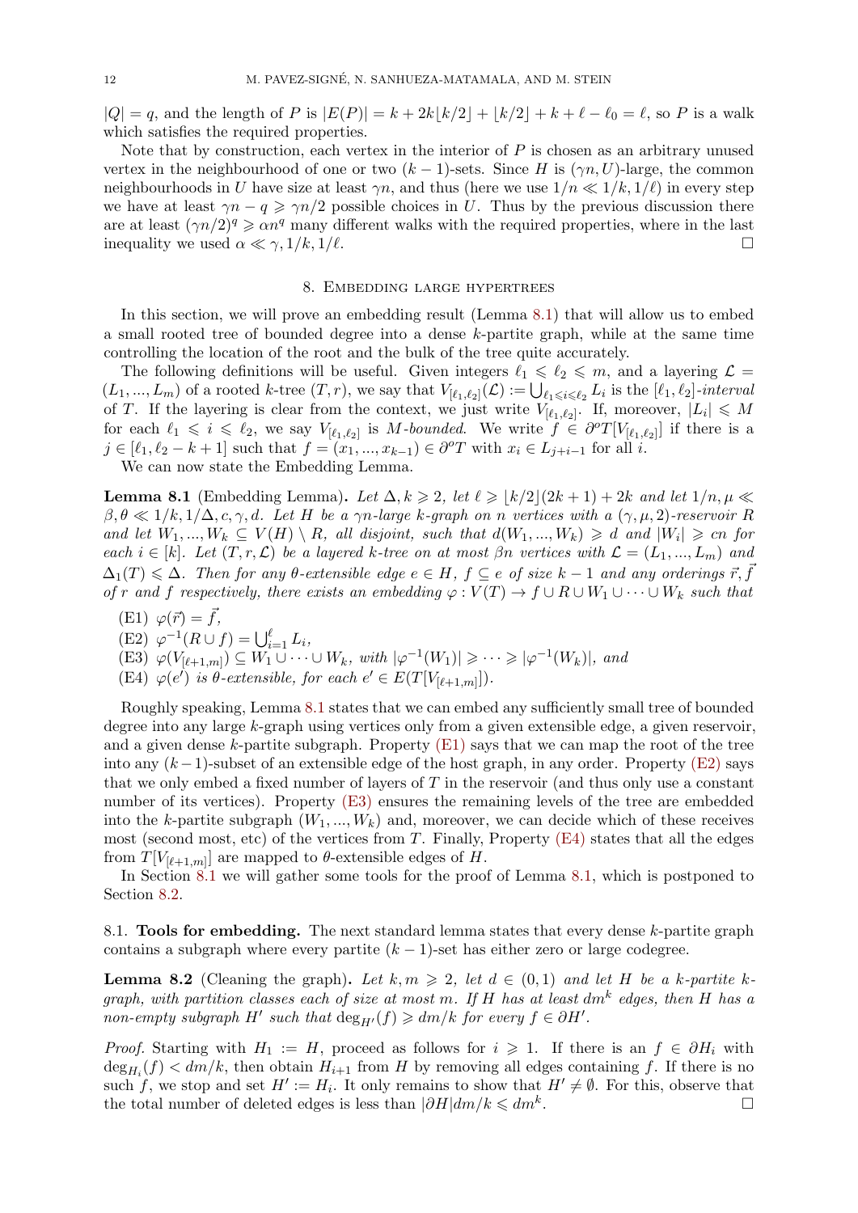$|Q| = q$, and the length of $P$ is $|E(P)| = k + 2k\lfloor k/2 \rfloor + \lfloor k/2 \rfloor + k + \ell - \ell_0 = \ell$, so $P$ is a walk which satisfies the required properties.

Note that by construction, each vertex in the interior of $P$ is chosen as an arbitrary unused vertex in the neighbourhood of one or two $(k-1)$-sets. Since $H$ is $(\gamma n, U)$-large, the common neighbourhoods in $U$ have size at least $\gamma n$, and thus (here we use $1/n \ll 1/k, 1/\ell$) in every step we have at least $\gamma n - q \geqslant \gamma n/2$ possible choices in $U$. Thus by the previous discussion there are at least $(\gamma n/2)^q \geqslant \alpha n^q$ many different walks with the required properties, where in the last inequality we used $\alpha \ll \gamma, 1/k, 1/\ell$. □

## 8. Embedding large hypertrees

In this section, we will prove an embedding result (Lemma 8.1) that will allow us to embed a small rooted tree of bounded degree into a dense $k$-partite graph, while at the same time controlling the location of the root and the bulk of the tree quite accurately.

The following definitions will be useful. Given integers $\ell_1 \leqslant \ell_2 \leqslant m$, and a layering $\mathcal{L} = (L_1, \ldots, L_m)$ of a rooted $k$-tree $(T, r)$, we say that $V_{[\ell_1, \ell_2]}(\mathcal{L}) := \bigcup_{\ell_1 \leqslant i \leqslant \ell_2} L_i$ is the *$[\ell_1, \ell_2]$-interval* of $T$. If the layering is clear from the context, we just write $V_{[\ell_1, \ell_2]}$. If, moreover, $|L_i| \leqslant M$ for each $\ell_1 \leqslant i \leqslant \ell_2$, we say $V_{[\ell_1, \ell_2]}$ is *$M$-bounded*. We write $f \in \partial^o T[V_{[\ell_1, \ell_2]}]$ if there is a $j \in [\ell_1, \ell_2 - k + 1]$ such that $f = (x_1, \ldots, x_{k-1}) \in \partial^o T$ with $x_i \in L_{j+i-1}$ for all $i$.

We can now state the Embedding Lemma.

**Lemma 8.1** (Embedding Lemma)**.** *Let $\Delta, k \geqslant 2$, let $\ell \geqslant \lfloor k/2 \rfloor (2k+1) + 2k$ and let $1/n, \mu \ll \beta, \theta \ll 1/k, 1/\Delta, c, \gamma, d$. Let $H$ be a $\gamma n$-large $k$-graph on $n$ vertices with a $(\gamma, \mu, 2)$-reservoir $R$ and let $W_1, \ldots, W_k \subseteq V(H) \setminus R$, all disjoint, such that $d(W_1, \ldots, W_k) \geqslant d$ and $|W_i| \geqslant cn$ for each $i \in [k]$. Let $(T, r, \mathcal{L})$ be a layered $k$-tree on at most $\beta n$ vertices with $\mathcal{L} = (L_1, \ldots, L_m)$ and $\Delta_1(T) \leqslant \Delta$. Then for any $\theta$-extensible edge $e \in H$, $f \subseteq e$ of size $k-1$ and any orderings $\vec{r}, \vec{f}$ of $r$ and $f$ respectively, there exists an embedding $\varphi : V(T) \to f \cup R \cup W_1 \cup \cdots \cup W_k$ such that*

- (E1) *$\varphi(\vec{r}) = \vec{f}$,*
- (E2) *$\varphi^{-1}(R \cup f) = \bigcup_{i=1}^{\ell} L_i$,*
- (E3) *$\varphi(V_{[\ell+1,m]}) \subseteq W_1 \cup \cdots \cup W_k$, with $|\varphi^{-1}(W_1)| \geqslant \cdots \geqslant |\varphi^{-1}(W_k)|$, and*
- (E4) *$\varphi(e')$ is $\theta$-extensible, for each $e' \in E(T[V_{[\ell+1,m]}])$.*

Roughly speaking, Lemma 8.1 states that we can embed any sufficiently small tree of bounded degree into any large $k$-graph using vertices only from a given extensible edge, a given reservoir, and a given dense $k$-partite subgraph. Property (E1) says that we can map the root of the tree into any $(k-1)$-subset of an extensible edge of the host graph, in any order. Property (E2) says that we only embed a fixed number of layers of $T$ in the reservoir (and thus only use a constant number of its vertices). Property (E3) ensures the remaining levels of the tree are embedded into the $k$-partite subgraph $(W_1, \ldots, W_k)$ and, moreover, we can decide which of these receives most (second most, etc) of the vertices from $T$. Finally, Property (E4) states that all the edges from $T[V_{[\ell+1,m]}]$ are mapped to $\theta$-extensible edges of $H$.

In Section 8.1 we will gather some tools for the proof of Lemma 8.1, which is postponed to Section 8.2.

### 8.1. Tools for embedding.

The next standard lemma states that every dense $k$-partite graph contains a subgraph where every partite $(k-1)$-set has either zero or large codegree.

**Lemma 8.2** (Cleaning the graph)**.** *Let $k, m \geqslant 2$, let $d \in (0,1)$ and let $H$ be a $k$-partite $k$-graph, with partition classes each of size at most $m$. If $H$ has at least $dm^k$ edges, then $H$ has a non-empty subgraph $H'$ such that $\deg_{H'}(f) \geqslant dm/k$ for every $f \in \partial H'$.*

*Proof.* Starting with $H_1 := H$, proceed as follows for $i \geqslant 1$. If there is an $f \in \partial H_i$ with $\deg_{H_i}(f) < dm/k$, then obtain $H_{i+1}$ from $H$ by removing all edges containing $f$. If there is no such $f$, we stop and set $H' := H_i$. It only remains to show that $H' \neq \emptyset$. For this, observe that the total number of deleted edges is less than $|\partial H| dm/k \leqslant dm^k$. □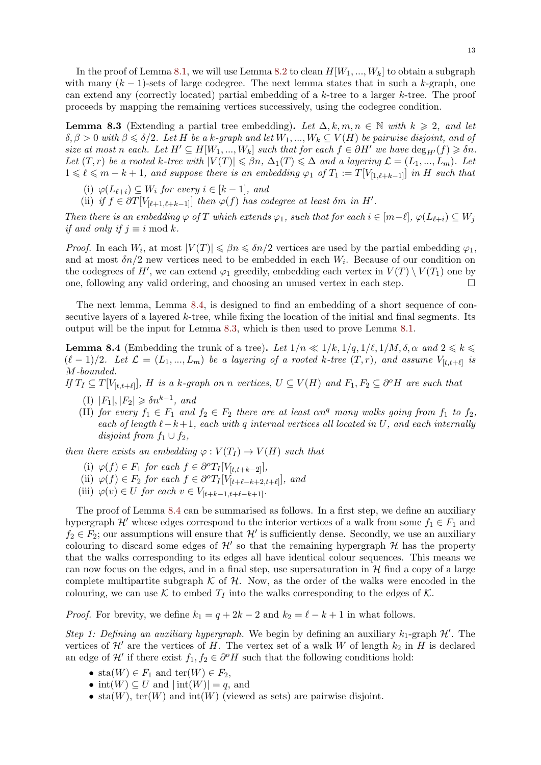In the proof of Lemma 8.1, we will use Lemma 8.2 to clean $H[W_1, ..., W_k]$ to obtain a subgraph with many $(k-1)$-sets of large codegree. The next lemma states that in such a $k$-graph, one can extend any (correctly located) partial embedding of a $k$-tree to a larger $k$-tree. The proof proceeds by mapping the remaining vertices successively, using the codegree condition.

**Lemma 8.3** (Extending a partial tree embedding). *Let $\Delta, k, m, n \in \mathbb{N}$ with $k \geqslant 2$, and let $\delta, \beta > 0$ with $\beta \leqslant \delta/2$. Let $H$ be a $k$-graph and let $W_1, ..., W_k \subseteq V(H)$ be pairwise disjoint, and of size at most $n$ each. Let $H' \subseteq H[W_1, ..., W_k]$ such that for each $f \in \partial H'$ we have $\deg_{H'}(f) \geqslant \delta n$. Let $(T, r)$ be a rooted $k$-tree with $|V(T)| \leqslant \beta n$, $\Delta_1(T) \leqslant \Delta$ and a layering $\mathcal{L} = (L_1, ..., L_m)$. Let $1 \leqslant \ell \leqslant m - k + 1$, and suppose there is an embedding $\varphi_1$ of $T_1 := T[V_{[1,\ell+k-1]}]$ in $H$ such that*

- (i) *$\varphi(L_{\ell+i}) \subseteq W_i$ for every $i \in [k-1]$, and*
- (ii) *if $f \in \partial T[V_{[\ell+1,\ell+k-1]}]$ then $\varphi(f)$ has codegree at least $\delta m$ in $H'$.*

*Then there is an embedding $\varphi$ of $T$ which extends $\varphi_1$, such that for each $i \in [m-\ell]$, $\varphi(L_{\ell+i}) \subseteq W_j$ if and only if $j \equiv i \bmod k$.*

*Proof.* In each $W_i$, at most $|V(T)| \leqslant \beta n \leqslant \delta n/2$ vertices are used by the partial embedding $\varphi_1$, and at most $\delta n/2$ new vertices need to be embedded in each $W_i$. Because of our condition on the codegrees of $H'$, we can extend $\varphi_1$ greedily, embedding each vertex in $V(T) \setminus V(T_1)$ one by one, following any valid ordering, and choosing an unused vertex in each step. $\square$

The next lemma, Lemma 8.4, is designed to find an embedding of a short sequence of consecutive layers of a layered $k$-tree, while fixing the location of the initial and final segments. Its output will be the input for Lemma 8.3, which is then used to prove Lemma 8.1.

**Lemma 8.4** (Embedding the trunk of a tree). *Let $1/n \ll 1/k, 1/q, 1/\ell, 1/M, \delta, \alpha$ and $2 \leqslant k \leqslant (\ell-1)/2$. Let $\mathcal{L} = (L_1, ..., L_m)$ be a layering of a rooted $k$-tree $(T, r)$, and assume $V_{[t,t+\ell]}$ is $M$-bounded.*
*If $T_I \subseteq T[V_{[t,t+\ell]}]$, $H$ is a $k$-graph on $n$ vertices, $U \subseteq V(H)$ and $F_1, F_2 \subseteq \partial^o H$ are such that*

- (I) *$|F_1|, |F_2| \geqslant \delta n^{k-1}$, and*
- (II) *for every $f_1 \in F_1$ and $f_2 \in F_2$ there are at least $\alpha n^q$ many walks going from $f_1$ to $f_2$, each of length $\ell - k + 1$, each with $q$ internal vertices all located in $U$, and each internally disjoint from $f_1 \cup f_2$,*

*then there exists an embedding $\varphi : V(T_I) \to V(H)$ such that*

- (i) *$\varphi(f) \in F_1$ for each $f \in \partial^o T_I[V_{[t,t+k-2]}]$,*
- (ii) *$\varphi(f) \in F_2$ for each $f \in \partial^o T_I[V_{[t+\ell-k+2,t+\ell]}]$, and*
- (iii) *$\varphi(v) \in U$ for each $v \in V_{[t+k-1,t+\ell-k+1]}$.*

The proof of Lemma 8.4 can be summarised as follows. In a first step, we define an auxiliary hypergraph $\mathcal{H}'$ whose edges correspond to the interior vertices of a walk from some $f_1 \in F_1$ and $f_2 \in F_2$; our assumptions will ensure that $\mathcal{H}'$ is sufficiently dense. Secondly, we use an auxiliary colouring to discard some edges of $\mathcal{H}'$ so that the remaining hypergraph $\mathcal{H}$ has the property that the walks corresponding to its edges all have identical colour sequences. This means we can now focus on the edges, and in a final step, use supersaturation in $\mathcal{H}$ find a copy of a large complete multipartite subgraph $\mathcal{K}$ of $\mathcal{H}$. Now, as the order of the walks were encoded in the colouring, we can use $\mathcal{K}$ to embed $T_I$ into the walks corresponding to the edges of $\mathcal{K}$.

*Proof.* For brevity, we define $k_1 = q + 2k - 2$ and $k_2 = \ell - k + 1$ in what follows.

*Step 1: Defining an auxiliary hypergraph.* We begin by defining an auxiliary $k_1$-graph $\mathcal{H}'$. The vertices of $\mathcal{H}'$ are the vertices of $H$. The vertex set of a walk $W$ of length $k_2$ in $H$ is declared an edge of $\mathcal{H}'$ if there exist $f_1, f_2 \in \partial^o H$ such that the following conditions hold:

- $\mathrm{sta}(W) \in F_1$ and $\mathrm{ter}(W) \in F_2$,
- $\mathrm{int}(W) \subseteq U$ and $|\mathrm{int}(W)| = q$, and
- $\mathrm{sta}(W)$, $\mathrm{ter}(W)$ and $\mathrm{int}(W)$ (viewed as sets) are pairwise disjoint.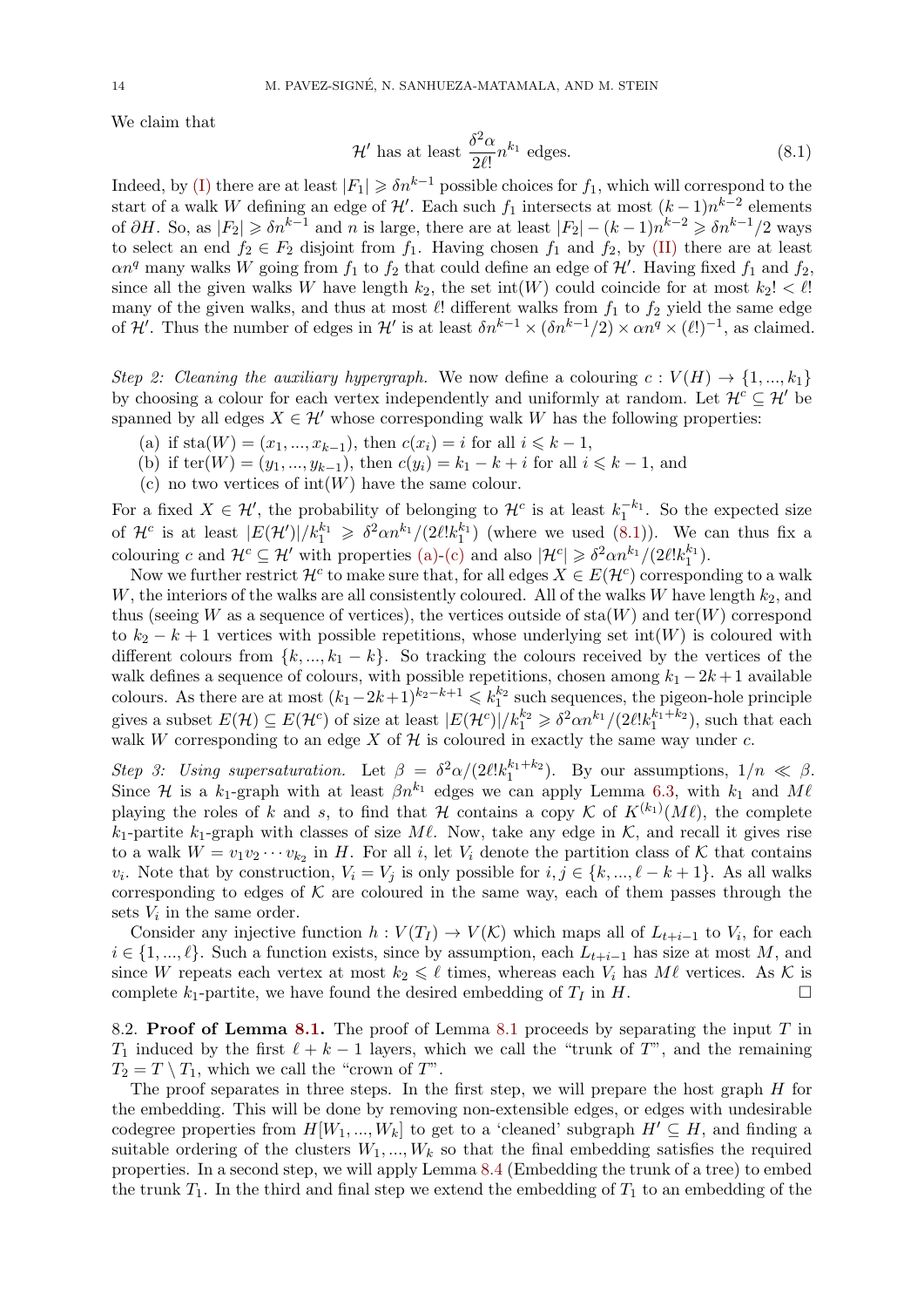We claim that

$$\mathcal{H}' \text{ has at least } \frac{\delta^2\alpha}{2\ell!}n^{k_1} \text{ edges.} \tag{8.1}$$

Indeed, by (I) there are at least $|F_1| \geqslant \delta n^{k-1}$ possible choices for $f_1$, which will correspond to the start of a walk $W$ defining an edge of $\mathcal{H}'$. Each such $f_1$ intersects at most $(k-1)n^{k-2}$ elements of $\partial H$. So, as $|F_2| \geqslant \delta n^{k-1}$ and $n$ is large, there are at least $|F_2| - (k-1)n^{k-2} \geqslant \delta n^{k-1}/2$ ways to select an end $f_2 \in F_2$ disjoint from $f_1$. Having chosen $f_1$ and $f_2$, by (II) there are at least $\alpha n^q$ many walks $W$ going from $f_1$ to $f_2$ that could define an edge of $\mathcal{H}'$. Having fixed $f_1$ and $f_2$, since all the given walks $W$ have length $k_2$, the set $\operatorname{int}(W)$ could coincide for at most $k_2! < \ell!$ many of the given walks, and thus at most $\ell!$ different walks from $f_1$ to $f_2$ yield the same edge of $\mathcal{H}'$. Thus the number of edges in $\mathcal{H}'$ is at least $\delta n^{k-1} \times (\delta n^{k-1}/2) \times \alpha n^q \times (\ell!)^{-1}$, as claimed.

*Step 2: Cleaning the auxiliary hypergraph.* We now define a colouring $c : V(H) \to \{1, ..., k_1\}$ by choosing a colour for each vertex independently and uniformly at random. Let $\mathcal{H}^c \subseteq \mathcal{H}'$ be spanned by all edges $X \in \mathcal{H}'$ whose corresponding walk $W$ has the following properties:

(a) if $\operatorname{sta}(W) = (x_1, ..., x_{k-1})$, then $c(x_i) = i$ for all $i \leqslant k-1$,
(b) if $\operatorname{ter}(W) = (y_1, ..., y_{k-1})$, then $c(y_i) = k_1 - k + i$ for all $i \leqslant k-1$, and
(c) no two vertices of $\operatorname{int}(W)$ have the same colour.

For a fixed $X \in \mathcal{H}'$, the probability of belonging to $\mathcal{H}^c$ is at least $k_1^{-k_1}$. So the expected size of $\mathcal{H}^c$ is at least $|E(\mathcal{H}')|/k_1^{k_1} \geqslant \delta^2\alpha n^{k_1}/(2\ell! k_1^{k_1})$ (where we used (8.1)). We can thus fix a colouring $c$ and $\mathcal{H}^c \subseteq \mathcal{H}'$ with properties (a)-(c) and also $|\mathcal{H}^c| \geqslant \delta^2\alpha n^{k_1}/(2\ell! k_1^{k_1})$.

Now we further restrict $\mathcal{H}^c$ to make sure that, for all edges $X \in E(\mathcal{H}^c)$ corresponding to a walk $W$, the interiors of the walks are all consistently coloured. All of the walks $W$ have length $k_2$, and thus (seeing $W$ as a sequence of vertices), the vertices outside of $\operatorname{sta}(W)$ and $\operatorname{ter}(W)$ correspond to $k_2 - k + 1$ vertices with possible repetitions, whose underlying set $\operatorname{int}(W)$ is coloured with different colours from $\{k, ..., k_1 - k\}$. So tracking the colours received by the vertices of the walk defines a sequence of colours, with possible repetitions, chosen among $k_1 - 2k + 1$ available colours. As there are at most $(k_1 - 2k + 1)^{k_2 - k + 1} \leqslant k_1^{k_2}$ such sequences, the pigeon-hole principle gives a subset $E(\mathcal{H}) \subseteq E(\mathcal{H}^c)$ of size at least $|E(\mathcal{H}^c)|/k_1^{k_2} \geqslant \delta^2\alpha n^{k_1}/(2\ell! k_1^{k_1+k_2})$, such that each walk $W$ corresponding to an edge $X$ of $\mathcal{H}$ is coloured in exactly the same way under $c$.

*Step 3: Using supersaturation.* Let $\beta = \delta^2\alpha/(2\ell! k_1^{k_1+k_2})$. By our assumptions, $1/n \ll \beta$. Since $\mathcal{H}$ is a $k_1$-graph with at least $\beta n^{k_1}$ edges we can apply Lemma 6.3, with $k_1$ and $M\ell$ playing the roles of $k$ and $s$, to find that $\mathcal{H}$ contains a copy $\mathcal{K}$ of $K^{(k_1)}(M\ell)$, the complete $k_1$-partite $k_1$-graph with classes of size $M\ell$. Now, take any edge in $\mathcal{K}$, and recall it gives rise to a walk $W = v_1 v_2 \cdots v_{k_2}$ in $H$. For all $i$, let $V_i$ denote the partition class of $\mathcal{K}$ that contains $v_i$. Note that by construction, $V_i = V_j$ is only possible for $i, j \in \{k, ..., \ell - k + 1\}$. As all walks corresponding to edges of $\mathcal{K}$ are coloured in the same way, each of them passes through the sets $V_i$ in the same order.

Consider any injective function $h : V(T_I) \to V(\mathcal{K})$ which maps all of $L_{t+i-1}$ to $V_i$, for each $i \in \{1, ..., \ell\}$. Such a function exists, since by assumption, each $L_{t+i-1}$ has size at most $M$, and since $W$ repeats each vertex at most $k_2 \leqslant \ell$ times, whereas each $V_i$ has $M\ell$ vertices. As $\mathcal{K}$ is complete $k_1$-partite, we have found the desired embedding of $T_I$ in $H$. $\square$

**8.2. Proof of Lemma 8.1.** The proof of Lemma 8.1 proceeds by separating the input $T$ in $T_1$ induced by the first $\ell + k - 1$ layers, which we call the "trunk of $T$", and the remaining $T_2 = T \setminus T_1$, which we call the "crown of $T$".

The proof separates in three steps. In the first step, we will prepare the host graph $H$ for the embedding. This will be done by removing non-extensible edges, or edges with undesirable codegree properties from $H[W_1, ..., W_k]$ to get to a 'cleaned' subgraph $H' \subseteq H$, and finding a suitable ordering of the clusters $W_1, ..., W_k$ so that the final embedding satisfies the required properties. In a second step, we will apply Lemma 8.4 (Embedding the trunk of a tree) to embed the trunk $T_1$. In the third and final step we extend the embedding of $T_1$ to an embedding of the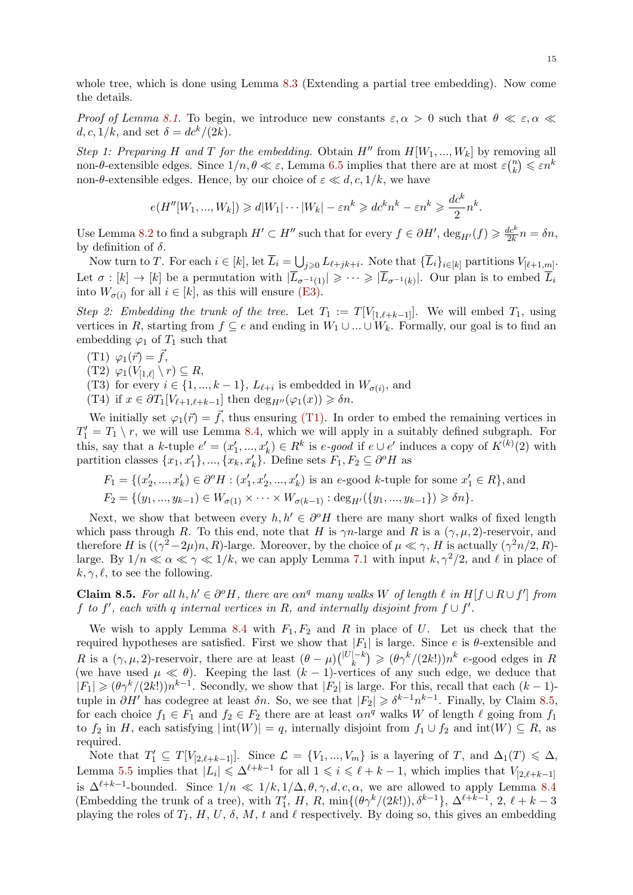whole tree, which is done using Lemma 8.3 (Extending a partial tree embedding). Now come the details.

*Proof of Lemma 8.1.* To begin, we introduce new constants $\varepsilon, \alpha > 0$ such that $\theta \ll \varepsilon, \alpha \ll d, c, 1/k$, and set $\delta = dc^k/(2k)$.

*Step 1: Preparing $H$ and $T$ for the embedding.* Obtain $H''$ from $H[W_1, ..., W_k]$ by removing all non-$\theta$-extensible edges. Since $1/n, \theta \ll \varepsilon$, Lemma 6.5 implies that there are at most $\varepsilon\binom{n}{k} \leqslant \varepsilon n^k$ non-$\theta$-extensible edges. Hence, by our choice of $\varepsilon \ll d, c, 1/k$, we have

$$e(H''[W_1, ..., W_k]) \geqslant d|W_1| \cdots |W_k| - \varepsilon n^k \geqslant dc^k n^k - \varepsilon n^k \geqslant \frac{dc^k}{2} n^k.$$

Use Lemma 8.2 to find a subgraph $H' \subset H''$ such that for every $f \in \partial H'$, $\deg_{H'}(f) \geqslant \frac{dc^k}{2k} n = \delta n$, by definition of $\delta$.

Now turn to $T$. For each $i \in [k]$, let $\overline{L}_i = \bigcup_{j \geqslant 0} L_{\ell + jk + i}$. Note that $\{\overline{L}_i\}_{i \in [k]}$ partitions $V_{[\ell+1, m]}$. Let $\sigma : [k] \to [k]$ be a permutation with $|\overline{L}_{\sigma^{-1}(1)}| \geqslant \cdots \geqslant |\overline{L}_{\sigma^{-1}(k)}|$. Our plan is to embed $\overline{L}_i$ into $W_{\sigma(i)}$ for all $i \in [k]$, as this will ensure (E3).

*Step 2: Embedding the trunk of the tree.* Let $T_1 := T[V_{[1, \ell+k-1]}]$. We will embed $T_1$, using vertices in $R$, starting from $f \subseteq e$ and ending in $W_1 \cup ... \cup W_k$. Formally, our goal is to find an embedding $\varphi_1$ of $T_1$ such that

(T1) $\varphi_1(\vec{r}) = \vec{f}$,
(T2) $\varphi_1(V_{[1,\ell]} \setminus r) \subseteq R$,
(T3) for every $i \in \{1, ..., k-1\}$, $L_{\ell+i}$ is embedded in $W_{\sigma(i)}$, and
(T4) if $x \in \partial T_1[V_{\ell+1, \ell+k-1}]$ then $\deg_{H''}(\varphi_1(x)) \geqslant \delta n$.

We initially set $\varphi_1(\vec{r}) = \vec{f}$, thus ensuring (T1). In order to embed the remaining vertices in $T_1' = T_1 \setminus r$, we will use Lemma 8.4, which we will apply in a suitably defined subgraph. For this, say that a $k$-tuple $e' = (x_1', ..., x_k') \in R^k$ is *$e$-good* if $e \cup e'$ induces a copy of $K^{(k)}(2)$ with partition classes $\{x_1, x_1'\}, ..., \{x_k, x_k'\}$. Define sets $F_1, F_2 \subseteq \partial^o H$ as

$$F_1 = \{(x_2', ..., x_k') \in \partial^o H : (x_1', x_2', ..., x_k') \text{ is an } e\text{-good } k\text{-tuple for some } x_1' \in R\}, \text{and}$$
$$F_2 = \{(y_1, ..., y_{k-1}) \in W_{\sigma(1)} \times \cdots \times W_{\sigma(k-1)} : \deg_{H'}(\{y_1, ..., y_{k-1}\}) \geqslant \delta n\}.$$

Next, we show that between every $h, h' \in \partial^o H$ there are many short walks of fixed length which pass through $R$. To this end, note that $H$ is $\gamma n$-large and $R$ is a $(\gamma, \mu, 2)$-reservoir, and therefore $H$ is $((\gamma^2 - 2\mu)n, R)$-large. Moreover, by the choice of $\mu \ll \gamma$, $H$ is actually $(\gamma^2 n/2, R)$-large. By $1/n \ll \alpha \ll \gamma \ll 1/k$, we can apply Lemma 7.1 with input $k, \gamma^2/2$, and $\ell$ in place of $k, \gamma, \ell$, to see the following.

**Claim 8.5.** *For all $h, h' \in \partial^o H$, there are $\alpha n^q$ many walks $W$ of length $\ell$ in $H[f \cup R \cup f']$ from $f$ to $f'$, each with $q$ internal vertices in $R$, and internally disjoint from $f \cup f'$.*

We wish to apply Lemma 8.4 with $F_1, F_2$ and $R$ in place of $U$. Let us check that the required hypotheses are satisfied. First we show that $|F_1|$ is large. Since $e$ is $\theta$-extensible and $R$ is a $(\gamma, \mu, 2)$-reservoir, there are at least $(\theta - \mu)\binom{|U|-k}{k} \geqslant (\theta\gamma^k/(2k!))n^k$ $e$-good edges in $R$ (we have used $\mu \ll \theta$). Keeping the last $(k-1)$-vertices of any such edge, we deduce that $|F_1| \geqslant (\theta\gamma^k/(2k!))n^{k-1}$. Secondly, we show that $|F_2|$ is large. For this, recall that each $(k-1)$-tuple in $\partial H'$ has codegree at least $\delta n$. So, we see that $|F_2| \geqslant \delta^{k-1} n^{k-1}$. Finally, by Claim 8.5, for each choice $f_1 \in F_1$ and $f_2 \in F_2$ there are at least $\alpha n^q$ walks $W$ of length $\ell$ going from $f_1$ to $f_2$ in $H$, each satisfying $|\operatorname{int}(W)| = q$, internally disjoint from $f_1 \cup f_2$ and $\operatorname{int}(W) \subseteq R$, as required.

Note that $T_1' \subseteq T[V_{[2,\ell+k-1]}]$. Since $\mathcal{L} = \{V_1, ..., V_m\}$ is a layering of $T$, and $\Delta_1(T) \leqslant \Delta$, Lemma 5.5 implies that $|L_i| \leqslant \Delta^{\ell+k-1}$ for all $1 \leqslant i \leqslant \ell + k - 1$, which implies that $V_{[2,\ell+k-1]}$ is $\Delta^{\ell+k-1}$-bounded. Since $1/n \ll 1/k, 1/\Delta, \theta, \gamma, d, c, \alpha$, we are allowed to apply Lemma 8.4 (Embedding the trunk of a tree), with $T_1'$, $H$, $R$, $\min\{(\theta\gamma^k/(2k!)), \delta^{k-1}\}$, $\Delta^{\ell+k-1}$, 2, $\ell + k - 3$ playing the roles of $T_I$, $H$, $U$, $\delta$, $M$, $t$ and $\ell$ respectively. By doing so, this gives an embedding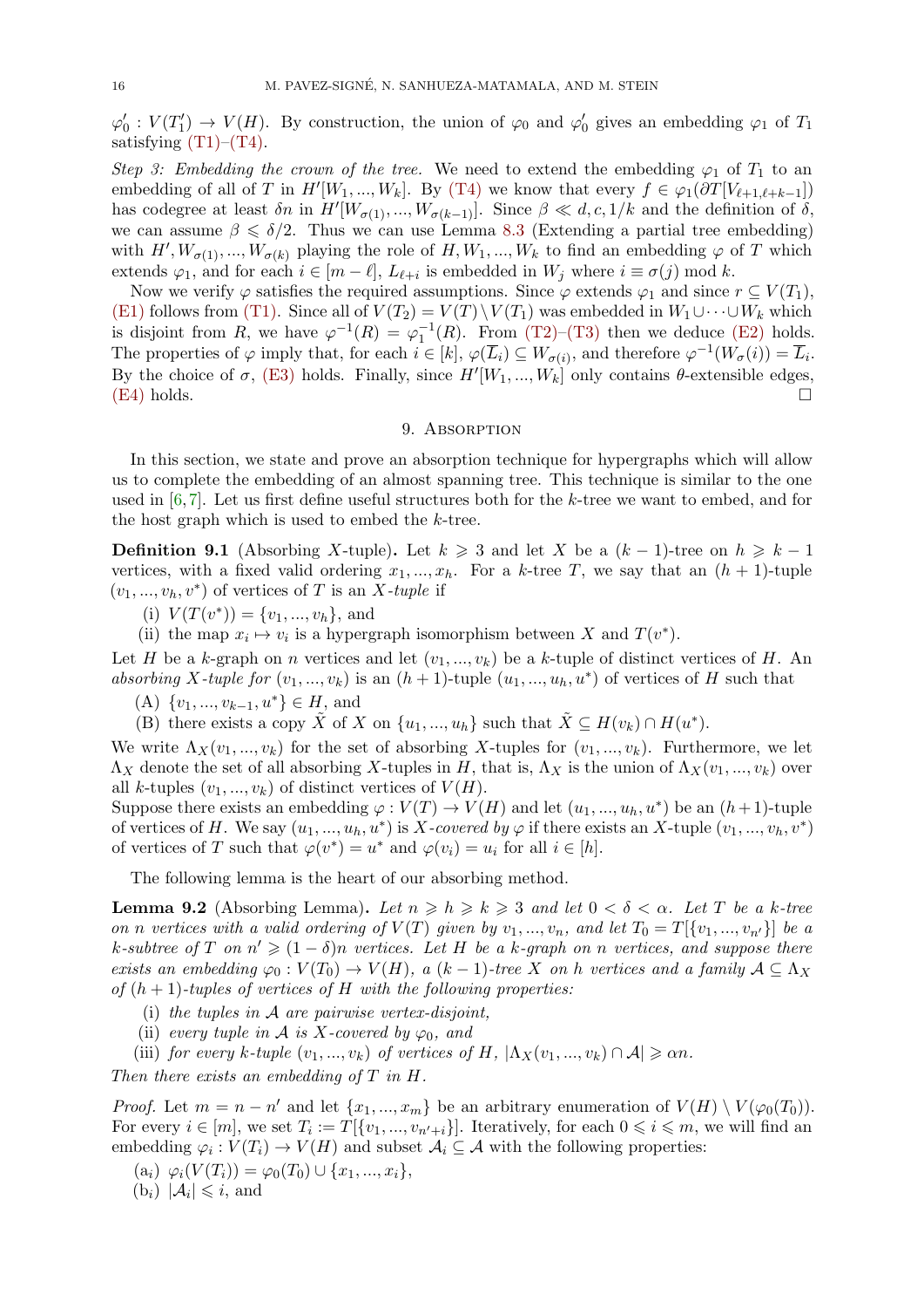$\varphi_0' : V(T_1') \to V(H)$. By construction, the union of $\varphi_0$ and $\varphi_0'$ gives an embedding $\varphi_1$ of $T_1$ satisfying (T1)–(T4).

*Step 3: Embedding the crown of the tree.* We need to extend the embedding $\varphi_1$ of $T_1$ to an embedding of all of $T$ in $H'[W_1, ..., W_k]$. By (T4) we know that every $f \in \varphi_1(\partial T[V_{\ell+1,\ell+k-1}])$ has codegree at least $\delta n$ in $H'[W_{\sigma(1)}, ..., W_{\sigma(k-1)}]$. Since $\beta \ll d, c, 1/k$ and the definition of $\delta$, we can assume $\beta \leqslant \delta/2$. Thus we can use Lemma 8.3 (Extending a partial tree embedding) with $H', W_{\sigma(1)}, ..., W_{\sigma(k)}$ playing the role of $H, W_1, ..., W_k$ to find an embedding $\varphi$ of $T$ which extends $\varphi_1$, and for each $i \in [m-\ell]$, $L_{\ell+i}$ is embedded in $W_j$ where $i \equiv \sigma(j) \bmod k$.

Now we verify $\varphi$ satisfies the required assumptions. Since $\varphi$ extends $\varphi_1$ and since $r \subseteq V(T_1)$, (E1) follows from (T1). Since all of $V(T_2) = V(T) \setminus V(T_1)$ was embedded in $W_1 \cup \cdots \cup W_k$ which is disjoint from $R$, we have $\varphi^{-1}(R) = \varphi_1^{-1}(R)$. From (T2)–(T3) then we deduce (E2) holds. The properties of $\varphi$ imply that, for each $i \in [k]$, $\varphi(\overline{L}_i) \subseteq W_{\sigma(i)}$, and therefore $\varphi^{-1}(W_\sigma(i)) = \overline{L}_i$. By the choice of $\sigma$, (E3) holds. Finally, since $H'[W_1, ..., W_k]$ only contains $\theta$-extensible edges, (E4) holds. $\square$

## 9. Absorption

In this section, we state and prove an absorption technique for hypergraphs which will allow us to complete the embedding of an almost spanning tree. This technique is similar to the one used in [6,7]. Let us first define useful structures both for the $k$-tree we want to embed, and for the host graph which is used to embed the $k$-tree.

**Definition 9.1** (Absorbing $X$-tuple)**.** Let $k \geqslant 3$ and let $X$ be a $(k-1)$-tree on $h \geqslant k-1$ vertices, with a fixed valid ordering $x_1, ..., x_h$. For a $k$-tree $T$, we say that an $(h+1)$-tuple $(v_1, ..., v_h, v^*)$ of vertices of $T$ is an *$X$-tuple* if

(i) $V(T(v^*)) = \{v_1, ..., v_h\}$, and

(ii) the map $x_i \mapsto v_i$ is a hypergraph isomorphism between $X$ and $T(v^*)$.

Let $H$ be a $k$-graph on $n$ vertices and let $(v_1, ..., v_k)$ be a $k$-tuple of distinct vertices of $H$. An *absorbing $X$-tuple for* $(v_1, ..., v_k)$ is an $(h+1)$-tuple $(u_1, ..., u_h, u^*)$ of vertices of $H$ such that

(A) $\{v_1, ..., v_{k-1}, u^*\} \in H$, and

(B) there exists a copy $\tilde{X}$ of $X$ on $\{u_1, ..., u_h\}$ such that $\tilde{X} \subseteq H(v_k) \cap H(u^*)$.

We write $\Lambda_X(v_1, ..., v_k)$ for the set of absorbing $X$-tuples for $(v_1, ..., v_k)$. Furthermore, we let $\Lambda_X$ denote the set of all absorbing $X$-tuples in $H$, that is, $\Lambda_X$ is the union of $\Lambda_X(v_1, ..., v_k)$ over all $k$-tuples $(v_1, ..., v_k)$ of distinct vertices of $V(H)$.

Suppose there exists an embedding $\varphi : V(T) \to V(H)$ and let $(u_1, ..., u_h, u^*)$ be an $(h+1)$-tuple of vertices of $H$. We say $(u_1, ..., u_h, u^*)$ is *$X$-covered by* $\varphi$ if there exists an $X$-tuple $(v_1, ..., v_h, v^*)$ of vertices of $T$ such that $\varphi(v^*) = u^*$ and $\varphi(v_i) = u_i$ for all $i \in [h]$.

The following lemma is the heart of our absorbing method.

**Lemma 9.2** (Absorbing Lemma)**.** *Let $n \geqslant h \geqslant k \geqslant 3$ and let $0 < \delta < \alpha$. Let $T$ be a $k$-tree on $n$ vertices with a valid ordering of $V(T)$ given by $v_1, ..., v_n$, and let $T_0 = T[\{v_1, ..., v_{n'}\}]$ be a $k$-subtree of $T$ on $n' \geqslant (1-\delta)n$ vertices. Let $H$ be a $k$-graph on $n$ vertices, and suppose there exists an embedding $\varphi_0 : V(T_0) \to V(H)$, a $(k-1)$-tree $X$ on $h$ vertices and a family $\mathcal{A} \subseteq \Lambda_X$ of $(h+1)$-tuples of vertices of $H$ with the following properties:*

(i) *the tuples in $\mathcal{A}$ are pairwise vertex-disjoint,*

(ii) *every tuple in $\mathcal{A}$ is $X$-covered by $\varphi_0$, and*

(iii) *for every $k$-tuple $(v_1, ..., v_k)$ of vertices of $H$, $|\Lambda_X(v_1, ..., v_k) \cap \mathcal{A}| \geqslant \alpha n$.*

*Then there exists an embedding of $T$ in $H$.*

*Proof.* Let $m = n - n'$ and let $\{x_1, ..., x_m\}$ be an arbitrary enumeration of $V(H) \setminus V(\varphi_0(T_0))$. For every $i \in [m]$, we set $T_i := T[\{v_1, ..., v_{n'+i}\}]$. Iteratively, for each $0 \leqslant i \leqslant m$, we will find an embedding $\varphi_i : V(T_i) \to V(H)$ and subset $\mathcal{A}_i \subseteq \mathcal{A}$ with the following properties:

(a$_i$) $\varphi_i(V(T_i)) = \varphi_0(T_0) \cup \{x_1, ..., x_i\}$,

(b$_i$) $|\mathcal{A}_i| \leqslant i$, and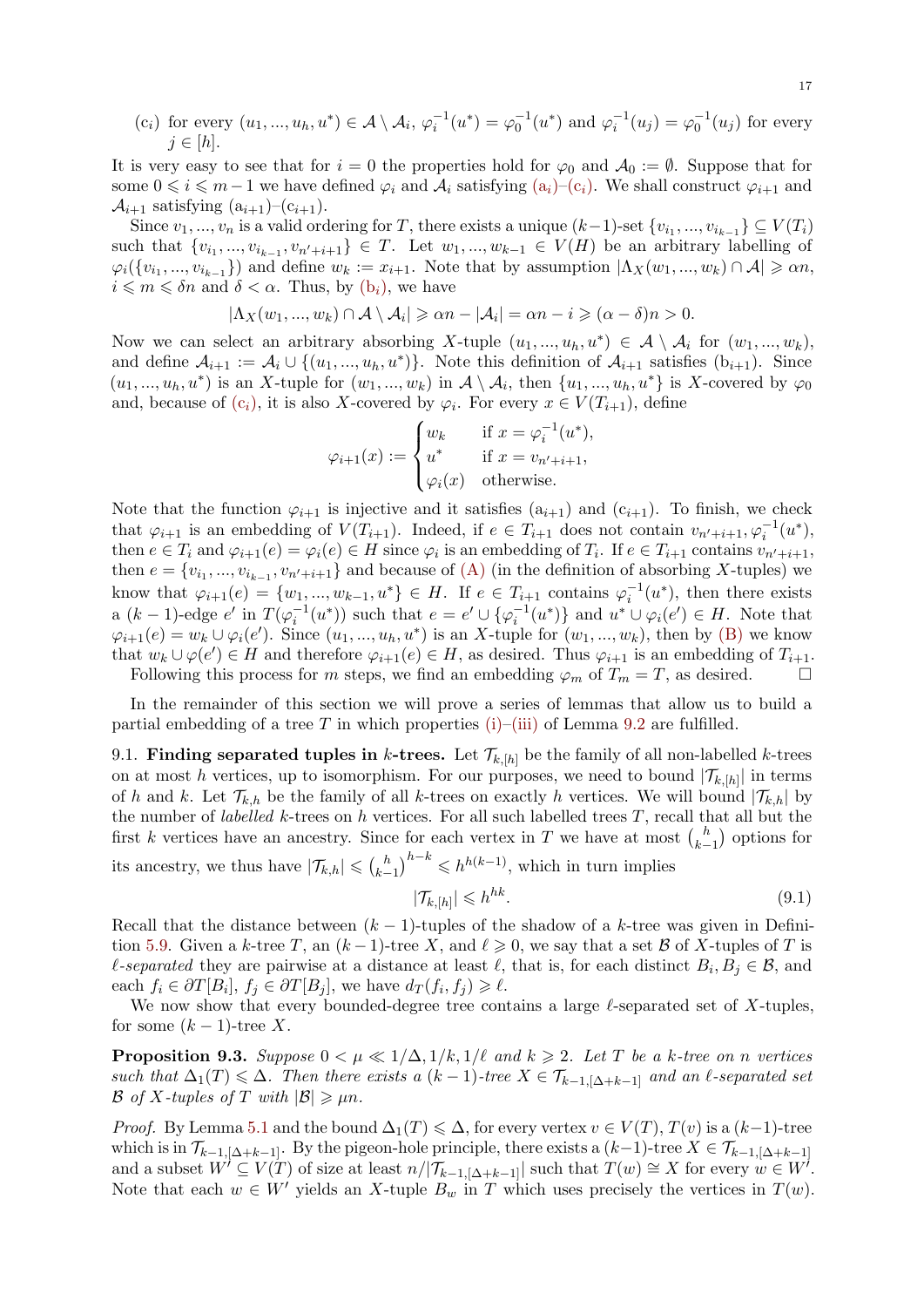($c_i$) for every $(u_1, ..., u_h, u^*) \in \mathcal{A} \setminus \mathcal{A}_i$, $\varphi_i^{-1}(u^*) = \varphi_0^{-1}(u^*)$ and $\varphi_i^{-1}(u_j) = \varphi_0^{-1}(u_j)$ for every $j \in [h]$.

It is very easy to see that for $i = 0$ the properties hold for $\varphi_0$ and $\mathcal{A}_0 := \emptyset$. Suppose that for some $0 \leqslant i \leqslant m-1$ we have defined $\varphi_i$ and $\mathcal{A}_i$ satisfying ($a_i$)–($c_i$). We shall construct $\varphi_{i+1}$ and $\mathcal{A}_{i+1}$ satisfying ($a_{i+1}$)–($c_{i+1}$).

Since $v_1, ..., v_n$ is a valid ordering for $T$, there exists a unique $(k-1)$-set $\{v_{i_1}, ..., v_{i_{k-1}}\} \subseteq V(T_i)$ such that $\{v_{i_1}, ..., v_{i_{k-1}}, v_{n'+i+1}\} \in T$. Let $w_1, ..., w_{k-1} \in V(H)$ be an arbitrary labelling of $\varphi_i(\{v_{i_1}, ..., v_{i_{k-1}}\})$ and define $w_k := x_{i+1}$. Note that by assumption $|\Lambda_X(w_1, ..., w_k) \cap \mathcal{A}| \geqslant \alpha n$, $i \leqslant m \leqslant \delta n$ and $\delta < \alpha$. Thus, by ($b_i$), we have

$$|\Lambda_X(w_1, ..., w_k) \cap \mathcal{A} \setminus \mathcal{A}_i| \geqslant \alpha n - |\mathcal{A}_i| = \alpha n - i \geqslant (\alpha - \delta)n > 0.$$

Now we can select an arbitrary absorbing $X$-tuple $(u_1, ..., u_h, u^*) \in \mathcal{A} \setminus \mathcal{A}_i$ for $(w_1, ..., w_k)$, and define $\mathcal{A}_{i+1} := \mathcal{A}_i \cup \{(u_1, ..., u_h, u^*)\}$. Note this definition of $\mathcal{A}_{i+1}$ satisfies ($b_{i+1}$). Since $(u_1, ..., u_h, u^*)$ is an $X$-tuple for $(w_1, ..., w_k)$ in $\mathcal{A} \setminus \mathcal{A}_i$, then $\{u_1, ..., u_h, u^*\}$ is $X$-covered by $\varphi_0$ and, because of ($c_i$), it is also $X$-covered by $\varphi_i$. For every $x \in V(T_{i+1})$, define

$$\varphi_{i+1}(x) := \begin{cases} w_k & \text{if } x = \varphi_i^{-1}(u^*), \\ u^* & \text{if } x = v_{n'+i+1}, \\ \varphi_i(x) & \text{otherwise.} \end{cases}$$

Note that the function $\varphi_{i+1}$ is injective and it satisfies ($a_{i+1}$) and ($c_{i+1}$). To finish, we check that $\varphi_{i+1}$ is an embedding of $V(T_{i+1})$. Indeed, if $e \in T_{i+1}$ does not contain $v_{n'+i+1}, \varphi_i^{-1}(u^*)$, then $e \in T_i$ and $\varphi_{i+1}(e) = \varphi_i(e) \in H$ since $\varphi_i$ is an embedding of $T_i$. If $e \in T_{i+1}$ contains $v_{n'+i+1}$, then $e = \{v_{i_1}, ..., v_{i_{k-1}}, v_{n'+i+1}\}$ and because of (A) (in the definition of absorbing $X$-tuples) we know that $\varphi_{i+1}(e) = \{w_1, ..., w_{k-1}, u^*\} \in H$. If $e \in T_{i+1}$ contains $\varphi_i^{-1}(u^*)$, then there exists a $(k-1)$-edge $e'$ in $T(\varphi_i^{-1}(u^*))$ such that $e = e' \cup \{\varphi_i^{-1}(u^*)\}$ and $u^* \cup \varphi_i(e') \in H$. Note that $\varphi_{i+1}(e) = w_k \cup \varphi_i(e')$. Since $(u_1, ..., u_h, u^*)$ is an $X$-tuple for $(w_1, ..., w_k)$, then by (B) we know that $w_k \cup \varphi(e') \in H$ and therefore $\varphi_{i+1}(e) \in H$, as desired. Thus $\varphi_{i+1}$ is an embedding of $T_{i+1}$.

Following this process for $m$ steps, we find an embedding $\varphi_m$ of $T_m = T$, as desired. $\square$

In the remainder of this section we will prove a series of lemmas that allow us to build a partial embedding of a tree $T$ in which properties (i)–(iii) of Lemma 9.2 are fulfilled.

9.1. **Finding separated tuples in $k$-trees.** Let $\mathcal{T}_{k,[h]}$ be the family of all non-labelled $k$-trees on at most $h$ vertices, up to isomorphism. For our purposes, we need to bound $|\mathcal{T}_{k,[h]}|$ in terms of $h$ and $k$. Let $\mathcal{T}_{k,h}$ be the family of all $k$-trees on exactly $h$ vertices. We will bound $|\mathcal{T}_{k,h}|$ by the number of *labelled* $k$-trees on $h$ vertices. For all such labelled trees $T$, recall that all but the first $k$ vertices have an ancestry. Since for each vertex in $T$ we have at most $\binom{h}{k-1}$ options for its ancestry, we thus have $|\mathcal{T}_{k,h}| \leqslant \binom{h}{k-1}^{h-k} \leqslant h^{h(k-1)}$, which in turn implies

$$|\mathcal{T}_{k,[h]}| \leqslant h^{hk}. \tag{9.1}$$

Recall that the distance between $(k-1)$-tuples of the shadow of a $k$-tree was given in Definition 5.9. Given a $k$-tree $T$, an $(k-1)$-tree $X$, and $\ell \geqslant 0$, we say that a set $\mathcal{B}$ of $X$-tuples of $T$ is *$\ell$-separated* they are pairwise at a distance at least $\ell$, that is, for each distinct $B_i, B_j \in \mathcal{B}$, and each $f_i \in \partial T[B_i]$, $f_j \in \partial T[B_j]$, we have $d_T(f_i, f_j) \geqslant \ell$.

We now show that every bounded-degree tree contains a large $\ell$-separated set of $X$-tuples, for some $(k-1)$-tree $X$.

**Proposition 9.3.** *Suppose $0 < \mu \ll 1/\Delta, 1/k, 1/\ell$ and $k \geqslant 2$. Let $T$ be a $k$-tree on $n$ vertices such that $\Delta_1(T) \leqslant \Delta$. Then there exists a $(k-1)$-tree $X \in \mathcal{T}_{k-1,[\Delta+k-1]}$ and an $\ell$-separated set $\mathcal{B}$ of $X$-tuples of $T$ with $|\mathcal{B}| \geqslant \mu n$.*

*Proof.* By Lemma 5.1 and the bound $\Delta_1(T) \leqslant \Delta$, for every vertex $v \in V(T)$, $T(v)$ is a $(k-1)$-tree which is in $\mathcal{T}_{k-1,[\Delta+k-1]}$. By the pigeon-hole principle, there exists a $(k-1)$-tree $X \in \mathcal{T}_{k-1,[\Delta+k-1]}$ and a subset $W' \subseteq V(T)$ of size at least $n/|\mathcal{T}_{k-1,[\Delta+k-1]}|$ such that $T(w) \cong X$ for every $w \in W'$. Note that each $w \in W'$ yields an $X$-tuple $B_w$ in $T$ which uses precisely the vertices in $T(w)$.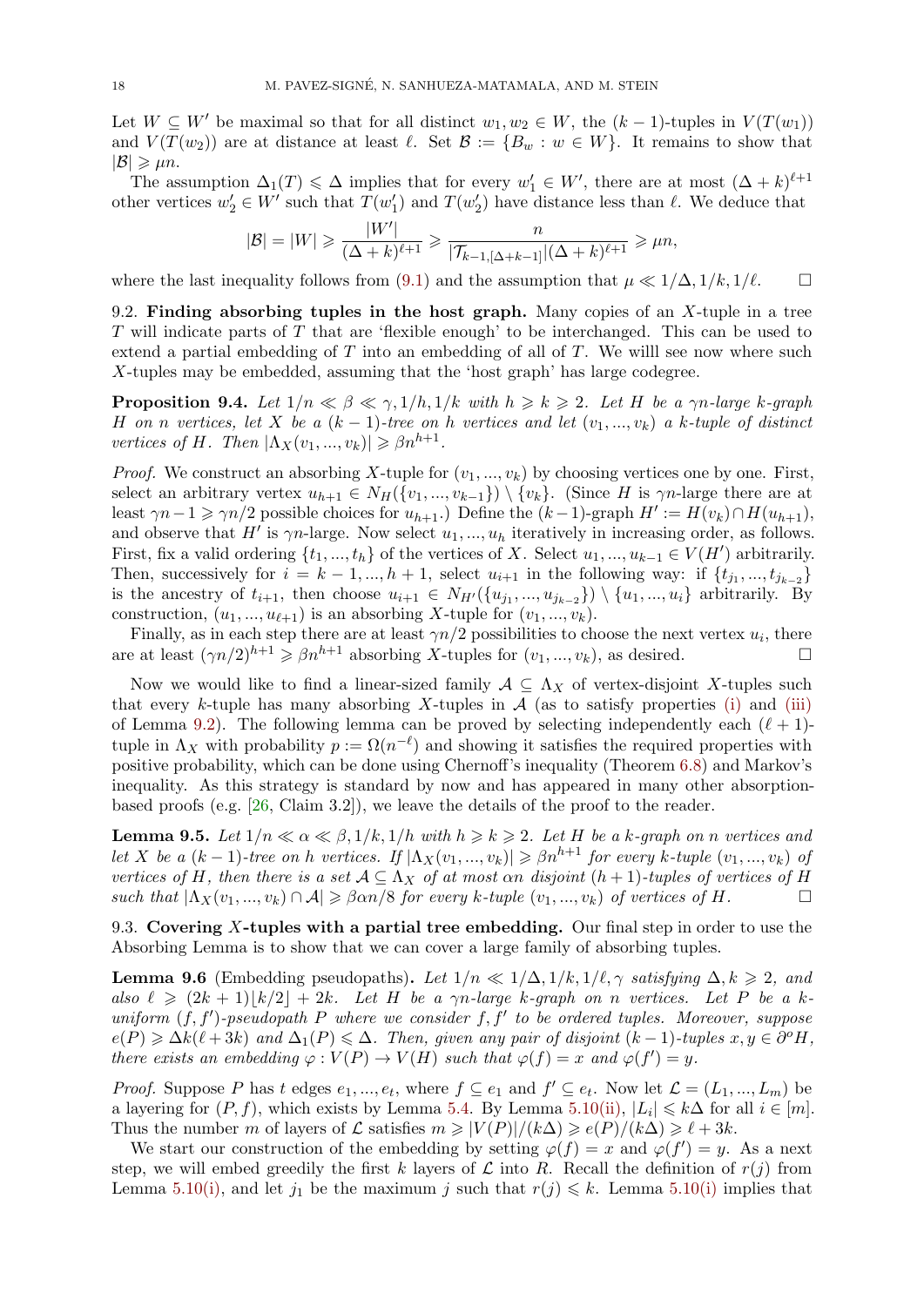Let $W \subseteq W'$ be maximal so that for all distinct $w_1, w_2 \in W$, the $(k-1)$-tuples in $V(T(w_1))$ and $V(T(w_2))$ are at distance at least $\ell$. Set $\mathcal{B} := \{B_w : w \in W\}$. It remains to show that $|\mathcal{B}| \geqslant \mu n$.

The assumption $\Delta_1(T) \leqslant \Delta$ implies that for every $w_1' \in W'$, there are at most $(\Delta + k)^{\ell+1}$ other vertices $w_2' \in W'$ such that $T(w_1')$ and $T(w_2')$ have distance less than $\ell$. We deduce that

$$|\mathcal{B}| = |W| \geqslant \frac{|W'|}{(\Delta + k)^{\ell+1}} \geqslant \frac{n}{|\mathcal{T}_{k-1,[\Delta+k-1]}|(\Delta + k)^{\ell+1}} \geqslant \mu n,$$

where the last inequality follows from (9.1) and the assumption that $\mu \ll 1/\Delta, 1/k, 1/\ell$. $\square$

**9.2. Finding absorbing tuples in the host graph.** Many copies of an $X$-tuple in a tree $T$ will indicate parts of $T$ that are 'flexible enough' to be interchanged. This can be used to extend a partial embedding of $T$ into an embedding of all of $T$. We willl see now where such $X$-tuples may be embedded, assuming that the 'host graph' has large codegree.

**Proposition 9.4.** *Let $1/n \ll \beta \ll \gamma, 1/h, 1/k$ with $h \geqslant k \geqslant 2$. Let $H$ be a $\gamma n$-large $k$-graph $H$ on $n$ vertices, let $X$ be a $(k-1)$-tree on $h$ vertices and let $(v_1, ..., v_k)$ a $k$-tuple of distinct vertices of $H$. Then $|\Lambda_X(v_1, ..., v_k)| \geqslant \beta n^{h+1}$.*

*Proof.* We construct an absorbing $X$-tuple for $(v_1, ..., v_k)$ by choosing vertices one by one. First, select an arbitrary vertex $u_{h+1} \in N_H(\{v_1, ..., v_{k-1}\}) \setminus \{v_k\}$. (Since $H$ is $\gamma n$-large there are at least $\gamma n - 1 \geqslant \gamma n/2$ possible choices for $u_{h+1}$.) Define the $(k-1)$-graph $H' := H(v_k) \cap H(u_{h+1})$, and observe that $H'$ is $\gamma n$-large. Now select $u_1, ..., u_h$ iteratively in increasing order, as follows. First, fix a valid ordering $\{t_1, ..., t_h\}$ of the vertices of $X$. Select $u_1, ..., u_{k-1} \in V(H')$ arbitrarily. Then, successively for $i = k-1, ..., h+1$, select $u_{i+1}$ in the following way: if $\{t_{j_1}, ..., t_{j_{k-2}}\}$ is the ancestry of $t_{i+1}$, then choose $u_{i+1} \in N_{H'}(\{u_{j_1}, ..., u_{j_{k-2}}\}) \setminus \{u_1, ..., u_i\}$ arbitrarily. By construction, $(u_1, ..., u_{\ell+1})$ is an absorbing $X$-tuple for $(v_1, ..., v_k)$.

Finally, as in each step there are at least $\gamma n/2$ possibilities to choose the next vertex $u_i$, there are at least $(\gamma n/2)^{h+1} \geqslant \beta n^{h+1}$ absorbing $X$-tuples for $(v_1, ..., v_k)$, as desired. $\square$

Now we would like to find a linear-sized family $\mathcal{A} \subseteq \Lambda_X$ of vertex-disjoint $X$-tuples such that every $k$-tuple has many absorbing $X$-tuples in $\mathcal{A}$ (as to satisfy properties (i) and (iii) of Lemma 9.2). The following lemma can be proved by selecting independently each $(\ell+1)$-tuple in $\Lambda_X$ with probability $p := \Omega(n^{-\ell})$ and showing it satisfies the required properties with positive probability, which can be done using Chernoff's inequality (Theorem 6.8) and Markov's inequality. As this strategy is standard by now and has appeared in many other absorption-based proofs (e.g. [26, Claim 3.2]), we leave the details of the proof to the reader.

**Lemma 9.5.** *Let $1/n \ll \alpha \ll \beta, 1/k, 1/h$ with $h \geqslant k \geqslant 2$. Let $H$ be a $k$-graph on $n$ vertices and let $X$ be a $(k-1)$-tree on $h$ vertices. If $|\Lambda_X(v_1, ..., v_k)| \geqslant \beta n^{h+1}$ for every $k$-tuple $(v_1, ..., v_k)$ of vertices of $H$, then there is a set $\mathcal{A} \subseteq \Lambda_X$ of at most $\alpha n$ disjoint $(h+1)$-tuples of vertices of $H$ such that $|\Lambda_X(v_1, ..., v_k) \cap \mathcal{A}| \geqslant \beta \alpha n/8$ for every $k$-tuple $(v_1, ..., v_k)$ of vertices of $H$.* $\square$

**9.3. Covering $X$-tuples with a partial tree embedding.** Our final step in order to use the Absorbing Lemma is to show that we can cover a large family of absorbing tuples.

**Lemma 9.6** (Embedding pseudopaths)**.** *Let $1/n \ll 1/\Delta, 1/k, 1/\ell, \gamma$ satisfying $\Delta, k \geqslant 2$, and also $\ell \geqslant (2k+1)\lfloor k/2 \rfloor + 2k$. Let $H$ be a $\gamma n$-large $k$-graph on $n$ vertices. Let $P$ be a $k$-uniform $(f, f')$-pseudopath $P$ where we consider $f, f'$ to be ordered tuples. Moreover, suppose $e(P) \geqslant \Delta k(\ell + 3k)$ and $\Delta_1(P) \leqslant \Delta$. Then, given any pair of disjoint $(k-1)$-tuples $x, y \in \partial^o H$, there exists an embedding $\varphi : V(P) \to V(H)$ such that $\varphi(f) = x$ and $\varphi(f') = y$.*

*Proof.* Suppose $P$ has $t$ edges $e_1, ..., e_t$, where $f \subseteq e_1$ and $f' \subseteq e_t$. Now let $\mathcal{L} = (L_1, ..., L_m)$ be a layering for $(P, f)$, which exists by Lemma 5.4. By Lemma 5.10(ii), $|L_i| \leqslant k\Delta$ for all $i \in [m]$. Thus the number $m$ of layers of $\mathcal{L}$ satisfies $m \geqslant |V(P)|/(k\Delta) \geqslant e(P)/(k\Delta) \geqslant \ell + 3k$.

We start our construction of the embedding by setting $\varphi(f) = x$ and $\varphi(f') = y$. As a next step, we will embed greedily the first $k$ layers of $\mathcal{L}$ into $R$. Recall the definition of $r(j)$ from Lemma 5.10(i), and let $j_1$ be the maximum $j$ such that $r(j) \leqslant k$. Lemma 5.10(i) implies that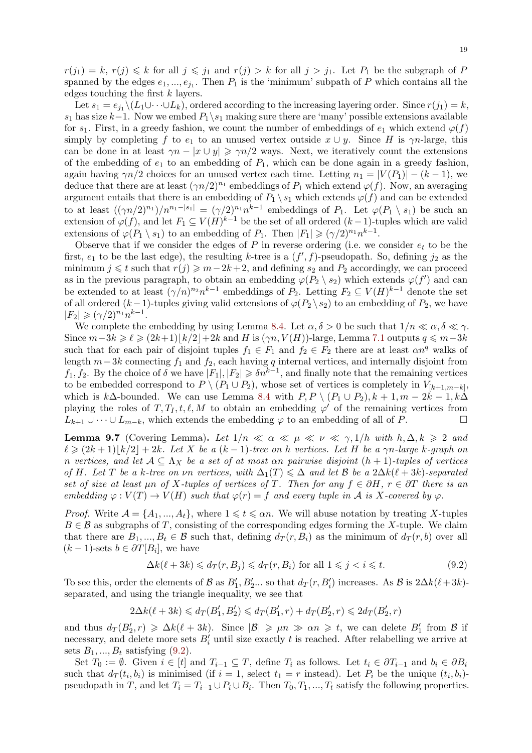$r(j_1) = k$, $r(j) \leqslant k$ for all $j \leqslant j_1$ and $r(j) > k$ for all $j > j_1$. Let $P_1$ be the subgraph of $P$ spanned by the edges $e_1, ..., e_{j_1}$. Then $P_1$ is the 'minimum' subpath of $P$ which contains all the edges touching the first $k$ layers.

Let $s_1 = e_{j_1} \setminus (L_1 \cup \cdots \cup L_k)$, ordered according to the increasing layering order. Since $r(j_1) = k$, $s_1$ has size $k-1$. Now we embed $P_1 \setminus s_1$ making sure there are 'many' possible extensions available for $s_1$. First, in a greedy fashion, we count the number of embeddings of $e_1$ which extend $\varphi(f)$ simply by completing $f$ to $e_1$ to an unused vertex outside $x \cup y$. Since $H$ is $\gamma n$-large, this can be done in at least $\gamma n - |x \cup y| \geqslant \gamma n/2$ ways. Next, we iteratively count the extensions of the embedding of $e_1$ to an embedding of $P_1$, which can be done again in a greedy fashion, again having $\gamma n/2$ choices for an unused vertex each time. Letting $n_1 = |V(P_1)| - (k-1)$, we deduce that there are at least $(\gamma n/2)^{n_1}$ embeddings of $P_1$ which extend $\varphi(f)$. Now, an averaging argument entails that there is an embedding of $P_1 \setminus s_1$ which extends $\varphi(f)$ and can be extended to at least $((\gamma n/2)^{n_1})/n^{n_1 - |s_1|} = (\gamma/2)^{n_1} n^{k-1}$ embeddings of $P_1$. Let $\varphi(P_1 \setminus s_1)$ be such an extension of $\varphi(f)$, and let $F_1 \subseteq V(H)^{k-1}$ be the set of all ordered $(k-1)$-tuples which are valid extensions of $\varphi(P_1 \setminus s_1)$ to an embedding of $P_1$. Then $|F_1| \geqslant (\gamma/2)^{n_1} n^{k-1}$.

Observe that if we consider the edges of $P$ in reverse ordering (i.e. we consider $e_t$ to be the first, $e_1$ to be the last edge), the resulting $k$-tree is a $(f', f)$-pseudopath. So, defining $j_2$ as the minimum $j \leqslant t$ such that $r(j) \geqslant m - 2k + 2$, and defining $s_2$ and $P_2$ accordingly, we can proceed as in the previous paragraph, to obtain an embedding $\varphi(P_2 \setminus s_2)$ which extends $\varphi(f')$ and can be extended to at least $(\gamma/n)^{n_2} n^{k-1}$ embeddings of $P_2$. Letting $F_2 \subseteq V(H)^{k-1}$ denote the set of all ordered $(k-1)$-tuples giving valid extensions of $\varphi(P_2 \setminus s_2)$ to an embedding of $P_2$, we have $|F_2| \geqslant (\gamma/2)^{n_1} n^{k-1}$.

We complete the embedding by using Lemma 8.4. Let $\alpha, \delta > 0$ be such that $1/n \ll \alpha, \delta \ll \gamma$. Since $m - 3k \geqslant \ell \geqslant (2k+1)\lfloor k/2 \rfloor + 2k$ and $H$ is $(\gamma n, V(H))$-large, Lemma 7.1 outputs $q \leqslant m - 3k$ such that for each pair of disjoint tuples $f_1 \in F_1$ and $f_2 \in F_2$ there are at least $\alpha n^q$ walks of length $m - 3k$ connecting $f_1$ and $f_2$, each having $q$ internal vertices, and internally disjoint from $f_1, f_2$. By the choice of $\delta$ we have $|F_1|, |F_2| \geqslant \delta n^{k-1}$, and finally note that the remaining vertices to be embedded correspond to $P \setminus (P_1 \cup P_2)$, whose set of vertices is completely in $V_{[k+1, m-k]}$, which is $k\Delta$-bounded. We can use Lemma 8.4 with $P, P \setminus (P_1 \cup P_2), k+1, m-2k-1, k\Delta$ playing the roles of $T, T_I, t, \ell, M$ to obtain an embedding $\varphi'$ of the remaining vertices from $L_{k+1} \cup \cdots \cup L_{m-k}$, which extends the embedding $\varphi$ to an embedding of all of $P$. □

**Lemma 9.7** (Covering Lemma)**.** *Let $1/n \ll \alpha \ll \mu \ll \nu \ll \gamma, 1/h$ with $h, \Delta, k \geqslant 2$ and $\ell \geqslant (2k+1)\lfloor k/2 \rfloor + 2k$. Let $X$ be a $(k-1)$-tree on $h$ vertices. Let $H$ be a $\gamma n$-large $k$-graph on $n$ vertices, and let $\mathcal{A} \subseteq \Lambda_X$ be a set of at most $\alpha n$ pairwise disjoint $(h+1)$-tuples of vertices of $H$. Let $T$ be a $k$-tree on $\nu n$ vertices, with $\Delta_1(T) \leqslant \Delta$ and let $\mathcal{B}$ be a $2\Delta k(\ell + 3k)$-separated set of size at least $\mu n$ of $X$-tuples of vertices of $T$. Then for any $f \in \partial H$, $r \in \partial T$ there is an embedding $\varphi : V(T) \to V(H)$ such that $\varphi(r) = f$ and every tuple in $\mathcal{A}$ is $X$-covered by $\varphi$.*

*Proof.* Write $\mathcal{A} = \{A_1, ..., A_t\}$, where $1 \leqslant t \leqslant \alpha n$. We will abuse notation by treating $X$-tuples $B \in \mathcal{B}$ as subgraphs of $T$, consisting of the corresponding edges forming the $X$-tuple. We claim that there are $B_1, ..., B_t \in \mathcal{B}$ such that, defining $d_T(r, B_i)$ as the minimum of $d_T(r, b)$ over all $(k-1)$-sets $b \in \partial T[B_i]$, we have

$$\Delta k(\ell + 3k) \leqslant d_T(r, B_j) \leqslant d_T(r, B_i) \text{ for all } 1 \leqslant j < i \leqslant t. \tag{9.2}$$

To see this, order the elements of $\mathcal{B}$ as $B_1', B_2'...$ so that $d_T(r, B_i')$ increases. As $\mathcal{B}$ is $2\Delta k(\ell+3k)$-separated, and using the triangle inequality, we see that

$$2\Delta k(\ell + 3k) \leqslant d_T(B_1', B_2') \leqslant d_T(B_1', r) + d_T(B_2', r) \leqslant 2d_T(B_2', r)$$

and thus $d_T(B_2', r) \geqslant \Delta k(\ell + 3k)$. Since $|\mathcal{B}| \geqslant \mu n \gg \alpha n \geqslant t$, we can delete $B_1'$ from $\mathcal{B}$ if necessary, and delete more sets $B_i'$ until size exactly $t$ is reached. After relabelling we arrive at sets $B_1, ..., B_t$ satisfying (9.2).

Set $T_0 := \emptyset$. Given $i \in [t]$ and $T_{i-1} \subseteq T$, define $T_i$ as follows. Let $t_i \in \partial T_{i-1}$ and $b_i \in \partial B_i$ such that $d_T(t_i, b_i)$ is minimised (if $i = 1$, select $t_1 = r$ instead). Let $P_i$ be the unique $(t_i, b_i)$-pseudopath in $T$, and let $T_i = T_{i-1} \cup P_i \cup B_i$. Then $T_0, T_1, ..., T_t$ satisfy the following properties.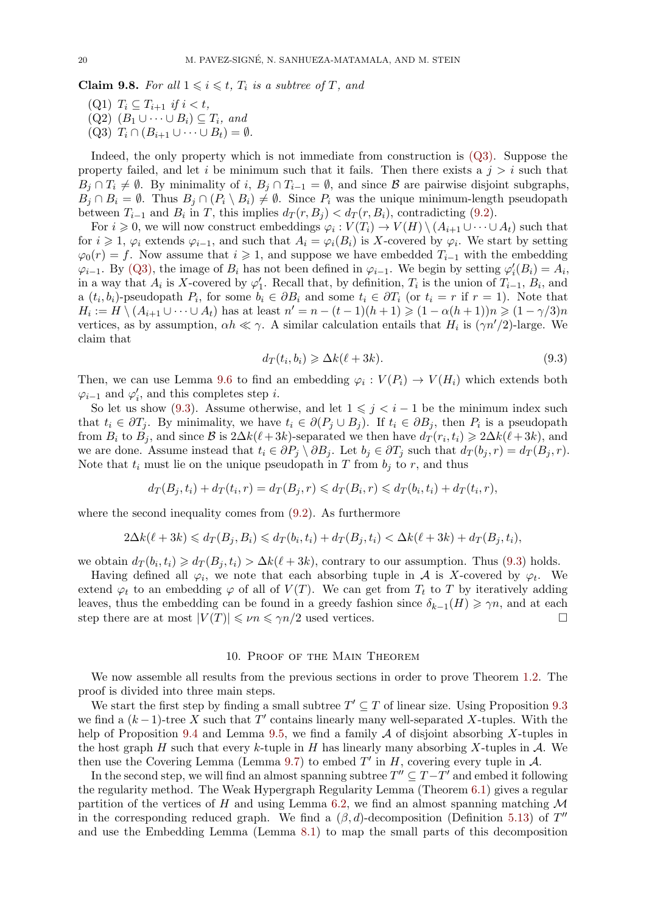**Claim 9.8.** *For all $1 \leqslant i \leqslant t$, $T_i$ is a subtree of $T$, and*

- (Q1) $T_i \subseteq T_{i+1}$ *if* $i < t$,
- (Q2) $(B_1 \cup \cdots \cup B_i) \subseteq T_i$, *and*
- (Q3) $T_i \cap (B_{i+1} \cup \cdots \cup B_t) = \emptyset$.

Indeed, the only property which is not immediate from construction is (Q3). Suppose the property failed, and let $i$ be minimum such that it fails. Then there exists a $j > i$ such that $B_j \cap T_i \neq \emptyset$. By minimality of $i$, $B_j \cap T_{i-1} = \emptyset$, and since $\mathcal{B}$ are pairwise disjoint subgraphs, $B_j \cap B_i = \emptyset$. Thus $B_j \cap (P_i \setminus B_i) \neq \emptyset$. Since $P_i$ was the unique minimum-length pseudopath between $T_{i-1}$ and $B_i$ in $T$, this implies $d_T(r, B_j) < d_T(r, B_i)$, contradicting (9.2).

For $i \geqslant 0$, we will now construct embeddings $\varphi_i : V(T_i) \to V(H) \setminus (A_{i+1} \cup \cdots \cup A_t)$ such that for $i \geqslant 1$, $\varphi_i$ extends $\varphi_{i-1}$, and such that $A_i = \varphi_i(B_i)$ is $X$-covered by $\varphi_i$. We start by setting $\varphi_0(r) = f$. Now assume that $i \geqslant 1$, and suppose we have embedded $T_{i-1}$ with the embedding $\varphi_{i-1}$. By (Q3), the image of $B_i$ has not been defined in $\varphi_{i-1}$. We begin by setting $\varphi'_i(B_i) = A_i$, in a way that $A_i$ is $X$-covered by $\varphi'_1$. Recall that, by definition, $T_i$ is the union of $T_{i-1}$, $B_i$, and a $(t_i, b_i)$-pseudopath $P_i$, for some $b_i \in \partial B_i$ and some $t_i \in \partial T_i$ (or $t_i = r$ if $r = 1$). Note that $H_i := H \setminus (A_{i+1} \cup \cdots \cup A_t)$ has at least $n' = n - (t-1)(h+1) \geqslant (1 - \alpha(h+1))n \geqslant (1 - \gamma/3)n$ vertices, as by assumption, $\alpha h \ll \gamma$. A similar calculation entails that $H_i$ is $(\gamma n'/2)$-large. We claim that

$$d_T(t_i, b_i) \geqslant \Delta k(\ell + 3k). \tag{9.3}$$

Then, we can use Lemma 9.6 to find an embedding $\varphi_i : V(P_i) \to V(H_i)$ which extends both $\varphi_{i-1}$ and $\varphi'_i$, and this completes step $i$.

So let us show (9.3). Assume otherwise, and let $1 \leqslant j < i - 1$ be the minimum index such that $t_i \in \partial T_j$. By minimality, we have $t_i \in \partial(P_j \cup B_j)$. If $t_i \in \partial B_j$, then $P_i$ is a pseudopath from $B_i$ to $B_j$, and since $\mathcal{B}$ is $2\Delta k(\ell + 3k)$-separated we then have $d_T(r_i, t_i) \geqslant 2\Delta k(\ell + 3k)$, and we are done. Assume instead that $t_i \in \partial P_j \setminus \partial B_j$. Let $b_j \in \partial T_j$ such that $d_T(b_j, r) = d_T(B_j, r)$. Note that $t_i$ must lie on the unique pseudopath in $T$ from $b_j$ to $r$, and thus

$$d_T(B_j, t_i) + d_T(t_i, r) = d_T(B_j, r) \leqslant d_T(B_i, r) \leqslant d_T(b_i, t_i) + d_T(t_i, r),$$

where the second inequality comes from (9.2). As furthermore

$$2\Delta k(\ell + 3k) \leqslant d_T(B_j, B_i) \leqslant d_T(b_i, t_i) + d_T(B_j, t_i) < \Delta k(\ell + 3k) + d_T(B_j, t_i),$$

we obtain $d_T(b_i, t_i) \geqslant d_T(B_j, t_i) > \Delta k(\ell + 3k)$, contrary to our assumption. Thus (9.3) holds.

Having defined all $\varphi_i$, we note that each absorbing tuple in $\mathcal{A}$ is $X$-covered by $\varphi_t$. We extend $\varphi_t$ to an embedding $\varphi$ of all of $V(T)$. We can get from $T_t$ to $T$ by iteratively adding leaves, thus the embedding can be found in a greedy fashion since $\delta_{k-1}(H) \geqslant \gamma n$, and at each step there are at most $|V(T)| \leqslant \nu n \leqslant \gamma n/2$ used vertices. $\square$

## 10. Proof of the Main Theorem

We now assemble all results from the previous sections in order to prove Theorem 1.2. The proof is divided into three main steps.

We start the first step by finding a small subtree $T' \subseteq T$ of linear size. Using Proposition 9.3 we find a $(k-1)$-tree $X$ such that $T'$ contains linearly many well-separated $X$-tuples. With the help of Proposition 9.4 and Lemma 9.5, we find a family $\mathcal{A}$ of disjoint absorbing $X$-tuples in the host graph $H$ such that every $k$-tuple in $H$ has linearly many absorbing $X$-tuples in $\mathcal{A}$. We then use the Covering Lemma (Lemma 9.7) to embed $T'$ in $H$, covering every tuple in $\mathcal{A}$.

In the second step, we will find an almost spanning subtree $T'' \subseteq T - T'$ and embed it following the regularity method. The Weak Hypergraph Regularity Lemma (Theorem 6.1) gives a regular partition of the vertices of $H$ and using Lemma 6.2, we find an almost spanning matching $\mathcal{M}$ in the corresponding reduced graph. We find a $(\beta, d)$-decomposition (Definition 5.13) of $T''$ and use the Embedding Lemma (Lemma 8.1) to map the small parts of this decomposition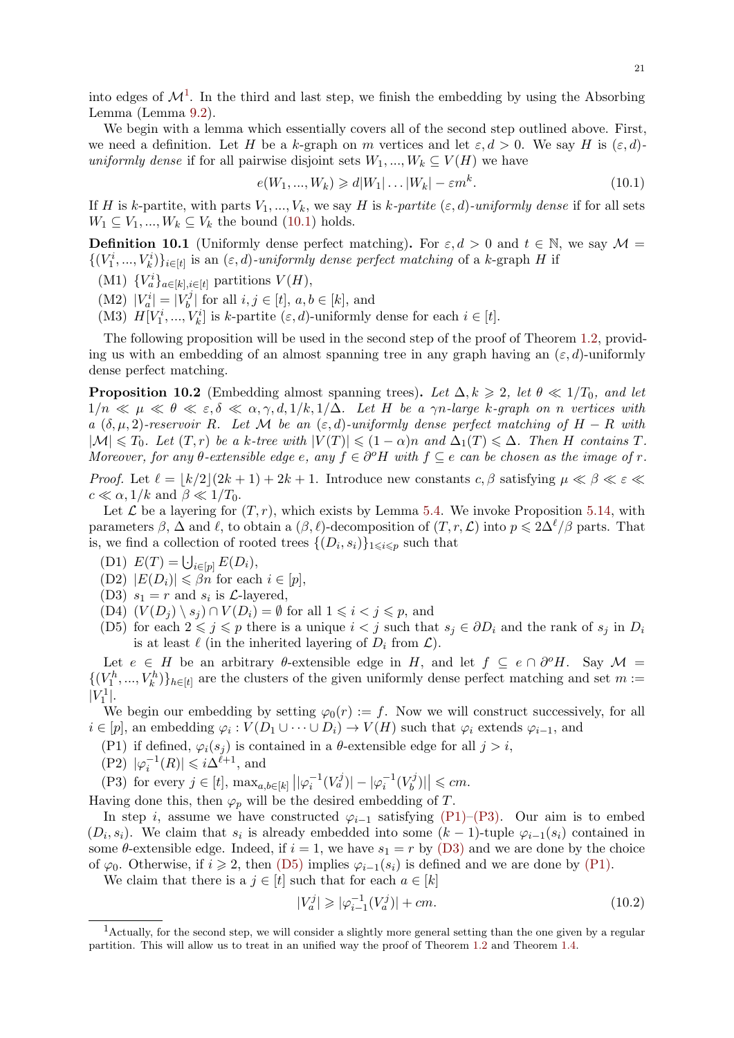into edges of $\mathcal{M}$[1]. In the third and last step, we finish the embedding by using the Absorbing Lemma (Lemma 9.2).

We begin with a lemma which essentially covers all of the second step outlined above. First, we need a definition. Let $H$ be a $k$-graph on $m$ vertices and let $\varepsilon, d > 0$. We say $H$ is $(\varepsilon, d)$-*uniformly dense* if for all pairwise disjoint sets $W_1, ..., W_k \subseteq V(H)$ we have

$$e(W_1, ..., W_k) \geqslant d|W_1| \dots |W_k| - \varepsilon m^k. \tag{10.1}$$

If $H$ is $k$-partite, with parts $V_1, ..., V_k$, we say $H$ is *$k$-partite $(\varepsilon, d)$-uniformly dense* if for all sets $W_1 \subseteq V_1, ..., W_k \subseteq V_k$ the bound (10.1) holds.

**Definition 10.1** (Uniformly dense perfect matching)**.** For $\varepsilon, d > 0$ and $t \in \mathbb{N}$, we say $\mathcal{M} = \{(V_1^i, ..., V_k^i)\}_{i \in [t]}$ is an *$(\varepsilon, d)$-uniformly dense perfect matching* of a $k$-graph $H$ if

- (M1) $\{V_a^i\}_{a \in [k], i \in [t]}$ partitions $V(H)$,
- (M2) $|V_a^i| = |V_b^j|$ for all $i, j \in [t]$, $a, b \in [k]$, and
- (M3) $H[V_1^i, ..., V_k^i]$ is $k$-partite $(\varepsilon, d)$-uniformly dense for each $i \in [t]$.

The following proposition will be used in the second step of the proof of Theorem 1.2, providing us with an embedding of an almost spanning tree in any graph having an $(\varepsilon, d)$-uniformly dense perfect matching.

**Proposition 10.2** (Embedding almost spanning trees)**.** *Let $\Delta, k \geqslant 2$, let $\theta \ll 1/T_0$, and let $1/n \ll \mu \ll \theta \ll \varepsilon, \delta \ll \alpha, \gamma, d, 1/k, 1/\Delta$. Let $H$ be a $\gamma n$-large $k$-graph on $n$ vertices with a $(\delta, \mu, 2)$-reservoir $R$. Let $\mathcal{M}$ be an $(\varepsilon, d)$-uniformly dense perfect matching of $H - R$ with $|\mathcal{M}| \leqslant T_0$. Let $(T, r)$ be a $k$-tree with $|V(T)| \leqslant (1 - \alpha)n$ and $\Delta_1(T) \leqslant \Delta$. Then $H$ contains $T$. Moreover, for any $\theta$-extensible edge $e$, any $f \in \partial^o H$ with $f \subseteq e$ can be chosen as the image of $r$.*

*Proof.* Let $\ell = \lfloor k/2 \rfloor (2k + 1) + 2k + 1$. Introduce new constants $c, \beta$ satisfying $\mu \ll \beta \ll \varepsilon \ll c \ll \alpha, 1/k$ and $\beta \ll 1/T_0$.

Let $\mathcal{L}$ be a layering for $(T, r)$, which exists by Lemma 5.4. We invoke Proposition 5.14, with parameters $\beta$, $\Delta$ and $\ell$, to obtain a $(\beta, \ell)$-decomposition of $(T, r, \mathcal{L})$ into $p \leqslant 2\Delta^\ell/\beta$ parts. That is, we find a collection of rooted trees $\{(D_i, s_i)\}_{1 \leqslant i \leqslant p}$ such that

- (D1) $E(T) = \bigcup_{i \in [p]} E(D_i)$,
- (D2) $|E(D_i)| \leqslant \beta n$ for each $i \in [p]$,
- (D3) $s_1 = r$ and $s_i$ is $\mathcal{L}$-layered,
- (D4) $(V(D_j) \setminus s_j) \cap V(D_i) = \emptyset$ for all $1 \leqslant i < j \leqslant p$, and
- (D5) for each $2 \leqslant j \leqslant p$ there is a unique $i < j$ such that $s_j \in \partial D_i$ and the rank of $s_j$ in $D_i$ is at least $\ell$ (in the inherited layering of $D_i$ from $\mathcal{L}$).

Let $e \in H$ be an arbitrary $\theta$-extensible edge in $H$, and let $f \subseteq e \cap \partial^o H$. Say $\mathcal{M} = \{(V_1^h, ..., V_k^h)\}_{h \in [t]}$ are the clusters of the given uniformly dense perfect matching and set $m := |V_1^1|$.

We begin our embedding by setting $\varphi_0(r) := f$. Now we will construct successively, for all $i \in [p]$, an embedding $\varphi_i : V(D_1 \cup \dots \cup D_i) \to V(H)$ such that $\varphi_i$ extends $\varphi_{i-1}$, and

- (P1) if defined, $\varphi_i(s_j)$ is contained in a $\theta$-extensible edge for all $j > i$,
- (P2) $|\varphi_i^{-1}(R)| \leqslant i\Delta^{\ell+1}$, and
- (P3) for every $j \in [t]$, $\max_{a,b \in [k]} \left| |\varphi_i^{-1}(V_a^j)| - |\varphi_i^{-1}(V_b^j)| \right| \leqslant cm$.

Having done this, then $\varphi_p$ will be the desired embedding of $T$.

In step $i$, assume we have constructed $\varphi_{i-1}$ satisfying (P1)–(P3). Our aim is to embed $(D_i, s_i)$. We claim that $s_i$ is already embedded into some $(k-1)$-tuple $\varphi_{i-1}(s_i)$ contained in some $\theta$-extensible edge. Indeed, if $i = 1$, we have $s_1 = r$ by (D3) and we are done by the choice of $\varphi_0$. Otherwise, if $i \geqslant 2$, then (D5) implies $\varphi_{i-1}(s_i)$ is defined and we are done by (P1).

We claim that there is a $j \in [t]$ such that for each $a \in [k]$

$$|V_a^j| \geqslant |\varphi_{i-1}^{-1}(V_a^j)| + cm. \tag{10.2}$$

[1] Actually, for the second step, we will consider a slightly more general setting than the one given by a regular partition. This will allow us to treat in an unified way the proof of Theorem 1.2 and Theorem 1.4.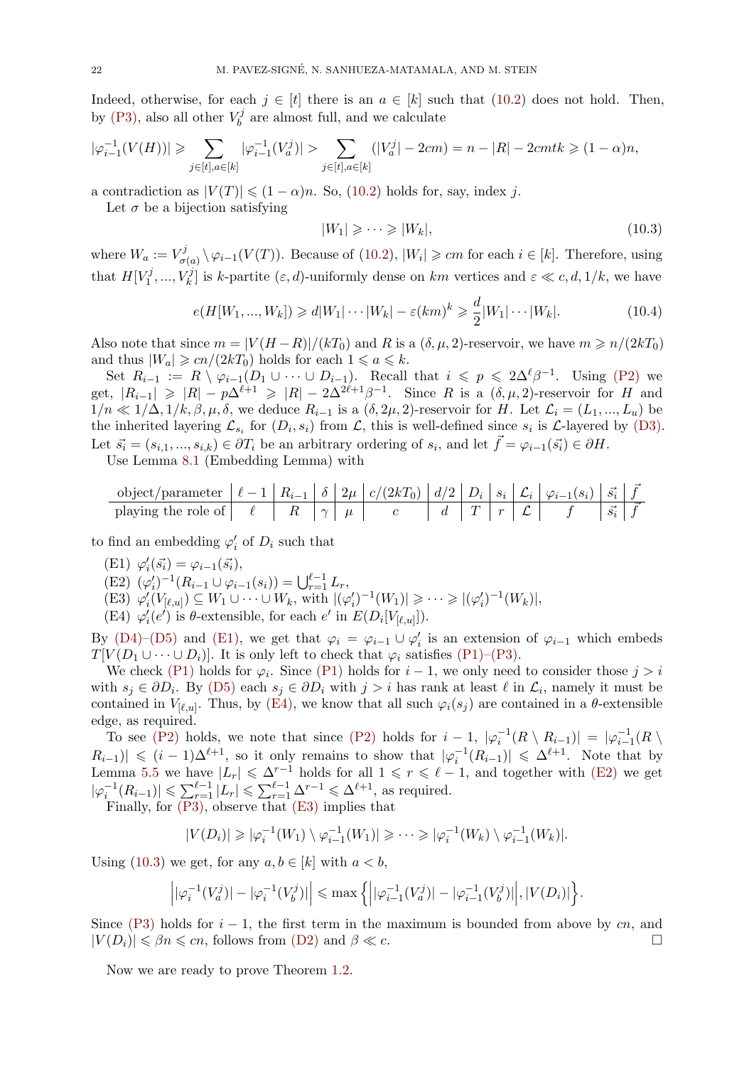Indeed, otherwise, for each $j \in [t]$ there is an $a \in [k]$ such that (10.2) does not hold. Then, by (P3), also all other $V_b^j$ are almost full, and we calculate

$$|\varphi_{i-1}^{-1}(V(H))| \geqslant \sum_{j\in[t],a\in[k]} |\varphi_{i-1}^{-1}(V_a^j)| > \sum_{j\in[t],a\in[k]} (|V_a^j| - 2cm) = n - |R| - 2cmtk \geqslant (1-\alpha)n,$$

a contradiction as $|V(T)| \leqslant (1-\alpha)n$. So, (10.2) holds for, say, index $j$.

Let $\sigma$ be a bijection satisfying

$$|W_1| \geqslant \cdots \geqslant |W_k|, \tag{10.3}$$

where $W_a := V_{\sigma(a)}^j \setminus \varphi_{i-1}(V(T))$. Because of (10.2), $|W_i| \geqslant cm$ for each $i \in [k]$. Therefore, using that $H[V_1^j, ..., V_k^j]$ is $k$-partite $(\varepsilon, d)$-uniformly dense on $km$ vertices and $\varepsilon \ll c, d, 1/k$, we have

$$e(H[W_1, ..., W_k]) \geqslant d|W_1| \cdots |W_k| - \varepsilon(km)^k \geqslant \frac{d}{2}|W_1| \cdots |W_k|. \tag{10.4}$$

Also note that since $m = |V(H-R)|/(kT_0)$ and $R$ is a $(\delta, \mu, 2)$-reservoir, we have $m \geqslant n/(2kT_0)$ and thus $|W_a| \geqslant cn/(2kT_0)$ holds for each $1 \leqslant a \leqslant k$.

Set $R_{i-1} := R \setminus \varphi_{i-1}(D_1 \cup \cdots \cup D_{i-1})$. Recall that $i \leqslant p \leqslant 2\Delta^\ell \beta^{-1}$. Using (P2) we get, $|R_{i-1}| \geqslant |R| - p\Delta^{\ell+1} \geqslant |R| - 2\Delta^{2\ell+1}\beta^{-1}$. Since $R$ is a $(\delta, \mu, 2)$-reservoir for $H$ and $1/n \ll 1/\Delta, 1/k, \beta, \mu, \delta$, we deduce $R_{i-1}$ is a $(\delta, 2\mu, 2)$-reservoir for $H$. Let $\mathcal{L}_i = (L_1, ..., L_u)$ be the inherited layering $\mathcal{L}_{s_i}$ for $(D_i, s_i)$ from $\mathcal{L}$, this is well-defined since $s_i$ is $\mathcal{L}$-layered by (D3). Let $\vec{s_i} = (s_{i,1}, ..., s_{i,k}) \in \partial T_i$ be an arbitrary ordering of $s_i$, and let $\vec{f} = \varphi_{i-1}(\vec{s_i}) \in \partial H$.

Use Lemma 8.1 (Embedding Lemma) with

| object/parameter | $\ell - 1$ | $R_{i-1}$ | $\delta$ | $2\mu$ | $c/(2kT_0)$ | $d/2$ | $D_i$ | $s_i$ | $\mathcal{L}_i$ | $\varphi_{i-1}(s_i)$ | $\vec{s_i}$ | $\vec{f}$ |
|---|---|---|---|---|---|---|---|---|---|---|---|---|
| playing the role of | $\ell$ | $R$ | $\gamma$ | $\mu$ | $c$ | $d$ | $T$ | $r$ | $\mathcal{L}$ | $f$ | $\vec{s_i}$ | $\vec{f}$ |

to find an embedding $\varphi_i'$ of $D_i$ such that

- (E1) $\varphi_i'(\vec{s_i}) = \varphi_{i-1}(\vec{s_i})$,
- (E2) $(\varphi_i')^{-1}(R_{i-1} \cup \varphi_{i-1}(s_i)) = \bigcup_{r=1}^{\ell-1} L_r$,
- (E3) $\varphi_i'(V_{[\ell,u]}) \subseteq W_1 \cup \cdots \cup W_k$, with $|(\varphi_i')^{-1}(W_1)| \geqslant \cdots \geqslant |(\varphi_i')^{-1}(W_k)|$,
- (E4) $\varphi_i'(e')$ is $\theta$-extensible, for each $e'$ in $E(D_i[V_{[\ell,u]}])$.

By (D4)–(D5) and (E1), we get that $\varphi_i = \varphi_{i-1} \cup \varphi_i'$ is an extension of $\varphi_{i-1}$ which embeds $T[V(D_1 \cup \cdots \cup D_i)]$. It is only left to check that $\varphi_i$ satisfies (P1)–(P3).

We check (P1) holds for $\varphi_i$. Since (P1) holds for $i-1$, we only need to consider those $j > i$ with $s_j \in \partial D_i$. By (D5) each $s_j \in \partial D_i$ with $j > i$ has rank at least $\ell$ in $\mathcal{L}_i$, namely it must be contained in $V_{[\ell,u]}$. Thus, by (E4), we know that all such $\varphi_i(s_j)$ are contained in a $\theta$-extensible edge, as required.

To see (P2) holds, we note that since (P2) holds for $i-1$, $|\varphi_i^{-1}(R \setminus R_{i-1})| = |\varphi_{i-1}^{-1}(R \setminus R_{i-1})| \leqslant (i-1)\Delta^{\ell+1}$, so it only remains to show that $|\varphi_i^{-1}(R_{i-1})| \leqslant \Delta^{\ell+1}$. Note that by Lemma 5.5 we have $|L_r| \leqslant \Delta^{r-1}$ holds for all $1 \leqslant r \leqslant \ell - 1$, and together with (E2) we get $|\varphi_i^{-1}(R_{i-1})| \leqslant \sum_{r=1}^{\ell-1} |L_r| \leqslant \sum_{r=1}^{\ell-1} \Delta^{r-1} \leqslant \Delta^{\ell+1}$, as required.

Finally, for (P3), observe that (E3) implies that

$$|V(D_i)| \geqslant |\varphi_i^{-1}(W_1) \setminus \varphi_{i-1}^{-1}(W_1)| \geqslant \cdots \geqslant |\varphi_i^{-1}(W_k) \setminus \varphi_{i-1}^{-1}(W_k)|.$$

Using (10.3) we get, for any $a, b \in [k]$ with $a < b$,

$$\left| |\varphi_i^{-1}(V_a^j)| - |\varphi_i^{-1}(V_b^j)| \right| \leqslant \max\left\{ \left| |\varphi_{i-1}^{-1}(V_a^j)| - |\varphi_{i-1}^{-1}(V_b^j)| \right|, |V(D_i)| \right\}.$$

Since (P3) holds for $i-1$, the first term in the maximum is bounded from above by $cn$, and $|V(D_i)| \leqslant \beta n \leqslant cn$, follows from (D2) and $\beta \ll c$. $\square$

Now we are ready to prove Theorem 1.2.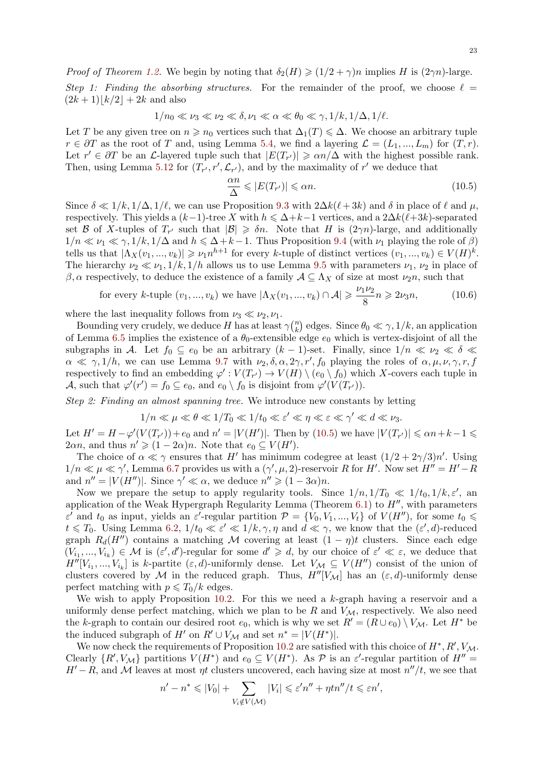*Proof of Theorem 1.2.* We begin by noting that $\delta_2(H) \geqslant (1/2+\gamma)n$ implies $H$ is $(2\gamma n)$-large.

*Step 1: Finding the absorbing structures.* For the remainder of the proof, we choose $\ell = (2k+1)\lfloor k/2 \rfloor + 2k$ and also

$$1/n_0 \ll \nu_3 \ll \nu_2 \ll \delta, \nu_1 \ll \alpha \ll \theta_0 \ll \gamma, 1/k, 1/\Delta, 1/\ell.$$

Let $T$ be any given tree on $n \geqslant n_0$ vertices such that $\Delta_1(T) \leqslant \Delta$. We choose an arbitrary tuple $r \in \partial T$ as the root of $T$ and, using Lemma 5.4, we find a layering $\mathcal{L} = (L_1, ..., L_m)$ for $(T, r)$. Let $r' \in \partial T$ be an $\mathcal{L}$-layered tuple such that $|E(T_{r'})| \geqslant \alpha n/\Delta$ with the highest possible rank. Then, using Lemma 5.12 for $(T_{r'}, r', \mathcal{L}_{r'})$, and by the maximality of $r'$ we deduce that

$$\frac{\alpha n}{\Delta} \leqslant |E(T_{r'})| \leqslant \alpha n. \tag{10.5}$$

Since $\delta \ll 1/k, 1/\Delta, 1/\ell$, we can use Proposition 9.3 with $2\Delta k(\ell+3k)$ and $\delta$ in place of $\ell$ and $\mu$, respectively. This yields a $(k-1)$-tree $X$ with $h \leqslant \Delta+k-1$ vertices, and a $2\Delta k(\ell+3k)$-separated set $\mathcal{B}$ of $X$-tuples of $T_{r'}$ such that $|\mathcal{B}| \geqslant \delta n$. Note that $H$ is $(2\gamma n)$-large, and additionally $1/n \ll \nu_1 \ll \gamma, 1/k, 1/\Delta$ and $h \leqslant \Delta + k - 1$. Thus Proposition 9.4 (with $\nu_1$ playing the role of $\beta$) tells us that $|\Lambda_X(v_1, ..., v_k)| \geqslant \nu_1 n^{h+1}$ for every $k$-tuple of distinct vertices $(v_1, ..., v_k) \in V(H)^k$. The hierarchy $\nu_2 \ll \nu_1, 1/k, 1/h$ allows us to use Lemma 9.5 with parameters $\nu_1$, $\nu_2$ in place of $\beta, \alpha$ respectively, to deduce the existence of a family $\mathcal{A} \subseteq \Lambda_X$ of size at most $\nu_2 n$, such that

$$\text{for every } k\text{-tuple } (v_1, ..., v_k) \text{ we have } |\Lambda_X(v_1, ..., v_k) \cap \mathcal{A}| \geqslant \frac{\nu_1\nu_2}{8} n \geqslant 2\nu_3 n, \tag{10.6}$$

where the last inequality follows from $\nu_3 \ll \nu_2, \nu_1$.

Bounding very crudely, we deduce $H$ has at least $\gamma\binom{n}{k}$ edges. Since $\theta_0 \ll \gamma, 1/k$, an application of Lemma 6.5 implies the existence of a $\theta_0$-extensible edge $e_0$ which is vertex-disjoint of all the subgraphs in $\mathcal{A}$. Let $f_0 \subseteq e_0$ be an arbitrary $(k-1)$-set. Finally, since $1/n \ll \nu_2 \ll \delta \ll \alpha \ll \gamma, 1/h$, we can use Lemma 9.7 with $\nu_2, \delta, \alpha, 2\gamma, r', f_0$ playing the roles of $\alpha, \mu, \nu, \gamma, r, f$ respectively to find an embedding $\varphi' : V(T_{r'}) \to V(H) \setminus (e_0 \setminus f_0)$ which $X$-covers each tuple in $\mathcal{A}$, such that $\varphi'(r') = f_0 \subseteq e_0$, and $e_0 \setminus f_0$ is disjoint from $\varphi'(V(T_{r'}))$.

*Step 2: Finding an almost spanning tree.* We introduce new constants by letting

$$1/n \ll \mu \ll \theta \ll 1/T_0 \ll 1/t_0 \ll \varepsilon' \ll \eta \ll \varepsilon \ll \gamma' \ll d \ll \nu_3.$$

Let $H' = H - \varphi'(V(T_{r'})) + e_0$ and $n' = |V(H')|$. Then by (10.5) we have $|V(T_{r'})| \leqslant \alpha n + k - 1 \leqslant 2\alpha n$, and thus $n' \geqslant (1-2\alpha)n$. Note that $e_0 \subseteq V(H')$.

The choice of $\alpha \ll \gamma$ ensures that $H'$ has minimum codegree at least $(1/2 + 2\gamma/3)n'$. Using $1/n \ll \mu \ll \gamma'$, Lemma 6.7 provides us with a $(\gamma', \mu, 2)$-reservoir $R$ for $H'$. Now set $H'' = H' - R$ and $n'' = |V(H'')|$. Since $\gamma' \ll \alpha$, we deduce $n'' \geqslant (1-3\alpha)n$.

Now we prepare the setup to apply regularity tools. Since $1/n, 1/T_0 \ll 1/t_0, 1/k, \varepsilon'$, an application of the Weak Hypergraph Regularity Lemma (Theorem 6.1) to $H''$, with parameters $\varepsilon'$ and $t_0$ as input, yields an $\varepsilon'$-regular partition $\mathcal{P} = \{V_0, V_1, ..., V_t\}$ of $V(H'')$, for some $t_0 \leqslant t \leqslant T_0$. Using Lemma 6.2, $1/t_0 \ll \varepsilon' \ll 1/k, \gamma, \eta$ and $d \ll \gamma$, we know that the $(\varepsilon', d)$-reduced graph $R_d(H'')$ contains a matching $\mathcal{M}$ covering at least $(1-\eta)t$ clusters. Since each edge $(V_{i_1}, ..., V_{i_k}) \in \mathcal{M}$ is $(\varepsilon', d')$-regular for some $d' \geqslant d$, by our choice of $\varepsilon' \ll \varepsilon$, we deduce that $H''[V_{i_1}, ..., V_{i_k}]$ is $k$-partite $(\varepsilon, d)$-uniformly dense. Let $V_\mathcal{M} \subseteq V(H'')$ consist of the union of clusters covered by $\mathcal{M}$ in the reduced graph. Thus, $H''[V_\mathcal{M}]$ has an $(\varepsilon, d)$-uniformly dense perfect matching with $p \leqslant T_0/k$ edges.

We wish to apply Proposition 10.2. For this we need a $k$-graph having a reservoir and a uniformly dense perfect matching, which we plan to be $R$ and $V_\mathcal{M}$, respectively. We also need the $k$-graph to contain our desired root $e_0$, which is why we set $R' = (R \cup e_0) \setminus V_\mathcal{M}$. Let $H^*$ be the induced subgraph of $H'$ on $R' \cup V_\mathcal{M}$ and set $n^* = |V(H^*)|$.

We now check the requirements of Proposition 10.2 are satisfied with this choice of $H^*, R', V_\mathcal{M}$. Clearly $\{R', V_\mathcal{M}\}$ partitions $V(H^*)$ and $e_0 \subseteq V(H^*)$. As $\mathcal{P}$ is an $\varepsilon'$-regular partition of $H'' = H' - R$, and $\mathcal{M}$ leaves at most $\eta t$ clusters uncovered, each having size at most $n''/t$, we see that

$$n' - n^* \leqslant |V_0| + \sum_{V_i \notin V(\mathcal{M})} |V_i| \leqslant \varepsilon' n'' + \eta t n''/t \leqslant \varepsilon n',$$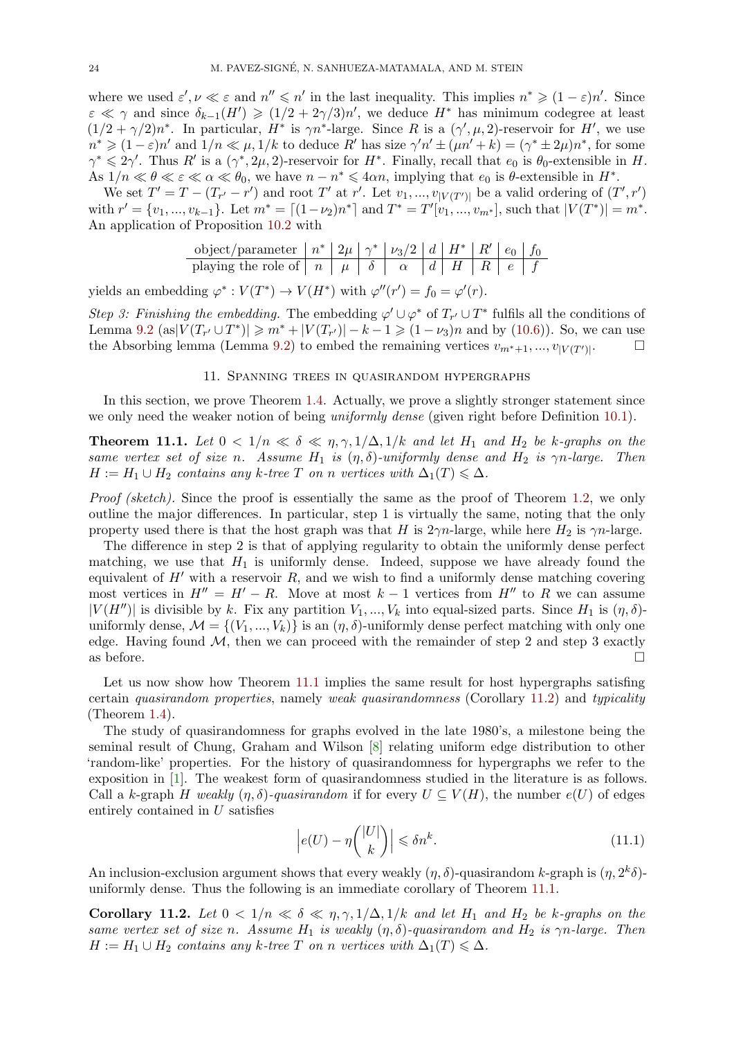where we used $\varepsilon', \nu \ll \varepsilon$ and $n'' \leqslant n'$ in the last inequality. This implies $n^* \geqslant (1-\varepsilon)n'$. Since $\varepsilon \ll \gamma$ and since $\delta_{k-1}(H') \geqslant (1/2 + 2\gamma/3)n'$, we deduce $H^*$ has minimum codegree at least $(1/2 + \gamma/2)n^*$. In particular, $H^*$ is $\gamma n^*$-large. Since $R$ is a $(\gamma', \mu, 2)$-reservoir for $H'$, we use $n^* \geqslant (1-\varepsilon)n'$ and $1/n \ll \mu, 1/k$ to deduce $R'$ has size $\gamma' n' \pm (\mu n' + k) = (\gamma^* \pm 2\mu)n^*$, for some $\gamma^* \leqslant 2\gamma'$. Thus $R'$ is a $(\gamma^*, 2\mu, 2)$-reservoir for $H^*$. Finally, recall that $e_0$ is $\theta_0$-extensible in $H$. As $1/n \ll \theta \ll \varepsilon \ll \alpha \ll \theta_0$, we have $n - n^* \leqslant 4\alpha n$, implying that $e_0$ is $\theta$-extensible in $H^*$.

We set $T' = T - (T_{r'} - r')$ and root $T'$ at $r'$. Let $v_1, ..., v_{|V(T')|}$ be a valid ordering of $(T', r')$ with $r' = \{v_1, ..., v_{k-1}\}$. Let $m^* = \lceil (1-\nu_2)n^* \rceil$ and $T^* = T'[v_1, ..., v_{m^*}]$, such that $|V(T^*)| = m^*$. An application of Proposition 10.2 with

| object/parameter | $n^*$ | $2\mu$ | $\gamma^*$ | $\nu_3/2$ | $d$ | $H^*$ | $R'$ | $e_0$ | $f_0$ |
|---|---|---|---|---|---|---|---|---|---|
| playing the role of | $n$ | $\mu$ | $\delta$ | $\alpha$ | $d$ | $H$ | $R$ | $e$ | $f$ |

yields an embedding $\varphi^* : V(T^*) \to V(H^*)$ with $\varphi''(r') = f_0 = \varphi'(r)$.

*Step 3: Finishing the embedding.* The embedding $\varphi' \cup \varphi^*$ of $T_{r'} \cup T^*$ fulfils all the conditions of Lemma 9.2 (as$|V(T_{r'} \cup T^*)| \geqslant m^* + |V(T_{r'})| - k - 1 \geqslant (1-\nu_3)n$ and by (10.6)). So, we can use the Absorbing lemma (Lemma 9.2) to embed the remaining vertices $v_{m^*+1}, ..., v_{|V(T')|}$. $\square$

## 11. Spanning trees in quasirandom hypergraphs

In this section, we prove Theorem 1.4. Actually, we prove a slightly stronger statement since we only need the weaker notion of being *uniformly dense* (given right before Definition 10.1).

**Theorem 11.1.** *Let $0 < 1/n \ll \delta \ll \eta, \gamma, 1/\Delta, 1/k$ and let $H_1$ and $H_2$ be $k$-graphs on the same vertex set of size $n$. Assume $H_1$ is $(\eta, \delta)$-uniformly dense and $H_2$ is $\gamma n$-large. Then $H := H_1 \cup H_2$ contains any $k$-tree $T$ on $n$ vertices with $\Delta_1(T) \leqslant \Delta$.*

*Proof (sketch).* Since the proof is essentially the same as the proof of Theorem 1.2, we only outline the major differences. In particular, step 1 is virtually the same, noting that the only property used there is that the host graph was that $H$ is $2\gamma n$-large, while here $H_2$ is $\gamma n$-large.

The difference in step 2 is that of applying regularity to obtain the uniformly dense perfect matching, we use that $H_1$ is uniformly dense. Indeed, suppose we have already found the equivalent of $H'$ with a reservoir $R$, and we wish to find a uniformly dense matching covering most vertices in $H'' = H' - R$. Move at most $k-1$ vertices from $H''$ to $R$ we can assume $|V(H'')|$ is divisible by $k$. Fix any partition $V_1, ..., V_k$ into equal-sized parts. Since $H_1$ is $(\eta, \delta)$-uniformly dense, $\mathcal{M} = \{(V_1, ..., V_k)\}$ is an $(\eta, \delta)$-uniformly dense perfect matching with only one edge. Having found $\mathcal{M}$, then we can proceed with the remainder of step 2 and step 3 exactly as before. $\square$

Let us now show how Theorem 11.1 implies the same result for host hypergraphs satisfing certain *quasirandom properties*, namely *weak quasirandomness* (Corollary 11.2) and *typicality* (Theorem 1.4).

The study of quasirandomness for graphs evolved in the late 1980's, a milestone being the seminal result of Chung, Graham and Wilson [8] relating uniform edge distribution to other 'random-like' properties. For the history of quasirandomness for hypergraphs we refer to the exposition in [1]. The weakest form of quasirandomness studied in the literature is as follows. Call a $k$-graph $H$ *weakly $(\eta, \delta)$-quasirandom* if for every $U \subseteq V(H)$, the number $e(U)$ of edges entirely contained in $U$ satisfies

$$\left| e(U) - \eta \binom{|U|}{k} \right| \leqslant \delta n^k. \tag{11.1}$$

An inclusion-exclusion argument shows that every weakly $(\eta, \delta)$-quasirandom $k$-graph is $(\eta, 2^k\delta)$-uniformly dense. Thus the following is an immediate corollary of Theorem 11.1.

**Corollary 11.2.** *Let $0 < 1/n \ll \delta \ll \eta, \gamma, 1/\Delta, 1/k$ and let $H_1$ and $H_2$ be $k$-graphs on the same vertex set of size $n$. Assume $H_1$ is weakly $(\eta, \delta)$-quasirandom and $H_2$ is $\gamma n$-large. Then $H := H_1 \cup H_2$ contains any $k$-tree $T$ on $n$ vertices with $\Delta_1(T) \leqslant \Delta$.*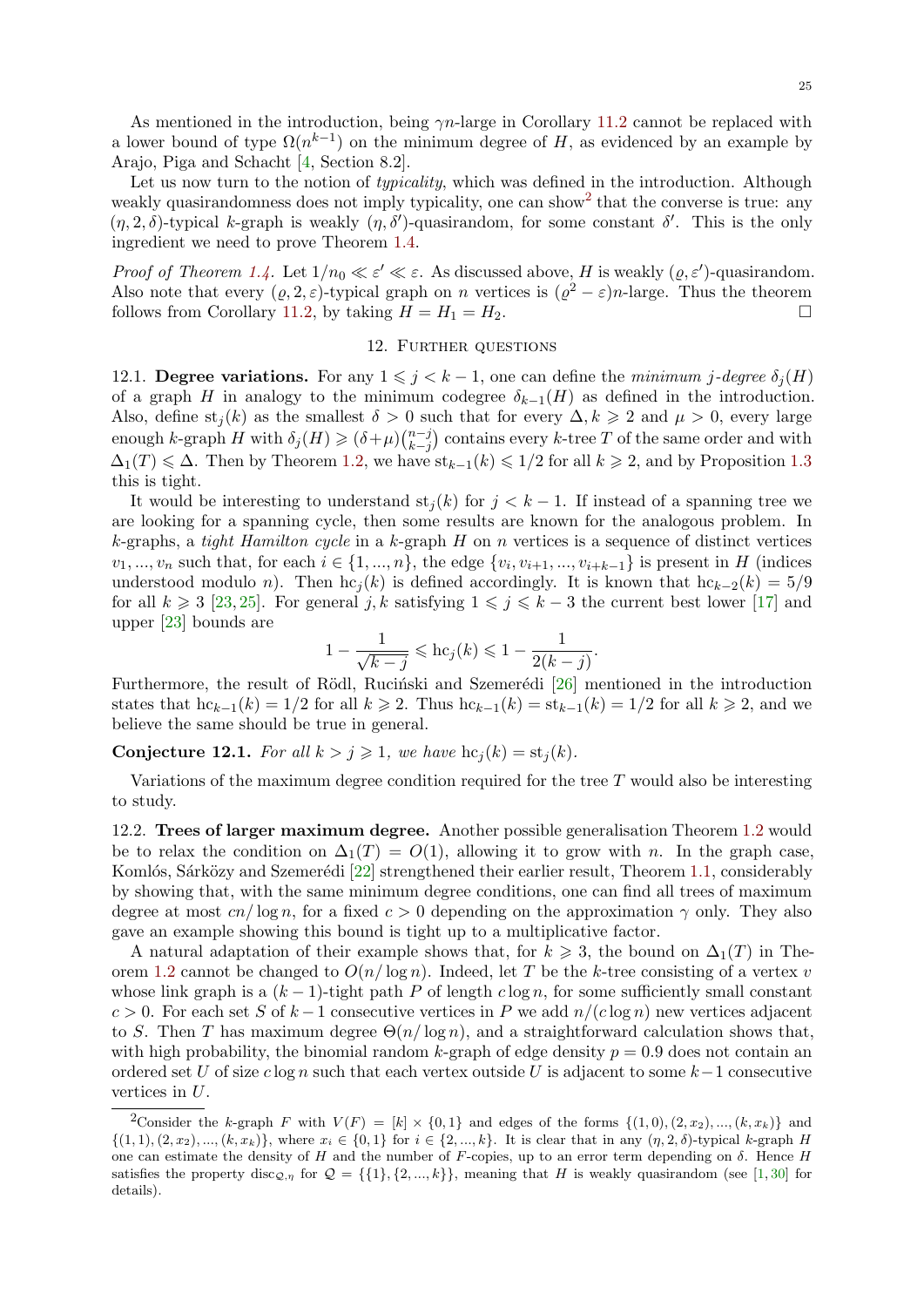As mentioned in the introduction, being $\gamma n$-large in Corollary 11.2 cannot be replaced with a lower bound of type $\Omega(n^{k-1})$ on the minimum degree of $H$, as evidenced by an example by Arajo, Piga and Schacht [4, Section 8.2].

Let us now turn to the notion of *typicality*, which was defined in the introduction. Although weakly quasirandomness does not imply typicality, one can show[2] that the converse is true: any $(\eta, 2, \delta)$-typical $k$-graph is weakly $(\eta, \delta')$-quasirandom, for some constant $\delta'$. This is the only ingredient we need to prove Theorem 1.4.

*Proof of Theorem 1.4.* Let $1/n_0 \ll \varepsilon' \ll \varepsilon$. As discussed above, $H$ is weakly $(\varrho, \varepsilon')$-quasirandom. Also note that every $(\varrho, 2, \varepsilon)$-typical graph on $n$ vertices is $(\varrho^2 - \varepsilon)n$-large. Thus the theorem follows from Corollary 11.2, by taking $H = H_1 = H_2$. □

## 12. Further questions

12.1. **Degree variations.** For any $1 \leqslant j < k-1$, one can define the *minimum $j$-degree* $\delta_j(H)$ of a graph $H$ in analogy to the minimum codegree $\delta_{k-1}(H)$ as defined in the introduction. Also, define $\mathrm{st}_j(k)$ as the smallest $\delta > 0$ such that for every $\Delta, k \geqslant 2$ and $\mu > 0$, every large enough $k$-graph $H$ with $\delta_j(H) \geqslant (\delta+\mu)\binom{n-j}{k-j}$ contains every $k$-tree $T$ of the same order and with $\Delta_1(T) \leqslant \Delta$. Then by Theorem 1.2, we have $\mathrm{st}_{k-1}(k) \leqslant 1/2$ for all $k \geqslant 2$, and by Proposition 1.3 this is tight.

It would be interesting to understand $\mathrm{st}_j(k)$ for $j < k-1$. If instead of a spanning tree we are looking for a spanning cycle, then some results are known for the analogous problem. In $k$-graphs, a *tight Hamilton cycle* in a $k$-graph $H$ on $n$ vertices is a sequence of distinct vertices $v_1, ..., v_n$ such that, for each $i \in \{1, ..., n\}$, the edge $\{v_i, v_{i+1}, ..., v_{i+k-1}\}$ is present in $H$ (indices understood modulo $n$). Then $\mathrm{hc}_j(k)$ is defined accordingly. It is known that $\mathrm{hc}_{k-2}(k) = 5/9$ for all $k \geqslant 3$ [23, 25]. For general $j, k$ satisfying $1 \leqslant j \leqslant k-3$ the current best lower [17] and upper [23] bounds are

$$1 - \frac{1}{\sqrt{k-j}} \leqslant \mathrm{hc}_j(k) \leqslant 1 - \frac{1}{2(k-j)}.$$

Furthermore, the result of Rödl, Ruciński and Szemerédi [26] mentioned in the introduction states that $\mathrm{hc}_{k-1}(k) = 1/2$ for all $k \geqslant 2$. Thus $\mathrm{hc}_{k-1}(k) = \mathrm{st}_{k-1}(k) = 1/2$ for all $k \geqslant 2$, and we believe the same should be true in general.

**Conjecture 12.1.** *For all $k > j \geqslant 1$, we have $\mathrm{hc}_j(k) = \mathrm{st}_j(k)$.*

Variations of the maximum degree condition required for the tree $T$ would also be interesting to study.

12.2. **Trees of larger maximum degree.** Another possible generalisation Theorem 1.2 would be to relax the condition on $\Delta_1(T) = O(1)$, allowing it to grow with $n$. In the graph case, Komlós, Sárközy and Szemerédi [22] strengthened their earlier result, Theorem 1.1, considerably by showing that, with the same minimum degree conditions, one can find all trees of maximum degree at most $cn/\log n$, for a fixed $c > 0$ depending on the approximation $\gamma$ only. They also gave an example showing this bound is tight up to a multiplicative factor.

A natural adaptation of their example shows that, for $k \geqslant 3$, the bound on $\Delta_1(T)$ in Theorem 1.2 cannot be changed to $O(n/\log n)$. Indeed, let $T$ be the $k$-tree consisting of a vertex $v$ whose link graph is a $(k-1)$-tight path $P$ of length $c\log n$, for some sufficiently small constant $c > 0$. For each set $S$ of $k-1$ consecutive vertices in $P$ we add $n/(c\log n)$ new vertices adjacent to $S$. Then $T$ has maximum degree $\Theta(n/\log n)$, and a straightforward calculation shows that, with high probability, the binomial random $k$-graph of edge density $p = 0.9$ does not contain an ordered set $U$ of size $c\log n$ such that each vertex outside $U$ is adjacent to some $k-1$ consecutive vertices in $U$.

[2] Consider the $k$-graph $F$ with $V(F) = [k] \times \{0,1\}$ and edges of the forms $\{(1,0),(2,x_2),...,(k,x_k)\}$ and $\{(1,1),(2,x_2),...,(k,x_k)\}$, where $x_i \in \{0,1\}$ for $i \in \{2,...,k\}$. It is clear that in any $(\eta,2,\delta)$-typical $k$-graph $H$ one can estimate the density of $H$ and the number of $F$-copies, up to an error term depending on $\delta$. Hence $H$ satisfies the property $\mathrm{disc}_{\mathcal{Q},\eta}$ for $\mathcal{Q} = \{\{1\},\{2,...,k\}\}$, meaning that $H$ is weakly quasirandom (see [1, 30] for details).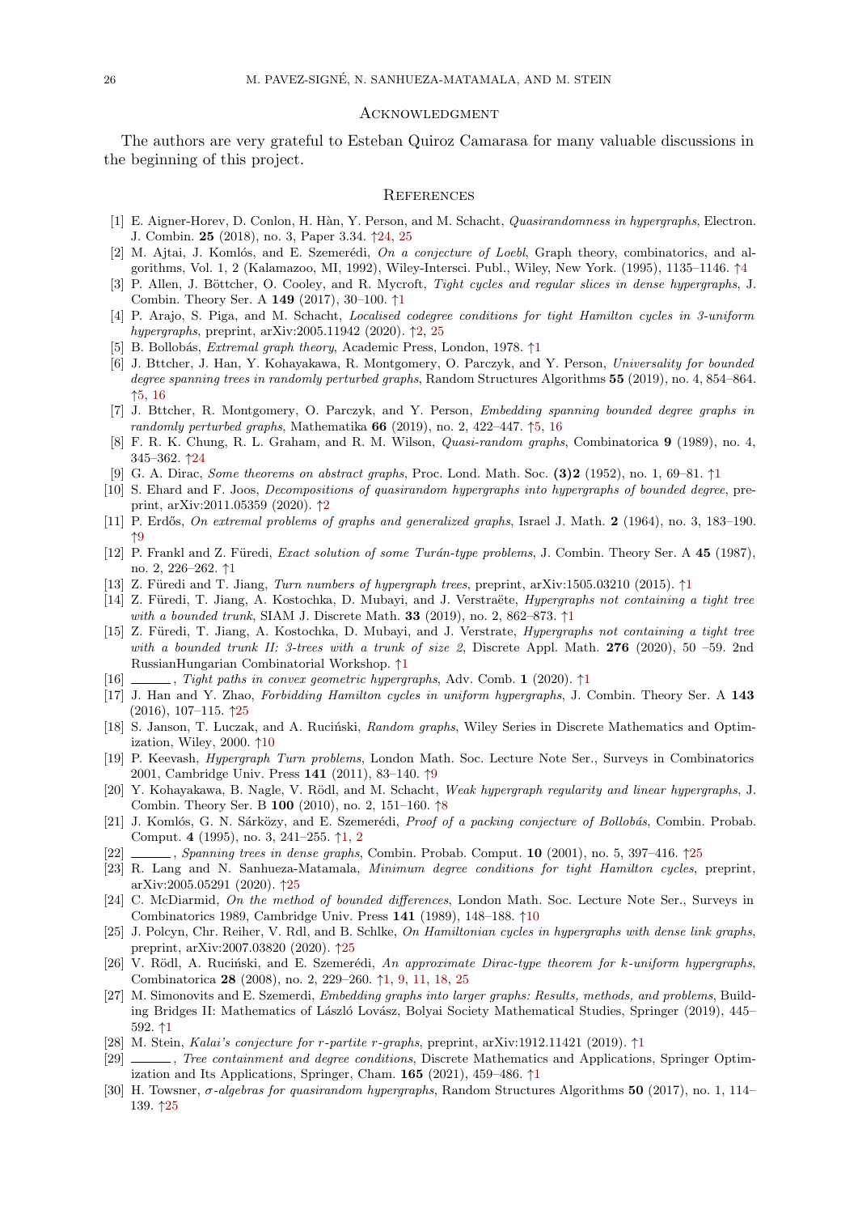## Acknowledgment

The authors are very grateful to Esteban Quiroz Camarasa for many valuable discussions in the beginning of this project.

## References

[1] E. Aigner-Horev, D. Conlon, H. Hàn, Y. Person, and M. Schacht, *Quasirandomness in hypergraphs*, Electron. J. Combin. **25** (2018), no. 3, Paper 3.34. ↑24, 25

[2] M. Ajtai, J. Komlós, and E. Szemerédi, *On a conjecture of Loebl*, Graph theory, combinatorics, and algorithms, Vol. 1, 2 (Kalamazoo, MI, 1992), Wiley-Intersci. Publ., Wiley, New York. (1995), 1135–1146. ↑4

[3] P. Allen, J. Böttcher, O. Cooley, and R. Mycroft, *Tight cycles and regular slices in dense hypergraphs*, J. Combin. Theory Ser. A **149** (2017), 30–100. ↑1

[4] P. Arajo, S. Piga, and M. Schacht, *Localised codegree conditions for tight Hamilton cycles in 3-uniform hypergraphs*, preprint, arXiv:2005.11942 (2020). ↑2, 25

[5] B. Bollobás, *Extremal graph theory*, Academic Press, London, 1978. ↑1

[6] J. Bttcher, J. Han, Y. Kohayakawa, R. Montgomery, O. Parczyk, and Y. Person, *Universality for bounded degree spanning trees in randomly perturbed graphs*, Random Structures Algorithms **55** (2019), no. 4, 854–864. ↑5, 16

[7] J. Bttcher, R. Montgomery, O. Parczyk, and Y. Person, *Embedding spanning bounded degree graphs in randomly perturbed graphs*, Mathematika **66** (2019), no. 2, 422–447. ↑5, 16

[8] F. R. K. Chung, R. L. Graham, and R. M. Wilson, *Quasi-random graphs*, Combinatorica **9** (1989), no. 4, 345–362. ↑24

[9] G. A. Dirac, *Some theorems on abstract graphs*, Proc. Lond. Math. Soc. **(3)2** (1952), no. 1, 69–81. ↑1

[10] S. Ehard and F. Joos, *Decompositions of quasirandom hypergraphs into hypergraphs of bounded degree*, preprint, arXiv:2011.05359 (2020). ↑2

[11] P. Erdős, *On extremal problems of graphs and generalized graphs*, Israel J. Math. **2** (1964), no. 3, 183–190. ↑9

[12] P. Frankl and Z. Füredi, *Exact solution of some Turán-type problems*, J. Combin. Theory Ser. A **45** (1987), no. 2, 226–262. ↑1

[13] Z. Füredi and T. Jiang, *Turn numbers of hypergraph trees*, preprint, arXiv:1505.03210 (2015). ↑1

[14] Z. Füredi, T. Jiang, A. Kostochka, D. Mubayi, and J. Verstraëte, *Hypergraphs not containing a tight tree with a bounded trunk*, SIAM J. Discrete Math. **33** (2019), no. 2, 862–873. ↑1

[15] Z. Füredi, T. Jiang, A. Kostochka, D. Mubayi, and J. Verstrate, *Hypergraphs not containing a tight tree with a bounded trunk II: 3-trees with a trunk of size 2*, Discrete Appl. Math. **276** (2020), 50 –59. 2nd RussianHungarian Combinatorial Workshop. ↑1

[16] ______, *Tight paths in convex geometric hypergraphs*, Adv. Comb. **1** (2020). ↑1

[17] J. Han and Y. Zhao, *Forbidding Hamilton cycles in uniform hypergraphs*, J. Combin. Theory Ser. A **143** (2016), 107–115. ↑25

[18] S. Janson, T. Luczak, and A. Ruciński, *Random graphs*, Wiley Series in Discrete Mathematics and Optimization, Wiley, 2000. ↑10

[19] P. Keevash, *Hypergraph Turn problems*, London Math. Soc. Lecture Note Ser., Surveys in Combinatorics 2001, Cambridge Univ. Press **141** (2011), 83–140. ↑9

[20] Y. Kohayakawa, B. Nagle, V. Rödl, and M. Schacht, *Weak hypergraph regularity and linear hypergraphs*, J. Combin. Theory Ser. B **100** (2010), no. 2, 151–160. ↑8

[21] J. Komlós, G. N. Sárközy, and E. Szemerédi, *Proof of a packing conjecture of Bollobás*, Combin. Probab. Comput. **4** (1995), no. 3, 241–255. ↑1, 2

[22] ______, *Spanning trees in dense graphs*, Combin. Probab. Comput. **10** (2001), no. 5, 397–416. ↑25

[23] R. Lang and N. Sanhueza-Matamala, *Minimum degree conditions for tight Hamilton cycles*, preprint, arXiv:2005.05291 (2020). ↑25

[24] C. McDiarmid, *On the method of bounded differences*, London Math. Soc. Lecture Note Ser., Surveys in Combinatorics 1989, Cambridge Univ. Press **141** (1989), 148–188. ↑10

[25] J. Polcyn, Chr. Reiher, V. Rdl, and B. Schlke, *On Hamiltonian cycles in hypergraphs with dense link graphs*, preprint, arXiv:2007.03820 (2020). ↑25

[26] V. Rödl, A. Ruciński, and E. Szemerédi, *An approximate Dirac-type theorem for k-uniform hypergraphs*, Combinatorica **28** (2008), no. 2, 229–260. ↑1, 9, 11, 18, 25

[27] M. Simonovits and E. Szemerdi, *Embedding graphs into larger graphs: Results, methods, and problems*, Building Bridges II: Mathematics of László Lovász, Bolyai Society Mathematical Studies, Springer (2019), 445–592. ↑1

[28] M. Stein, *Kalai's conjecture for r-partite r-graphs*, preprint, arXiv:1912.11421 (2019). ↑1

[29] ______, *Tree containment and degree conditions*, Discrete Mathematics and Applications, Springer Optimization and Its Applications, Springer, Cham. **165** (2021), 459–486. ↑1

[30] H. Towsner, *$\sigma$-algebras for quasirandom hypergraphs*, Random Structures Algorithms **50** (2017), no. 1, 114–139. ↑25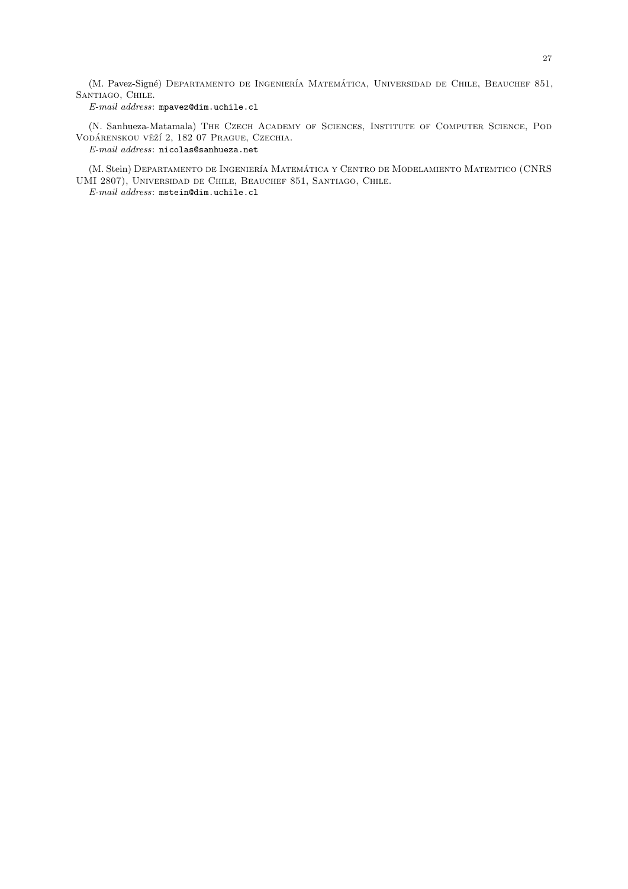(M. Pavez-Signé) Departamento de Ingeniería Matemática, Universidad de Chile, Beauchef 851, Santiago, Chile.

*E-mail address*: mpavez@dim.uchile.cl

(N. Sanhueza-Matamala) The Czech Academy of Sciences, Institute of Computer Science, Pod Vodárenskou věží 2, 182 07 Prague, Czechia.

*E-mail address*: nicolas@sanhueza.net

(M. Stein) Departamento de Ingeniería Matemática y Centro de Modelamiento Matemtico (CNRS UMI 2807), Universidad de Chile, Beauchef 851, Santiago, Chile.

*E-mail address*: mstein@dim.uchile.cl